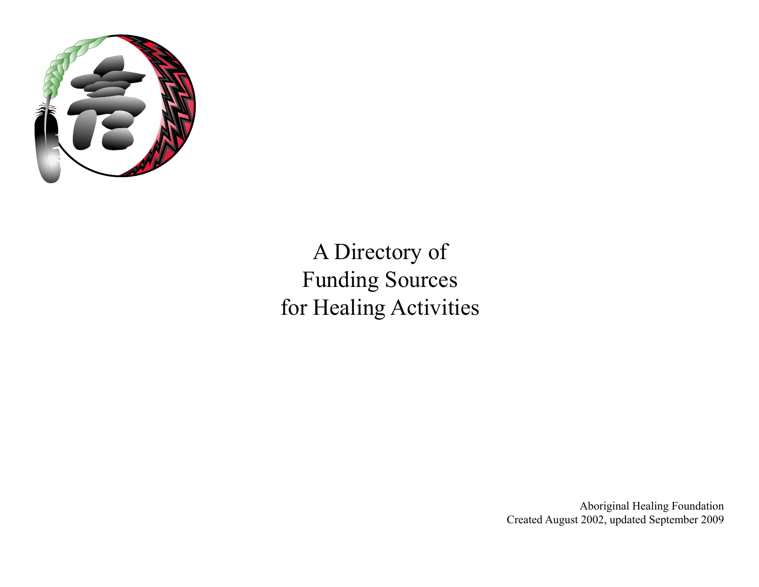# A Directory of Funding Sources for Healing Activities

Aboriginal Healing Foundation
Created August 2002, updated September 2009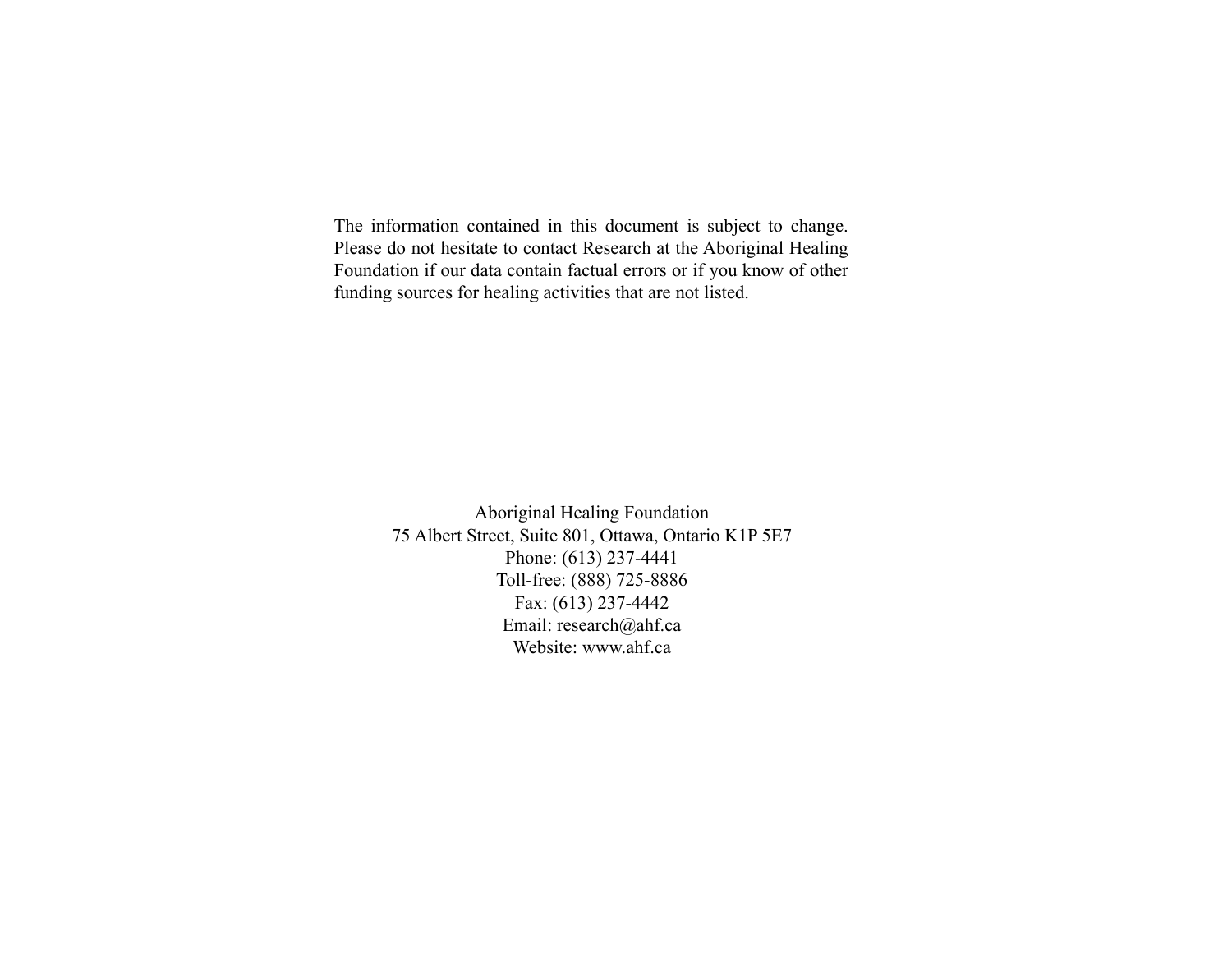The information contained in this document is subject to change. Please do not hesitate to contact Research at the Aboriginal Healing Foundation if our data contain factual errors or if you know of other funding sources for healing activities that are not listed.

Aboriginal Healing Foundation
75 Albert Street, Suite 801, Ottawa, Ontario K1P 5E7
Phone: (613) 237-4441
Toll-free: (888) 725-8886
Fax: (613) 237-4442
Email: research@ahf.ca
Website: www.ahf.ca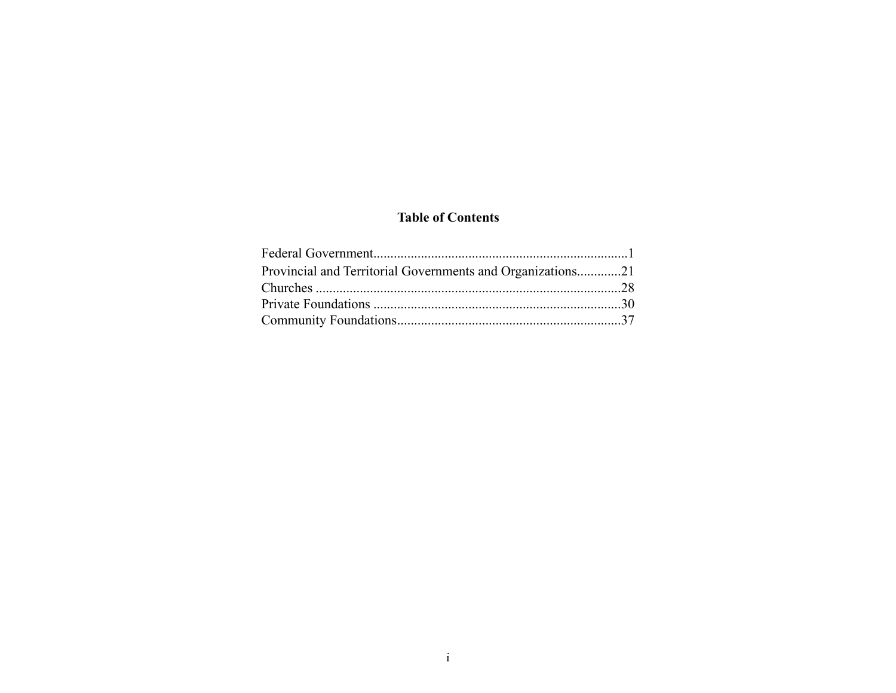## Table of Contents

Federal Government..........................................................................1
Provincial and Territorial Governments and Organizations.............21
Churches .........................................................................................28
Private Foundations .........................................................................30
Community Foundations..................................................................37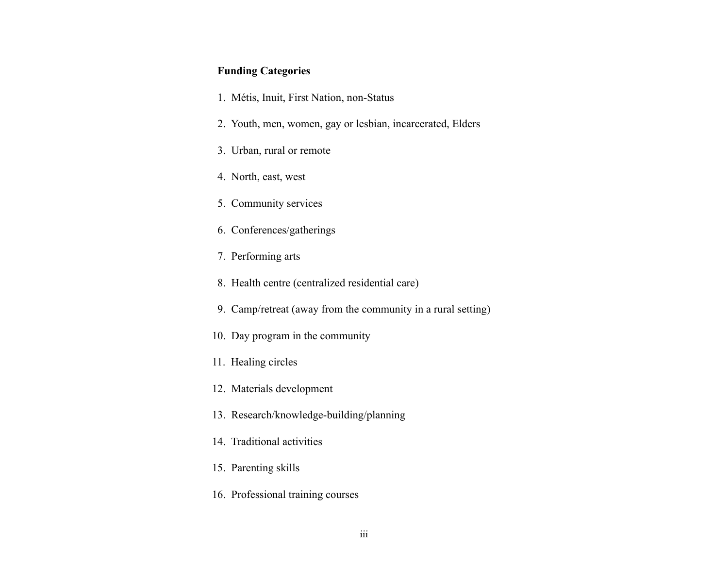**Funding Categories**

1. Métis, Inuit, First Nation, non-Status
2. Youth, men, women, gay or lesbian, incarcerated, Elders
3. Urban, rural or remote
4. North, east, west
5. Community services
6. Conferences/gatherings
7. Performing arts
8. Health centre (centralized residential care)
9. Camp/retreat (away from the community in a rural setting)
10. Day program in the community
11. Healing circles
12. Materials development
13. Research/knowledge-building/planning
14. Traditional activities
15. Parenting skills
16. Professional training courses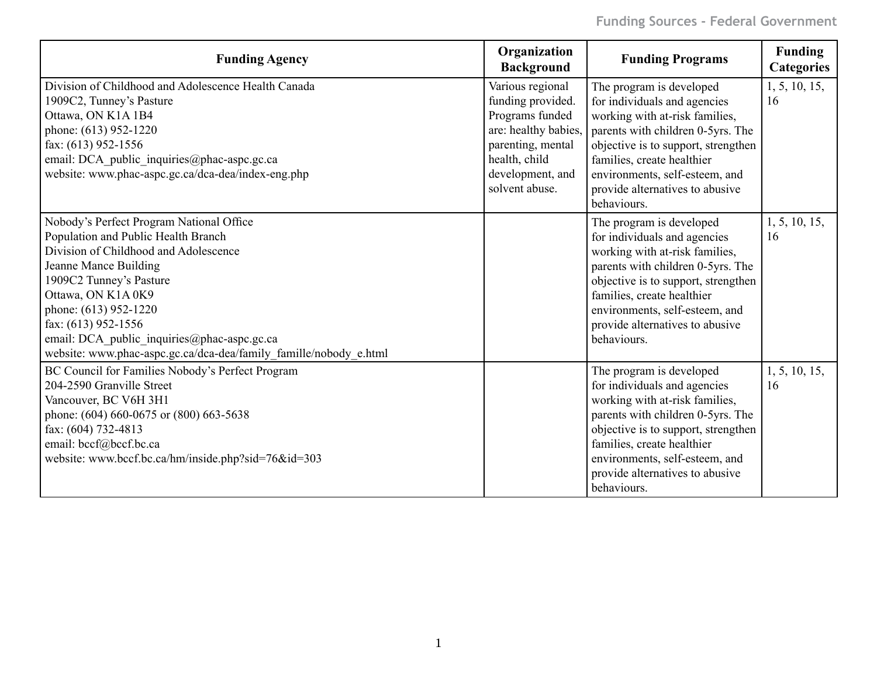| Funding Agency | Organization Background | Funding Programs | Funding Categories |
|---|---|---|---|
| Division of Childhood and Adolescence Health Canada<br>1909C2, Tunney's Pasture<br>Ottawa, ON K1A 1B4<br>phone: (613) 952-1220<br>fax: (613) 952-1556<br>email: DCA_public_inquiries@phac-aspc.gc.ca<br>website: www.phac-aspc.gc.ca/dca-dea/index-eng.php | Various regional funding provided. Programs funded are: healthy babies, parenting, mental health, child development, and solvent abuse. | The program is developed for individuals and agencies working with at-risk families, parents with children 0-5yrs. The objective is to support, strengthen families, create healthier environments, self-esteem, and provide alternatives to abusive behaviours. | 1, 5, 10, 15, 16 |
| Nobody's Perfect Program National Office<br>Population and Public Health Branch<br>Division of Childhood and Adolescence<br>Jeanne Mance Building<br>1909C2 Tunney's Pasture<br>Ottawa, ON K1A 0K9<br>phone: (613) 952-1220<br>fax: (613) 952-1556<br>email: DCA_public_inquiries@phac-aspc.gc.ca<br>website: www.phac-aspc.gc.ca/dca-dea/family_famille/nobody_e.html | | The program is developed for individuals and agencies working with at-risk families, parents with children 0-5yrs. The objective is to support, strengthen families, create healthier environments, self-esteem, and provide alternatives to abusive behaviours. | 1, 5, 10, 15, 16 |
| BC Council for Families Nobody's Perfect Program<br>204-2590 Granville Street<br>Vancouver, BC V6H 3H1<br>phone: (604) 660-0675 or (800) 663-5638<br>fax: (604) 732-4813<br>email: bccf@bccf.bc.ca<br>website: www.bccf.bc.ca/hm/inside.php?sid=76&id=303 | | The program is developed for individuals and agencies working with at-risk families, parents with children 0-5yrs. The objective is to support, strengthen families, create healthier environments, self-esteem, and provide alternatives to abusive behaviours. | 1, 5, 10, 15, 16 |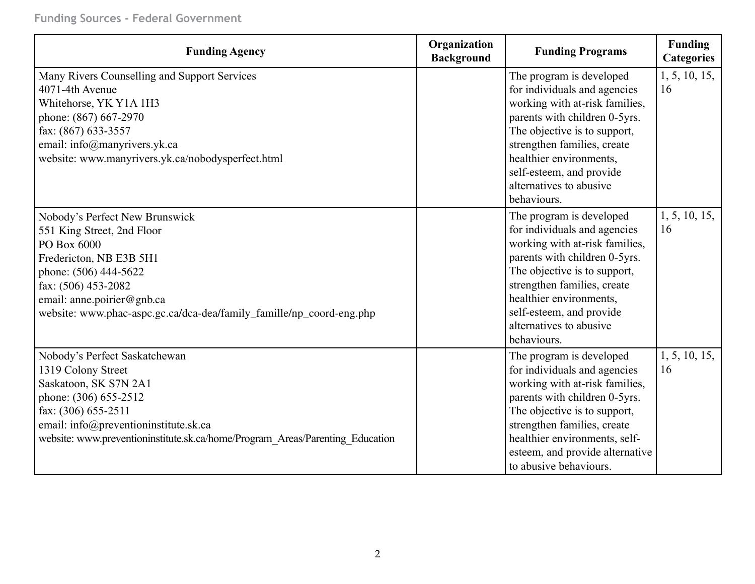| Funding Agency | Organization Background | Funding Programs | Funding Categories |
|---|---|---|---|
| Many Rivers Counselling and Support Services<br>4071-4th Avenue<br>Whitehorse, YK Y1A 1H3<br>phone: (867) 667-2970<br>fax: (867) 633-3557<br>email: info@manyrivers.yk.ca<br>website: www.manyrivers.yk.ca/nobodysperfect.html | | The program is developed for individuals and agencies working with at-risk families, parents with children 0-5yrs. The objective is to support, strengthen families, create healthier environments, self-esteem, and provide alternatives to abusive behaviours. | 1, 5, 10, 15, 16 |
| Nobody's Perfect New Brunswick<br>551 King Street, 2nd Floor<br>PO Box 6000<br>Fredericton, NB E3B 5H1<br>phone: (506) 444-5622<br>fax: (506) 453-2082<br>email: anne.poirier@gnb.ca<br>website: www.phac-aspc.gc.ca/dca-dea/family_famille/np_coord-eng.php | | The program is developed for individuals and agencies working with at-risk families, parents with children 0-5yrs. The objective is to support, strengthen families, create healthier environments, self-esteem, and provide alternatives to abusive behaviours. | 1, 5, 10, 15, 16 |
| Nobody's Perfect Saskatchewan<br>1319 Colony Street<br>Saskatoon, SK S7N 2A1<br>phone: (306) 655-2512<br>fax: (306) 655-2511<br>email: info@preventioninstitute.sk.ca<br>website: www.preventioninstitute.sk.ca/home/Program_Areas/Parenting_Education | | The program is developed for individuals and agencies working with at-risk families, parents with children 0-5yrs. The objective is to support, strengthen families, create healthier environments, self-esteem, and provide alternative to abusive behaviours. | 1, 5, 10, 15, 16 |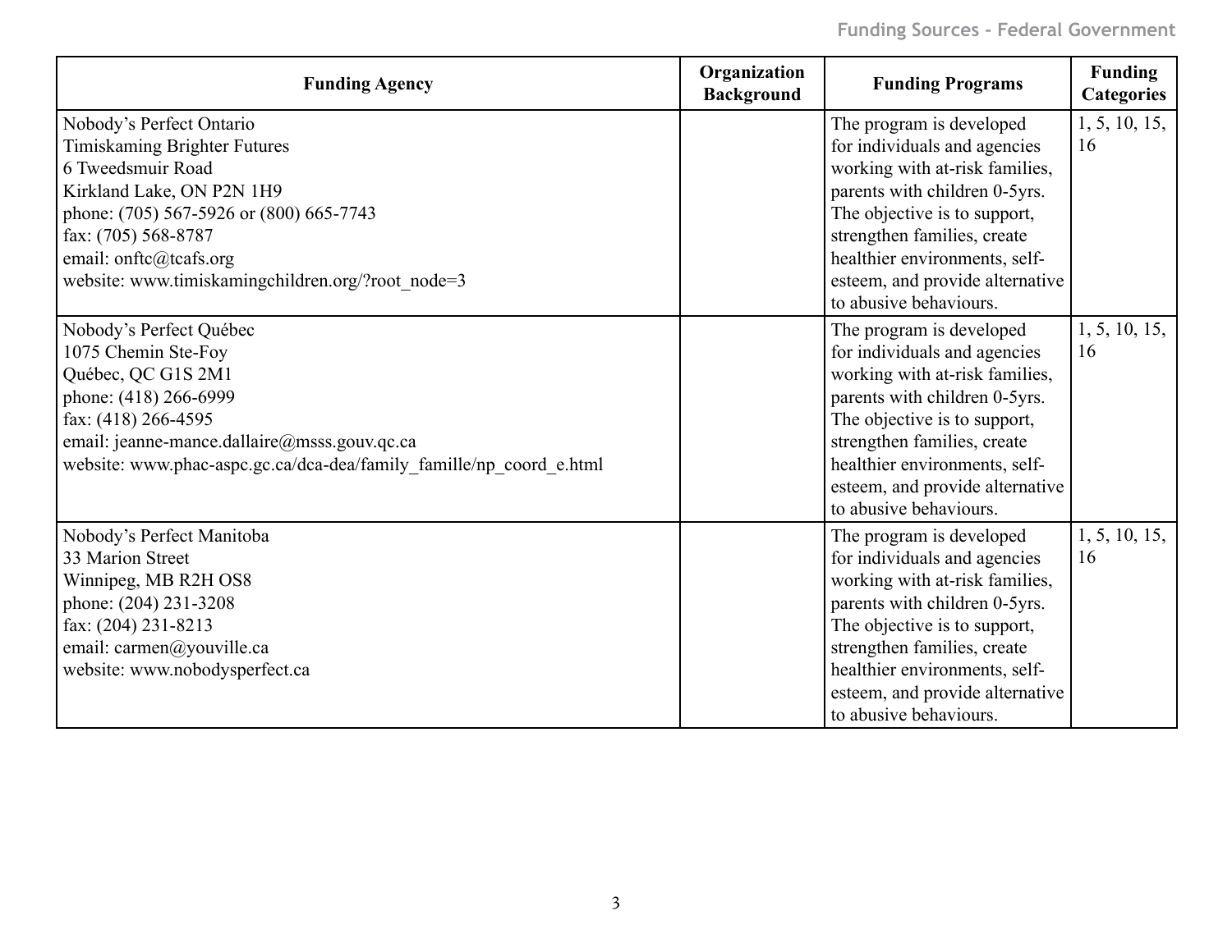| Funding Agency | Organization Background | Funding Programs | Funding Categories |
|---|---|---|---|
| Nobody's Perfect Ontario<br>Timiskaming Brighter Futures<br>6 Tweedsmuir Road<br>Kirkland Lake, ON P2N 1H9<br>phone: (705) 567-5926 or (800) 665-7743<br>fax: (705) 568-8787<br>email: onftc@tcafs.org<br>website: www.timiskamingchildren.org/?root_node=3 | | The program is developed for individuals and agencies working with at-risk families, parents with children 0-5yrs. The objective is to support, strengthen families, create healthier environments, self-esteem, and provide alternative to abusive behaviours. | 1, 5, 10, 15, 16 |
| Nobody's Perfect Québec<br>1075 Chemin Ste-Foy<br>Québec, QC G1S 2M1<br>phone: (418) 266-6999<br>fax: (418) 266-4595<br>email: jeanne-mance.dallaire@msss.gouv.qc.ca<br>website: www.phac-aspc.gc.ca/dca-dea/family_famille/np_coord_e.html | | The program is developed for individuals and agencies working with at-risk families, parents with children 0-5yrs. The objective is to support, strengthen families, create healthier environments, self-esteem, and provide alternative to abusive behaviours. | 1, 5, 10, 15, 16 |
| Nobody's Perfect Manitoba<br>33 Marion Street<br>Winnipeg, MB R2H OS8<br>phone: (204) 231-3208<br>fax: (204) 231-8213<br>email: carmen@youville.ca<br>website: www.nobodysperfect.ca | | The program is developed for individuals and agencies working with at-risk families, parents with children 0-5yrs. The objective is to support, strengthen families, create healthier environments, self-esteem, and provide alternative to abusive behaviours. | 1, 5, 10, 15, 16 |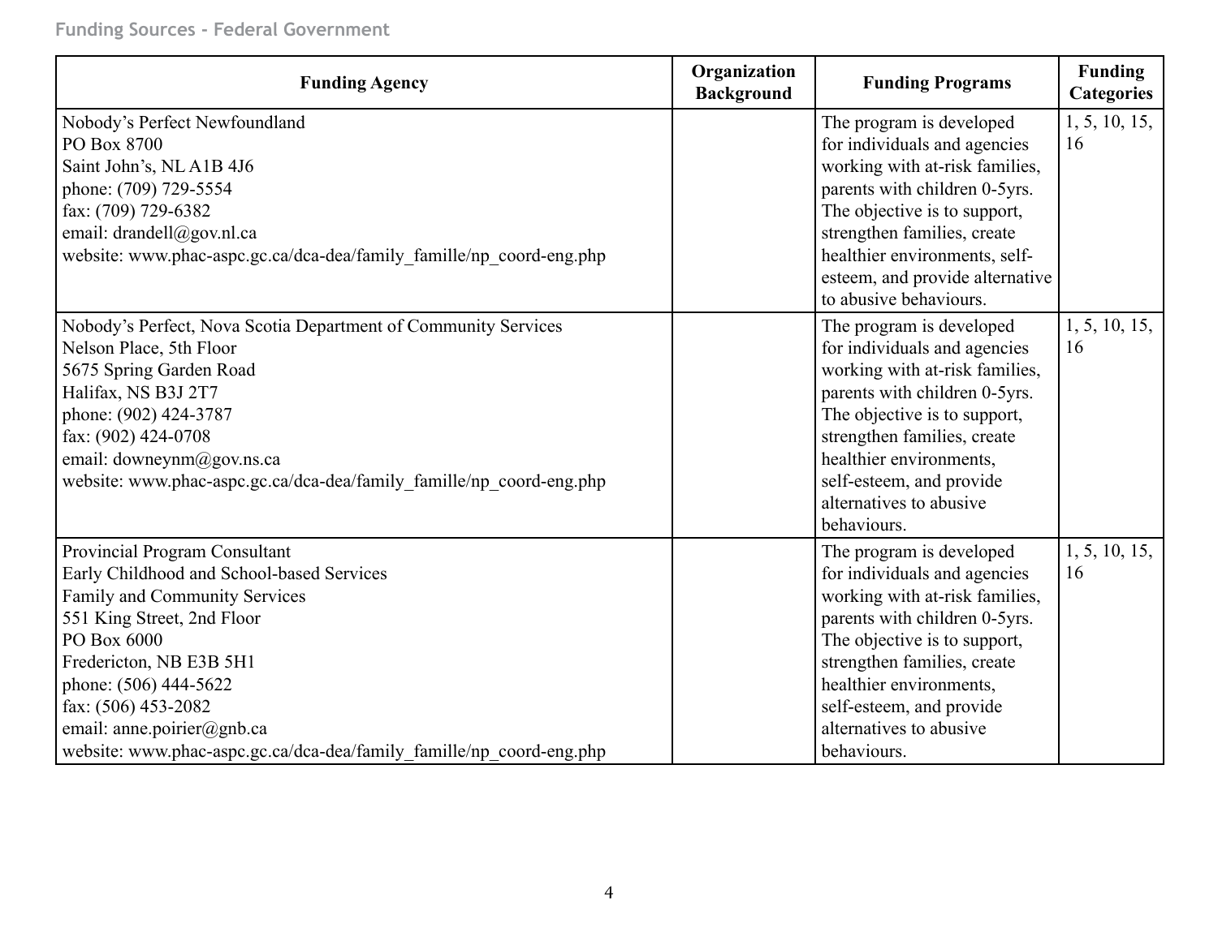| Funding Agency | Organization Background | Funding Programs | Funding Categories |
|---|---|---|---|
| Nobody's Perfect Newfoundland<br>PO Box 8700<br>Saint John's, NL A1B 4J6<br>phone: (709) 729-5554<br>fax: (709) 729-6382<br>email: drandell@gov.nl.ca<br>website: www.phac-aspc.gc.ca/dca-dea/family_famille/np_coord-eng.php | | The program is developed for individuals and agencies working with at-risk families, parents with children 0-5yrs. The objective is to support, strengthen families, create healthier environments, self-esteem, and provide alternative to abusive behaviours. | 1, 5, 10, 15, 16 |
| Nobody's Perfect, Nova Scotia Department of Community Services<br>Nelson Place, 5th Floor<br>5675 Spring Garden Road<br>Halifax, NS B3J 2T7<br>phone: (902) 424-3787<br>fax: (902) 424-0708<br>email: downeynm@gov.ns.ca<br>website: www.phac-aspc.gc.ca/dca-dea/family_famille/np_coord-eng.php | | The program is developed for individuals and agencies working with at-risk families, parents with children 0-5yrs. The objective is to support, strengthen families, create healthier environments, self-esteem, and provide alternatives to abusive behaviours. | 1, 5, 10, 15, 16 |
| Provincial Program Consultant<br>Early Childhood and School-based Services<br>Family and Community Services<br>551 King Street, 2nd Floor<br>PO Box 6000<br>Fredericton, NB E3B 5H1<br>phone: (506) 444-5622<br>fax: (506) 453-2082<br>email: anne.poirier@gnb.ca<br>website: www.phac-aspc.gc.ca/dca-dea/family_famille/np_coord-eng.php | | The program is developed for individuals and agencies working with at-risk families, parents with children 0-5yrs. The objective is to support, strengthen families, create healthier environments, self-esteem, and provide alternatives to abusive behaviours. | 1, 5, 10, 15, 16 |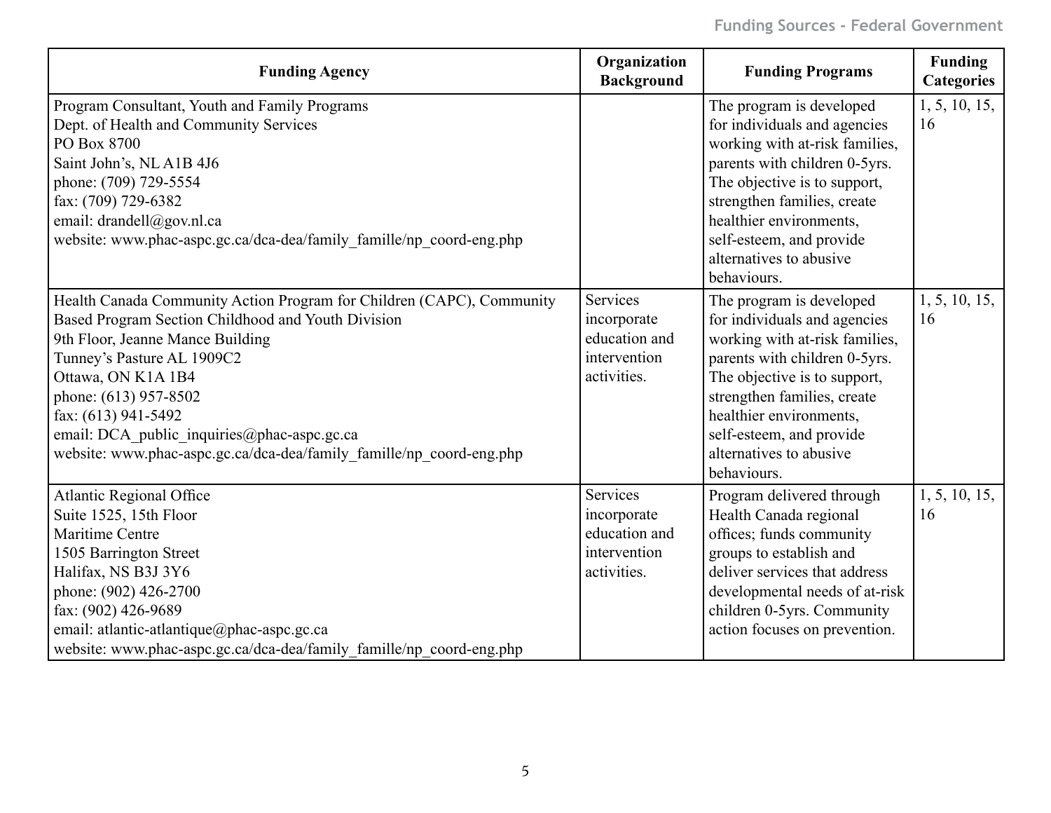| Funding Agency | Organization Background | Funding Programs | Funding Categories |
|---|---|---|---|
| Program Consultant, Youth and Family Programs<br>Dept. of Health and Community Services<br>PO Box 8700<br>Saint John's, NL A1B 4J6<br>phone: (709) 729-5554<br>fax: (709) 729-6382<br>email: drandell@gov.nl.ca<br>website: www.phac-aspc.gc.ca/dca-dea/family_famille/np_coord-eng.php | | The program is developed for individuals and agencies working with at-risk families, parents with children 0-5yrs. The objective is to support, strengthen families, create healthier environments, self-esteem, and provide alternatives to abusive behaviours. | 1, 5, 10, 15, 16 |
| Health Canada Community Action Program for Children (CAPC), Community Based Program Section Childhood and Youth Division<br>9th Floor, Jeanne Mance Building<br>Tunney's Pasture AL 1909C2<br>Ottawa, ON K1A 1B4<br>phone: (613) 957-8502<br>fax: (613) 941-5492<br>email: DCA_public_inquiries@phac-aspc.gc.ca<br>website: www.phac-aspc.gc.ca/dca-dea/family_famille/np_coord-eng.php | Services incorporate education and intervention activities. | The program is developed for individuals and agencies working with at-risk families, parents with children 0-5yrs. The objective is to support, strengthen families, create healthier environments, self-esteem, and provide alternatives to abusive behaviours. | 1, 5, 10, 15, 16 |
| Atlantic Regional Office<br>Suite 1525, 15th Floor<br>Maritime Centre<br>1505 Barrington Street<br>Halifax, NS B3J 3Y6<br>phone: (902) 426-2700<br>fax: (902) 426-9689<br>email: atlantic-atlantique@phac-aspc.gc.ca<br>website: www.phac-aspc.gc.ca/dca-dea/family_famille/np_coord-eng.php | Services incorporate education and intervention activities. | Program delivered through Health Canada regional offices; funds community groups to establish and deliver services that address developmental needs of at-risk children 0-5yrs. Community action focuses on prevention. | 1, 5, 10, 15, 16 |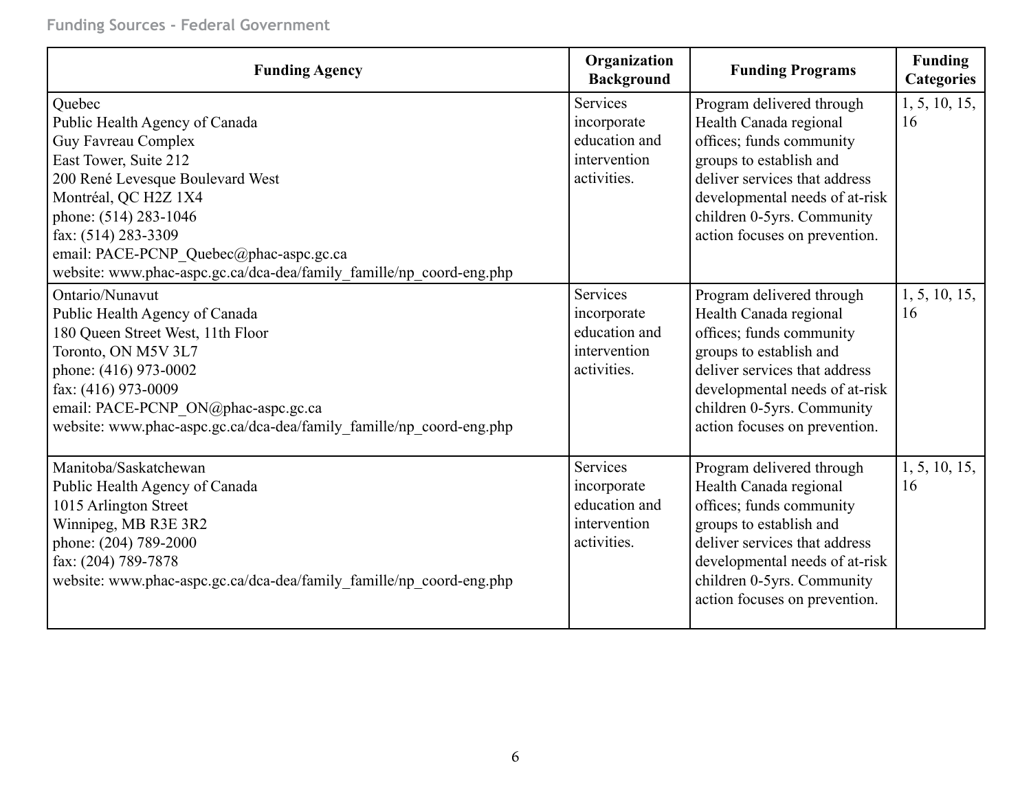| Funding Agency | Organization Background | Funding Programs | Funding Categories |
|---|---|---|---|
| Quebec<br>Public Health Agency of Canada<br>Guy Favreau Complex<br>East Tower, Suite 212<br>200 René Levesque Boulevard West<br>Montréal, QC H2Z 1X4<br>phone: (514) 283-1046<br>fax: (514) 283-3309<br>email: PACE-PCNP_Quebec@phac-aspc.gc.ca<br>website: www.phac-aspc.gc.ca/dca-dea/family_famille/np_coord-eng.php | Services incorporate education and intervention activities. | Program delivered through Health Canada regional offices; funds community groups to establish and deliver services that address developmental needs of at-risk children 0-5yrs. Community action focuses on prevention. | 1, 5, 10, 15, 16 |
| Ontario/Nunavut<br>Public Health Agency of Canada<br>180 Queen Street West, 11th Floor<br>Toronto, ON M5V 3L7<br>phone: (416) 973-0002<br>fax: (416) 973-0009<br>email: PACE-PCNP_ON@phac-aspc.gc.ca<br>website: www.phac-aspc.gc.ca/dca-dea/family_famille/np_coord-eng.php | Services incorporate education and intervention activities. | Program delivered through Health Canada regional offices; funds community groups to establish and deliver services that address developmental needs of at-risk children 0-5yrs. Community action focuses on prevention. | 1, 5, 10, 15, 16 |
| Manitoba/Saskatchewan<br>Public Health Agency of Canada<br>1015 Arlington Street<br>Winnipeg, MB R3E 3R2<br>phone: (204) 789-2000<br>fax: (204) 789-7878<br>website: www.phac-aspc.gc.ca/dca-dea/family_famille/np_coord-eng.php | Services incorporate education and intervention activities. | Program delivered through Health Canada regional offices; funds community groups to establish and deliver services that address developmental needs of at-risk children 0-5yrs. Community action focuses on prevention. | 1, 5, 10, 15, 16 |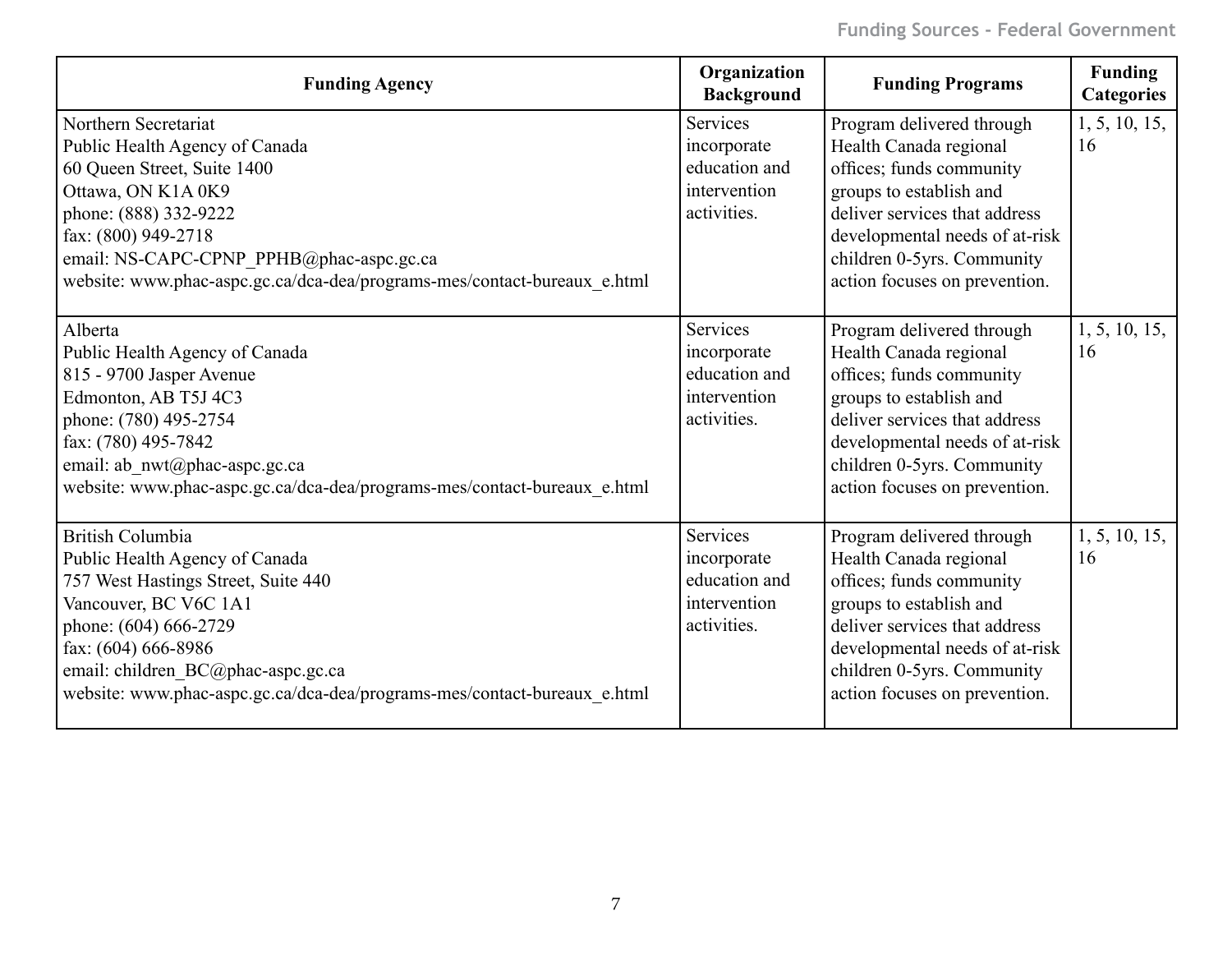| Funding Agency | Organization Background | Funding Programs | Funding Categories |
|---|---|---|---|
| Northern Secretariat<br>Public Health Agency of Canada<br>60 Queen Street, Suite 1400<br>Ottawa, ON K1A 0K9<br>phone: (888) 332-9222<br>fax: (800) 949-2718<br>email: NS-CAPC-CPNP_PPHB@phac-aspc.gc.ca<br>website: www.phac-aspc.gc.ca/dca-dea/programs-mes/contact-bureaux_e.html | Services incorporate education and intervention activities. | Program delivered through Health Canada regional offices; funds community groups to establish and deliver services that address developmental needs of at-risk children 0-5yrs. Community action focuses on prevention. | 1, 5, 10, 15, 16 |
| Alberta<br>Public Health Agency of Canada<br>815 - 9700 Jasper Avenue<br>Edmonton, AB T5J 4C3<br>phone: (780) 495-2754<br>fax: (780) 495-7842<br>email: ab_nwt@phac-aspc.gc.ca<br>website: www.phac-aspc.gc.ca/dca-dea/programs-mes/contact-bureaux_e.html | Services incorporate education and intervention activities. | Program delivered through Health Canada regional offices; funds community groups to establish and deliver services that address developmental needs of at-risk children 0-5yrs. Community action focuses on prevention. | 1, 5, 10, 15, 16 |
| British Columbia<br>Public Health Agency of Canada<br>757 West Hastings Street, Suite 440<br>Vancouver, BC V6C 1A1<br>phone: (604) 666-2729<br>fax: (604) 666-8986<br>email: children_BC@phac-aspc.gc.ca<br>website: www.phac-aspc.gc.ca/dca-dea/programs-mes/contact-bureaux_e.html | Services incorporate education and intervention activities. | Program delivered through Health Canada regional offices; funds community groups to establish and deliver services that address developmental needs of at-risk children 0-5yrs. Community action focuses on prevention. | 1, 5, 10, 15, 16 |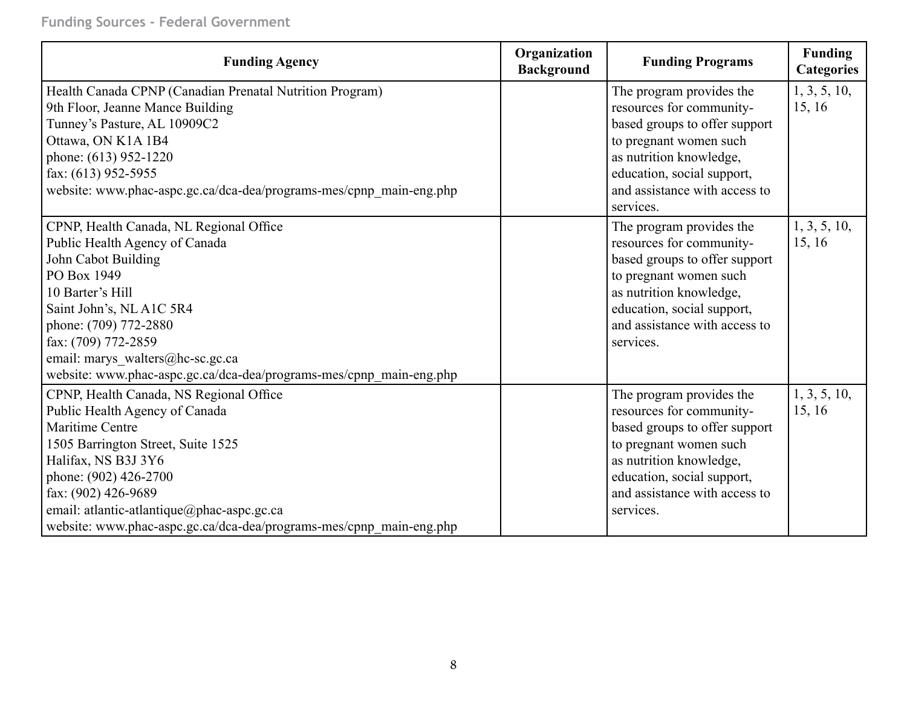| Funding Agency | Organization Background | Funding Programs | Funding Categories |
|---|---|---|---|
| Health Canada CPNP (Canadian Prenatal Nutrition Program)<br>9th Floor, Jeanne Mance Building<br>Tunney's Pasture, AL 10909C2<br>Ottawa, ON K1A 1B4<br>phone: (613) 952-1220<br>fax: (613) 952-5955<br>website: www.phac-aspc.gc.ca/dca-dea/programs-mes/cpnp_main-eng.php | | The program provides the resources for community-based groups to offer support to pregnant women such as nutrition knowledge, education, social support, and assistance with access to services. | 1, 3, 5, 10, 15, 16 |
| CPNP, Health Canada, NL Regional Office<br>Public Health Agency of Canada<br>John Cabot Building<br>PO Box 1949<br>10 Barter's Hill<br>Saint John's, NL A1C 5R4<br>phone: (709) 772-2880<br>fax: (709) 772-2859<br>email: marys_walters@hc-sc.gc.ca<br>website: www.phac-aspc.gc.ca/dca-dea/programs-mes/cpnp_main-eng.php | | The program provides the resources for community-based groups to offer support to pregnant women such as nutrition knowledge, education, social support, and assistance with access to services. | 1, 3, 5, 10, 15, 16 |
| CPNP, Health Canada, NS Regional Office<br>Public Health Agency of Canada<br>Maritime Centre<br>1505 Barrington Street, Suite 1525<br>Halifax, NS B3J 3Y6<br>phone: (902) 426-2700<br>fax: (902) 426-9689<br>email: atlantic-atlantique@phac-aspc.gc.ca<br>website: www.phac-aspc.gc.ca/dca-dea/programs-mes/cpnp_main-eng.php | | The program provides the resources for community-based groups to offer support to pregnant women such as nutrition knowledge, education, social support, and assistance with access to services. | 1, 3, 5, 10, 15, 16 |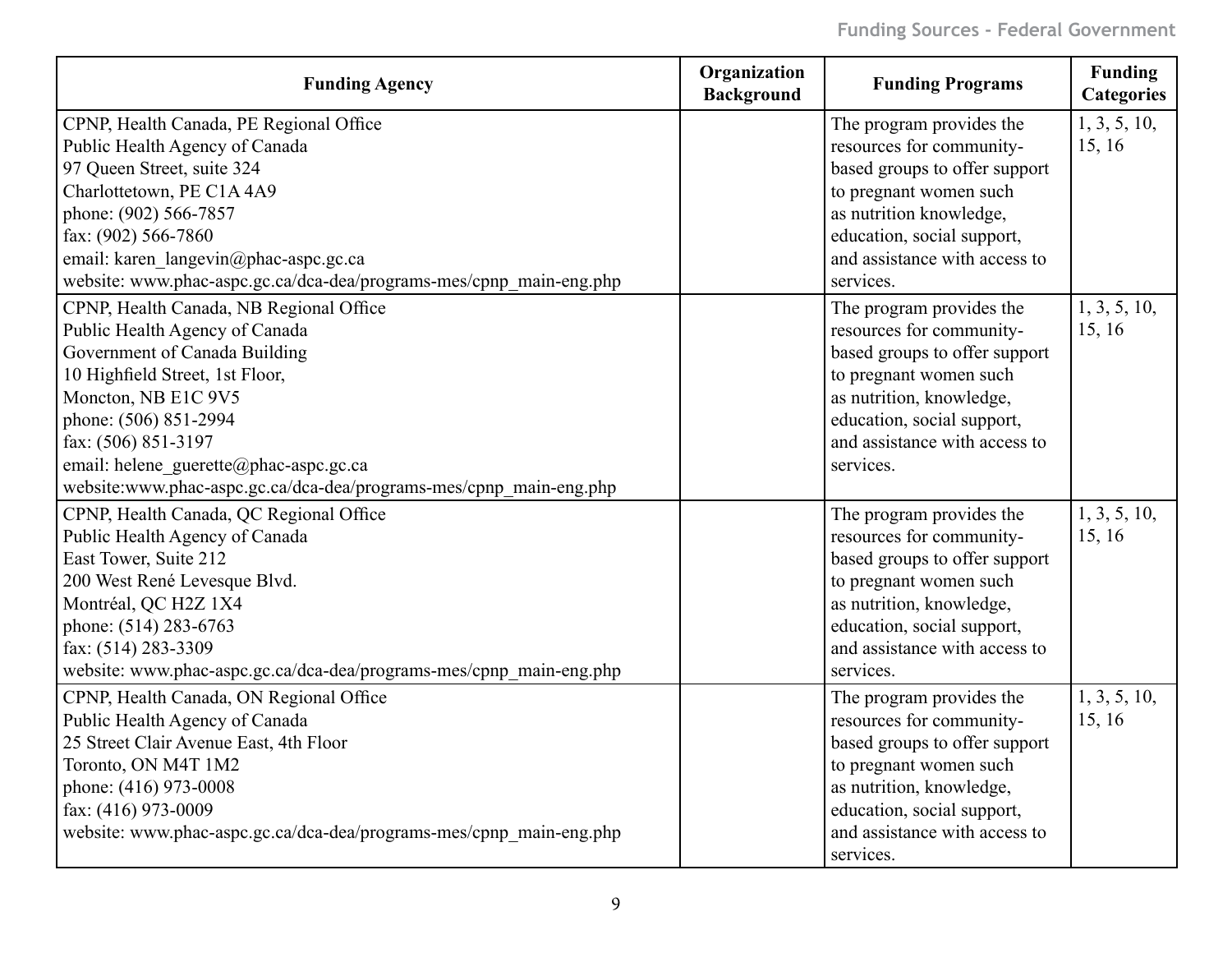| Funding Agency | Organization Background | Funding Programs | Funding Categories |
|---|---|---|---|
| CPNP, Health Canada, PE Regional Office<br>Public Health Agency of Canada<br>97 Queen Street, suite 324<br>Charlottetown, PE C1A 4A9<br>phone: (902) 566-7857<br>fax: (902) 566-7860<br>email: karen_langevin@phac-aspc.gc.ca<br>website: www.phac-aspc.gc.ca/dca-dea/programs-mes/cpnp_main-eng.php | | The program provides the resources for community-based groups to offer support to pregnant women such as nutrition knowledge, education, social support, and assistance with access to services. | 1, 3, 5, 10, 15, 16 |
| CPNP, Health Canada, NB Regional Office<br>Public Health Agency of Canada<br>Government of Canada Building<br>10 Highfield Street, 1st Floor,<br>Moncton, NB E1C 9V5<br>phone: (506) 851-2994<br>fax: (506) 851-3197<br>email: helene_guerette@phac-aspc.gc.ca<br>website:www.phac-aspc.gc.ca/dca-dea/programs-mes/cpnp_main-eng.php | | The program provides the resources for community-based groups to offer support to pregnant women such as nutrition, knowledge, education, social support, and assistance with access to services. | 1, 3, 5, 10, 15, 16 |
| CPNP, Health Canada, QC Regional Office<br>Public Health Agency of Canada<br>East Tower, Suite 212<br>200 West René Levesque Blvd.<br>Montréal, QC H2Z 1X4<br>phone: (514) 283-6763<br>fax: (514) 283-3309<br>website: www.phac-aspc.gc.ca/dca-dea/programs-mes/cpnp_main-eng.php | | The program provides the resources for community-based groups to offer support to pregnant women such as nutrition, knowledge, education, social support, and assistance with access to services. | 1, 3, 5, 10, 15, 16 |
| CPNP, Health Canada, ON Regional Office<br>Public Health Agency of Canada<br>25 Street Clair Avenue East, 4th Floor<br>Toronto, ON M4T 1M2<br>phone: (416) 973-0008<br>fax: (416) 973-0009<br>website: www.phac-aspc.gc.ca/dca-dea/programs-mes/cpnp_main-eng.php | | The program provides the resources for community-based groups to offer support to pregnant women such as nutrition, knowledge, education, social support, and assistance with access to services. | 1, 3, 5, 10, 15, 16 |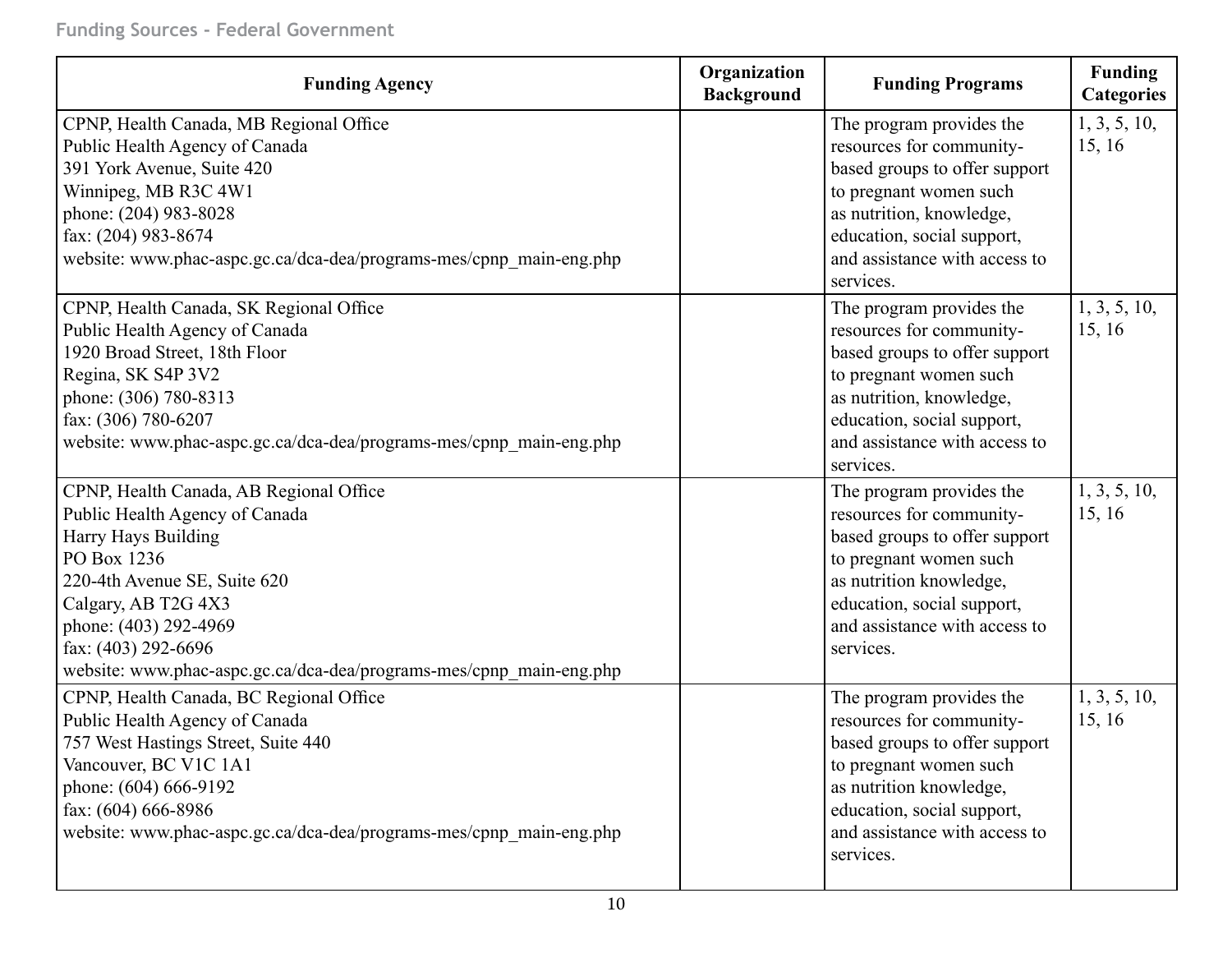| Funding Agency | Organization Background | Funding Programs | Funding Categories |
|---|---|---|---|
| CPNP, Health Canada, MB Regional Office<br>Public Health Agency of Canada<br>391 York Avenue, Suite 420<br>Winnipeg, MB R3C 4W1<br>phone: (204) 983-8028<br>fax: (204) 983-8674<br>website: www.phac-aspc.gc.ca/dca-dea/programs-mes/cpnp_main-eng.php | | The program provides the resources for community-based groups to offer support to pregnant women such as nutrition, knowledge, education, social support, and assistance with access to services. | 1, 3, 5, 10, 15, 16 |
| CPNP, Health Canada, SK Regional Office<br>Public Health Agency of Canada<br>1920 Broad Street, 18th Floor<br>Regina, SK S4P 3V2<br>phone: (306) 780-8313<br>fax: (306) 780-6207<br>website: www.phac-aspc.gc.ca/dca-dea/programs-mes/cpnp_main-eng.php | | The program provides the resources for community-based groups to offer support to pregnant women such as nutrition, knowledge, education, social support, and assistance with access to services. | 1, 3, 5, 10, 15, 16 |
| CPNP, Health Canada, AB Regional Office<br>Public Health Agency of Canada<br>Harry Hays Building<br>PO Box 1236<br>220-4th Avenue SE, Suite 620<br>Calgary, AB T2G 4X3<br>phone: (403) 292-4969<br>fax: (403) 292-6696<br>website: www.phac-aspc.gc.ca/dca-dea/programs-mes/cpnp_main-eng.php | | The program provides the resources for community-based groups to offer support to pregnant women such as nutrition knowledge, education, social support, and assistance with access to services. | 1, 3, 5, 10, 15, 16 |
| CPNP, Health Canada, BC Regional Office<br>Public Health Agency of Canada<br>757 West Hastings Street, Suite 440<br>Vancouver, BC V1C 1A1<br>phone: (604) 666-9192<br>fax: (604) 666-8986<br>website: www.phac-aspc.gc.ca/dca-dea/programs-mes/cpnp_main-eng.php | | The program provides the resources for community-based groups to offer support to pregnant women such as nutrition knowledge, education, social support, and assistance with access to services. | 1, 3, 5, 10, 15, 16 |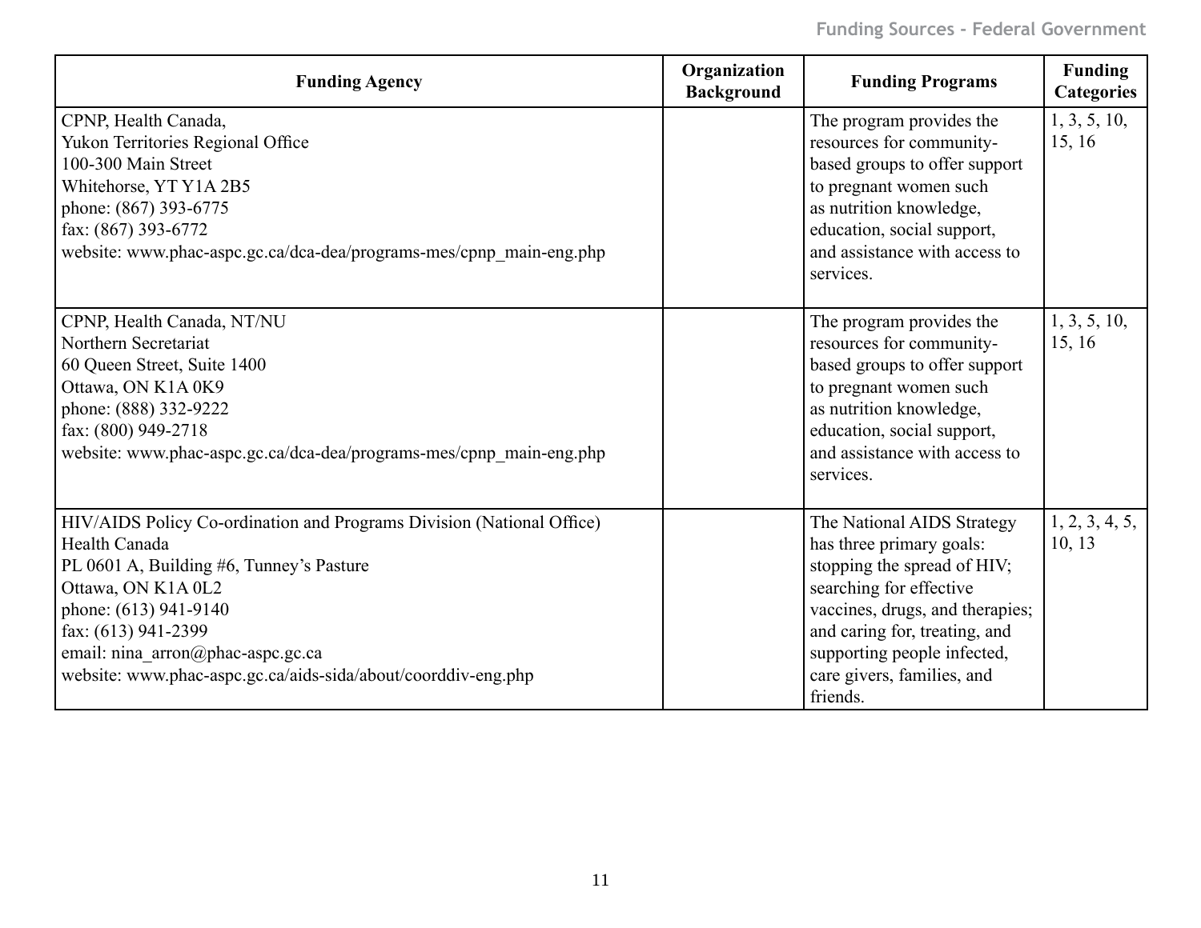| Funding Agency | Organization Background | Funding Programs | Funding Categories |
|---|---|---|---|
| CPNP, Health Canada,<br>Yukon Territories Regional Office<br>100-300 Main Street<br>Whitehorse, YT Y1A 2B5<br>phone: (867) 393-6775<br>fax: (867) 393-6772<br>website: www.phac-aspc.gc.ca/dca-dea/programs-mes/cpnp_main-eng.php | | The program provides the resources for community-based groups to offer support to pregnant women such as nutrition knowledge, education, social support, and assistance with access to services. | 1, 3, 5, 10, 15, 16 |
| CPNP, Health Canada, NT/NU<br>Northern Secretariat<br>60 Queen Street, Suite 1400<br>Ottawa, ON K1A 0K9<br>phone: (888) 332-9222<br>fax: (800) 949-2718<br>website: www.phac-aspc.gc.ca/dca-dea/programs-mes/cpnp_main-eng.php | | The program provides the resources for community-based groups to offer support to pregnant women such as nutrition knowledge, education, social support, and assistance with access to services. | 1, 3, 5, 10, 15, 16 |
| HIV/AIDS Policy Co-ordination and Programs Division (National Office)<br>Health Canada<br>PL 0601 A, Building #6, Tunney's Pasture<br>Ottawa, ON K1A 0L2<br>phone: (613) 941-9140<br>fax: (613) 941-2399<br>email: nina_arron@phac-aspc.gc.ca<br>website: www.phac-aspc.gc.ca/aids-sida/about/coorddiv-eng.php | | The National AIDS Strategy has three primary goals: stopping the spread of HIV; searching for effective vaccines, drugs, and therapies; and caring for, treating, and supporting people infected, care givers, families, and friends. | 1, 2, 3, 4, 5, 10, 13 |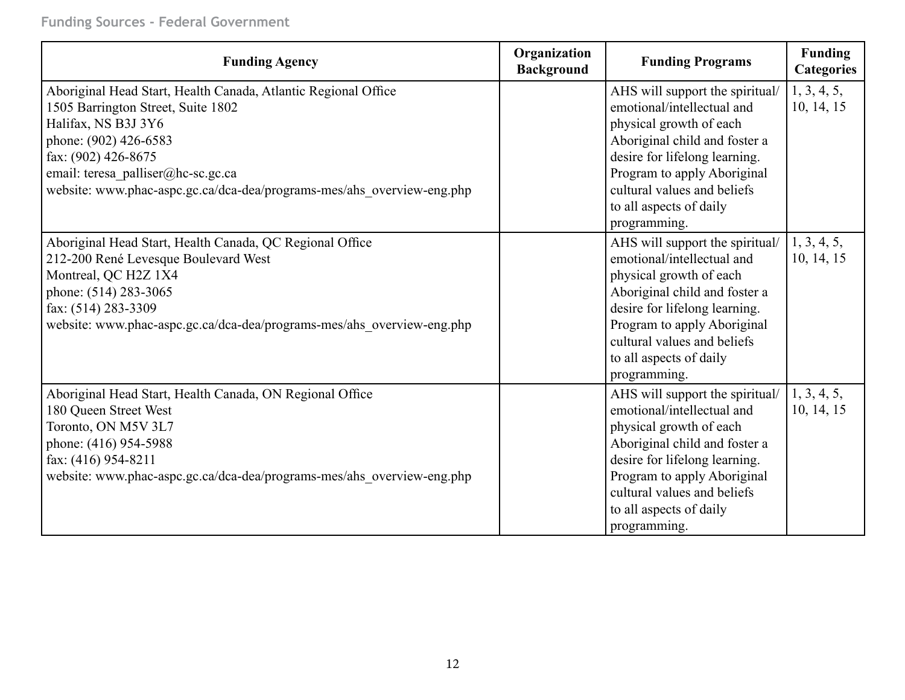| Funding Agency | Organization Background | Funding Programs | Funding Categories |
|---|---|---|---|
| Aboriginal Head Start, Health Canada, Atlantic Regional Office<br>1505 Barrington Street, Suite 1802<br>Halifax, NS B3J 3Y6<br>phone: (902) 426-6583<br>fax: (902) 426-8675<br>email: teresa_palliser@hc-sc.gc.ca<br>website: www.phac-aspc.gc.ca/dca-dea/programs-mes/ahs_overview-eng.php | | AHS will support the spiritual/ emotional/intellectual and physical growth of each Aboriginal child and foster a desire for lifelong learning. Program to apply Aboriginal cultural values and beliefs to all aspects of daily programming. | 1, 3, 4, 5, 10, 14, 15 |
| Aboriginal Head Start, Health Canada, QC Regional Office<br>212-200 René Levesque Boulevard West<br>Montreal, QC H2Z 1X4<br>phone: (514) 283-3065<br>fax: (514) 283-3309<br>website: www.phac-aspc.gc.ca/dca-dea/programs-mes/ahs_overview-eng.php | | AHS will support the spiritual/ emotional/intellectual and physical growth of each Aboriginal child and foster a desire for lifelong learning. Program to apply Aboriginal cultural values and beliefs to all aspects of daily programming. | 1, 3, 4, 5, 10, 14, 15 |
| Aboriginal Head Start, Health Canada, ON Regional Office<br>180 Queen Street West<br>Toronto, ON M5V 3L7<br>phone: (416) 954-5988<br>fax: (416) 954-8211<br>website: www.phac-aspc.gc.ca/dca-dea/programs-mes/ahs_overview-eng.php | | AHS will support the spiritual/ emotional/intellectual and physical growth of each Aboriginal child and foster a desire for lifelong learning. Program to apply Aboriginal cultural values and beliefs to all aspects of daily programming. | 1, 3, 4, 5, 10, 14, 15 |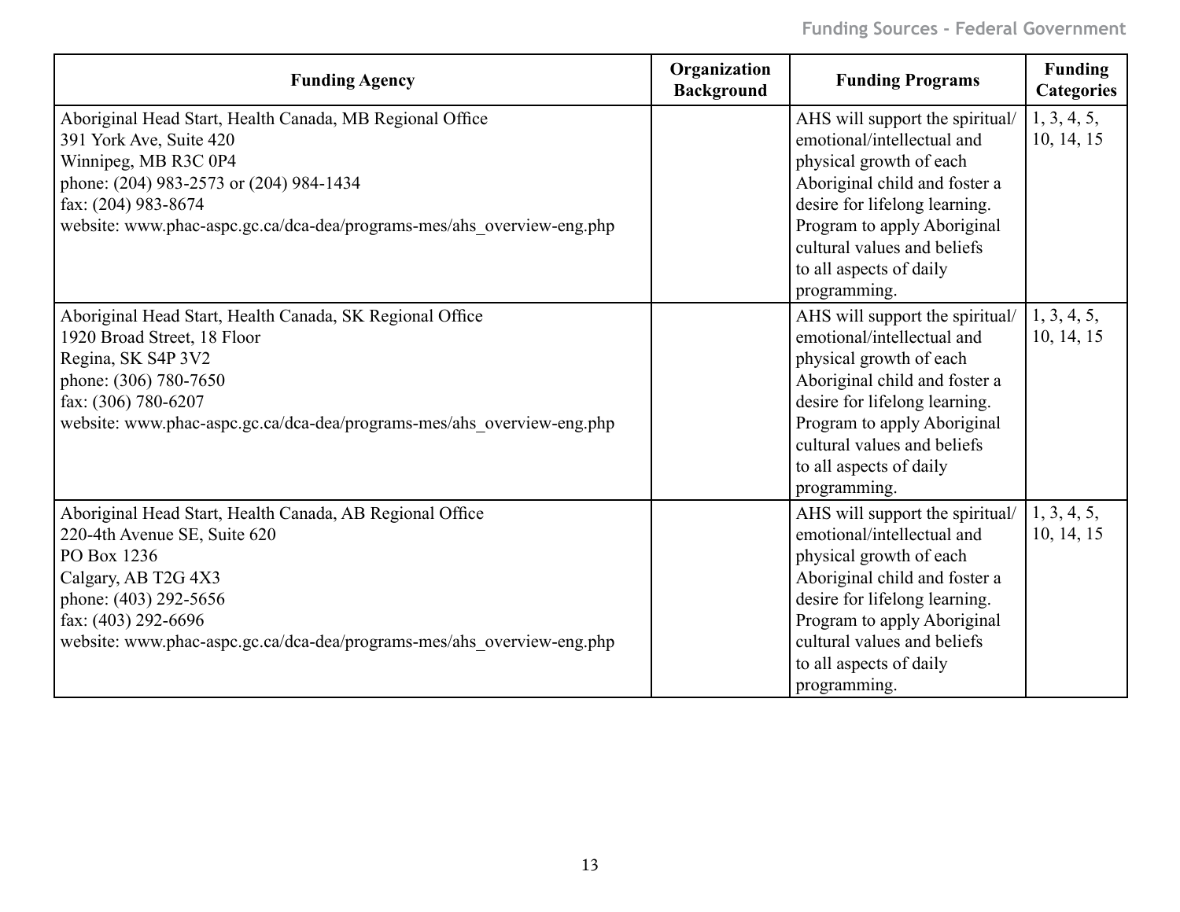| Funding Agency | Organization Background | Funding Programs | Funding Categories |
|---|---|---|---|
| Aboriginal Head Start, Health Canada, MB Regional Office<br>391 York Ave, Suite 420<br>Winnipeg, MB R3C 0P4<br>phone: (204) 983-2573 or (204) 984-1434<br>fax: (204) 983-8674<br>website: www.phac-aspc.gc.ca/dca-dea/programs-mes/ahs_overview-eng.php | | AHS will support the spiritual/emotional/intellectual and physical growth of each Aboriginal child and foster a desire for lifelong learning. Program to apply Aboriginal cultural values and beliefs to all aspects of daily programming. | 1, 3, 4, 5, 10, 14, 15 |
| Aboriginal Head Start, Health Canada, SK Regional Office<br>1920 Broad Street, 18 Floor<br>Regina, SK S4P 3V2<br>phone: (306) 780-7650<br>fax: (306) 780-6207<br>website: www.phac-aspc.gc.ca/dca-dea/programs-mes/ahs_overview-eng.php | | AHS will support the spiritual/emotional/intellectual and physical growth of each Aboriginal child and foster a desire for lifelong learning. Program to apply Aboriginal cultural values and beliefs to all aspects of daily programming. | 1, 3, 4, 5, 10, 14, 15 |
| Aboriginal Head Start, Health Canada, AB Regional Office<br>220-4th Avenue SE, Suite 620<br>PO Box 1236<br>Calgary, AB T2G 4X3<br>phone: (403) 292-5656<br>fax: (403) 292-6696<br>website: www.phac-aspc.gc.ca/dca-dea/programs-mes/ahs_overview-eng.php | | AHS will support the spiritual/emotional/intellectual and physical growth of each Aboriginal child and foster a desire for lifelong learning. Program to apply Aboriginal cultural values and beliefs to all aspects of daily programming. | 1, 3, 4, 5, 10, 14, 15 |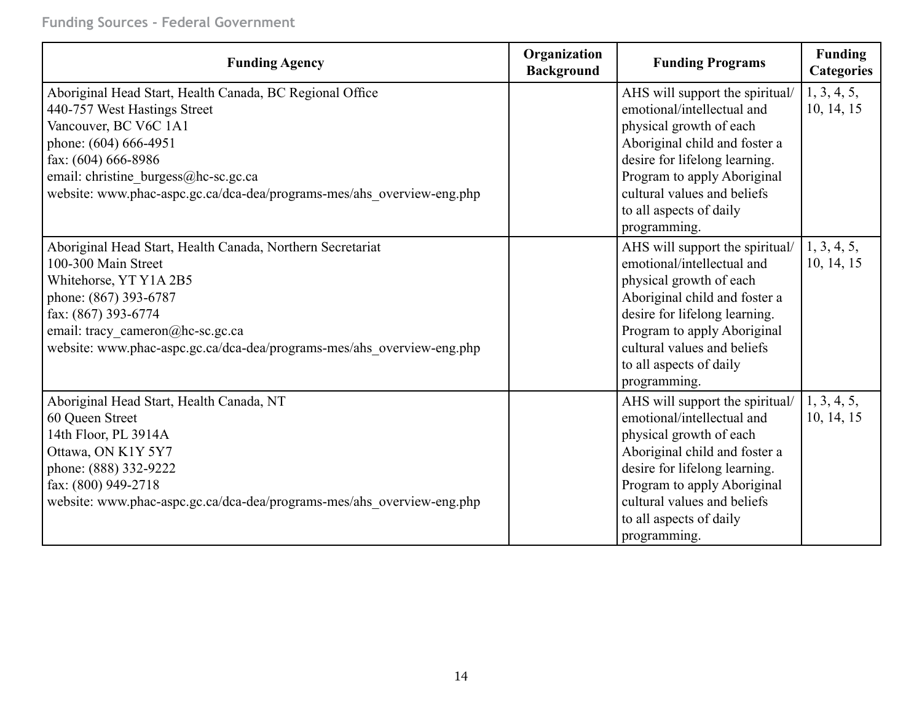| Funding Agency | Organization Background | Funding Programs | Funding Categories |
|---|---|---|---|
| Aboriginal Head Start, Health Canada, BC Regional Office<br>440-757 West Hastings Street<br>Vancouver, BC V6C 1A1<br>phone: (604) 666-4951<br>fax: (604) 666-8986<br>email: christine_burgess@hc-sc.gc.ca<br>website: www.phac-aspc.gc.ca/dca-dea/programs-mes/ahs_overview-eng.php | | AHS will support the spiritual/ emotional/intellectual and physical growth of each Aboriginal child and foster a desire for lifelong learning. Program to apply Aboriginal cultural values and beliefs to all aspects of daily programming. | 1, 3, 4, 5, 10, 14, 15 |
| Aboriginal Head Start, Health Canada, Northern Secretariat<br>100-300 Main Street<br>Whitehorse, YT Y1A 2B5<br>phone: (867) 393-6787<br>fax: (867) 393-6774<br>email: tracy_cameron@hc-sc.gc.ca<br>website: www.phac-aspc.gc.ca/dca-dea/programs-mes/ahs_overview-eng.php | | AHS will support the spiritual/ emotional/intellectual and physical growth of each Aboriginal child and foster a desire for lifelong learning. Program to apply Aboriginal cultural values and beliefs to all aspects of daily programming. | 1, 3, 4, 5, 10, 14, 15 |
| Aboriginal Head Start, Health Canada, NT<br>60 Queen Street<br>14th Floor, PL 3914A<br>Ottawa, ON K1Y 5Y7<br>phone: (888) 332-9222<br>fax: (800) 949-2718<br>website: www.phac-aspc.gc.ca/dca-dea/programs-mes/ahs_overview-eng.php | | AHS will support the spiritual/ emotional/intellectual and physical growth of each Aboriginal child and foster a desire for lifelong learning. Program to apply Aboriginal cultural values and beliefs to all aspects of daily programming. | 1, 3, 4, 5, 10, 14, 15 |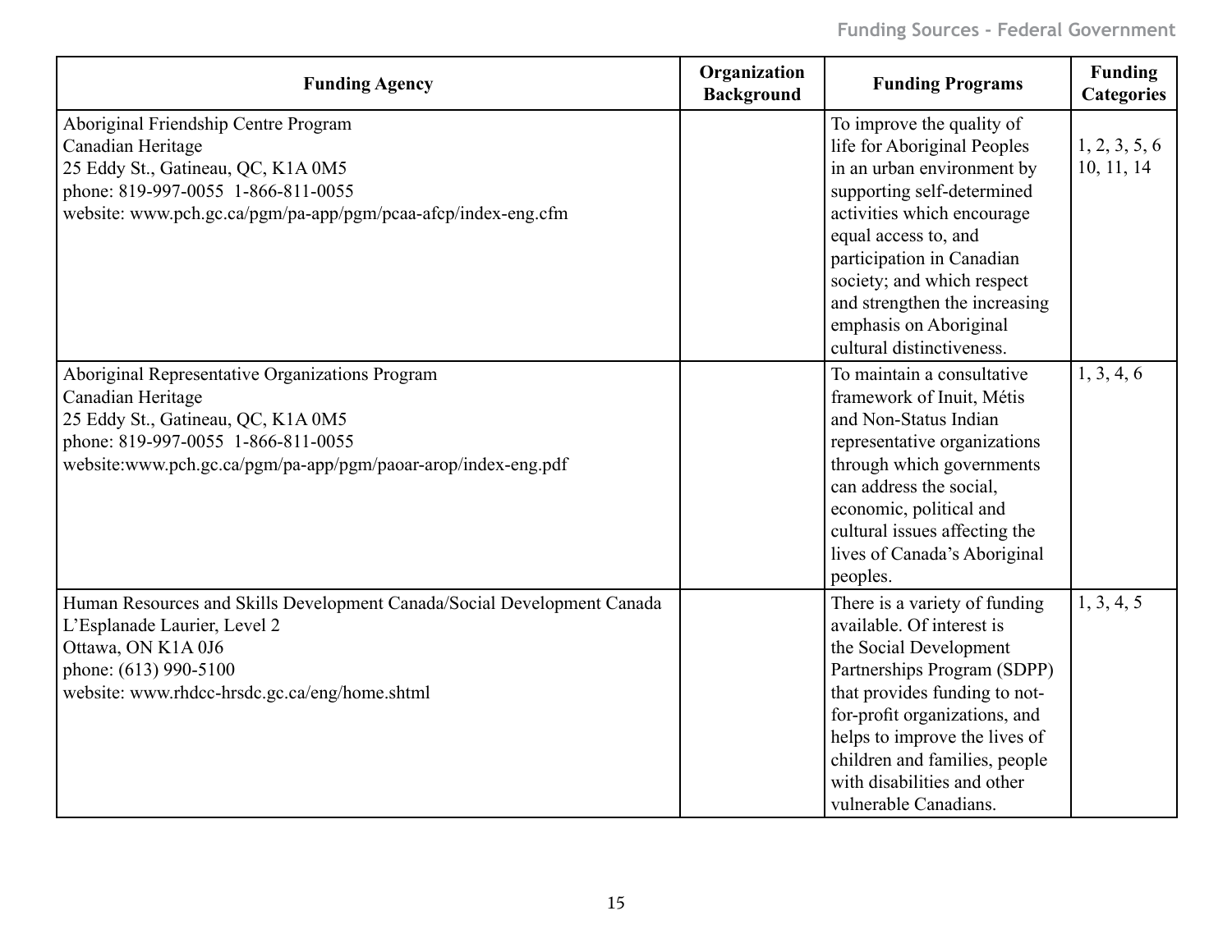| Funding Agency | Organization Background | Funding Programs | Funding Categories |
|---|---|---|---|
| Aboriginal Friendship Centre Program<br>Canadian Heritage<br>25 Eddy St., Gatineau, QC, K1A 0M5<br>phone: 819-997-0055 1-866-811-0055<br>website: www.pch.gc.ca/pgm/pa-app/pgm/pcaa-afcp/index-eng.cfm | | To improve the quality of life for Aboriginal Peoples in an urban environment by supporting self-determined activities which encourage equal access to, and participation in Canadian society; and which respect and strengthen the increasing emphasis on Aboriginal cultural distinctiveness. | 1, 2, 3, 5, 6 10, 11, 14 |
| Aboriginal Representative Organizations Program<br>Canadian Heritage<br>25 Eddy St., Gatineau, QC, K1A 0M5<br>phone: 819-997-0055 1-866-811-0055<br>website:www.pch.gc.ca/pgm/pa-app/pgm/paoar-arop/index-eng.pdf | | To maintain a consultative framework of Inuit, Métis and Non-Status Indian representative organizations through which governments can address the social, economic, political and cultural issues affecting the lives of Canada's Aboriginal peoples. | 1, 3, 4, 6 |
| Human Resources and Skills Development Canada/Social Development Canada<br>L'Esplanade Laurier, Level 2<br>Ottawa, ON K1A 0J6<br>phone: (613) 990-5100<br>website: www.rhdcc-hrsdc.gc.ca/eng/home.shtml | | There is a variety of funding available. Of interest is the Social Development Partnerships Program (SDPP) that provides funding to not-for-profit organizations, and helps to improve the lives of children and families, people with disabilities and other vulnerable Canadians. | 1, 3, 4, 5 |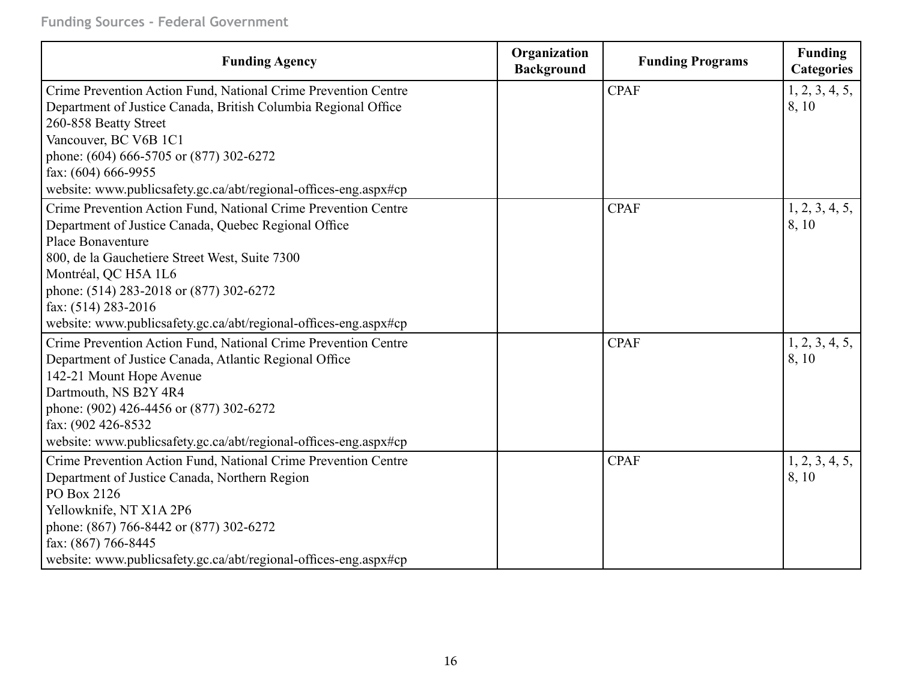| Funding Agency | Organization Background | Funding Programs | Funding Categories |
|---|---|---|---|
| Crime Prevention Action Fund, National Crime Prevention Centre<br>Department of Justice Canada, British Columbia Regional Office<br>260-858 Beatty Street<br>Vancouver, BC V6B 1C1<br>phone: (604) 666-5705 or (877) 302-6272<br>fax: (604) 666-9955<br>website: www.publicsafety.gc.ca/abt/regional-offices-eng.aspx#cp | | CPAF | 1, 2, 3, 4, 5, 8, 10 |
| Crime Prevention Action Fund, National Crime Prevention Centre<br>Department of Justice Canada, Quebec Regional Office<br>Place Bonaventure<br>800, de la Gauchetiere Street West, Suite 7300<br>Montréal, QC H5A 1L6<br>phone: (514) 283-2018 or (877) 302-6272<br>fax: (514) 283-2016<br>website: www.publicsafety.gc.ca/abt/regional-offices-eng.aspx#cp | | CPAF | 1, 2, 3, 4, 5, 8, 10 |
| Crime Prevention Action Fund, National Crime Prevention Centre<br>Department of Justice Canada, Atlantic Regional Office<br>142-21 Mount Hope Avenue<br>Dartmouth, NS B2Y 4R4<br>phone: (902) 426-4456 or (877) 302-6272<br>fax: (902 426-8532<br>website: www.publicsafety.gc.ca/abt/regional-offices-eng.aspx#cp | | CPAF | 1, 2, 3, 4, 5, 8, 10 |
| Crime Prevention Action Fund, National Crime Prevention Centre<br>Department of Justice Canada, Northern Region<br>PO Box 2126<br>Yellowknife, NT X1A 2P6<br>phone: (867) 766-8442 or (877) 302-6272<br>fax: (867) 766-8445<br>website: www.publicsafety.gc.ca/abt/regional-offices-eng.aspx#cp | | CPAF | 1, 2, 3, 4, 5, 8, 10 |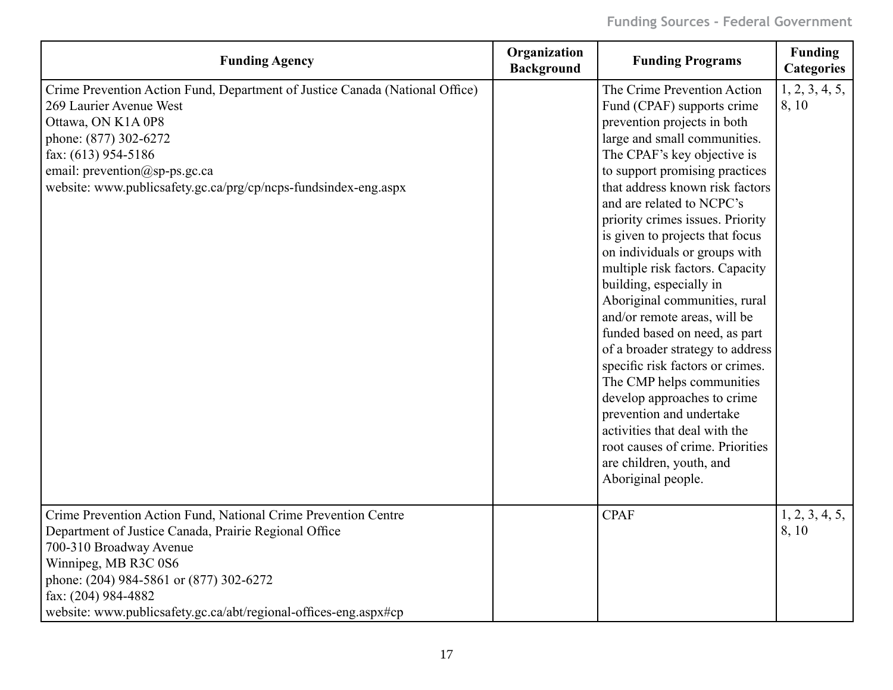| Funding Agency | Organization Background | Funding Programs | Funding Categories |
|---|---|---|---|
| Crime Prevention Action Fund, Department of Justice Canada (National Office)<br>269 Laurier Avenue West<br>Ottawa, ON K1A 0P8<br>phone: (877) 302-6272<br>fax: (613) 954-5186<br>email: prevention@sp-ps.gc.ca<br>website: www.publicsafety.gc.ca/prg/cp/ncps-fundsindex-eng.aspx | | The Crime Prevention Action Fund (CPAF) supports crime prevention projects in both large and small communities. The CPAF's key objective is to support promising practices that address known risk factors and are related to NCPC's priority crimes issues. Priority is given to projects that focus on individuals or groups with multiple risk factors. Capacity building, especially in Aboriginal communities, rural and/or remote areas, will be funded based on need, as part of a broader strategy to address specific risk factors or crimes. The CMP helps communities develop approaches to crime prevention and undertake activities that deal with the root causes of crime. Priorities are children, youth, and Aboriginal people. | 1, 2, 3, 4, 5, 8, 10 |
| Crime Prevention Action Fund, National Crime Prevention Centre<br>Department of Justice Canada, Prairie Regional Office<br>700-310 Broadway Avenue<br>Winnipeg, MB R3C 0S6<br>phone: (204) 984-5861 or (877) 302-6272<br>fax: (204) 984-4882<br>website: www.publicsafety.gc.ca/abt/regional-offices-eng.aspx#cp | | CPAF | 1, 2, 3, 4, 5, 8, 10 |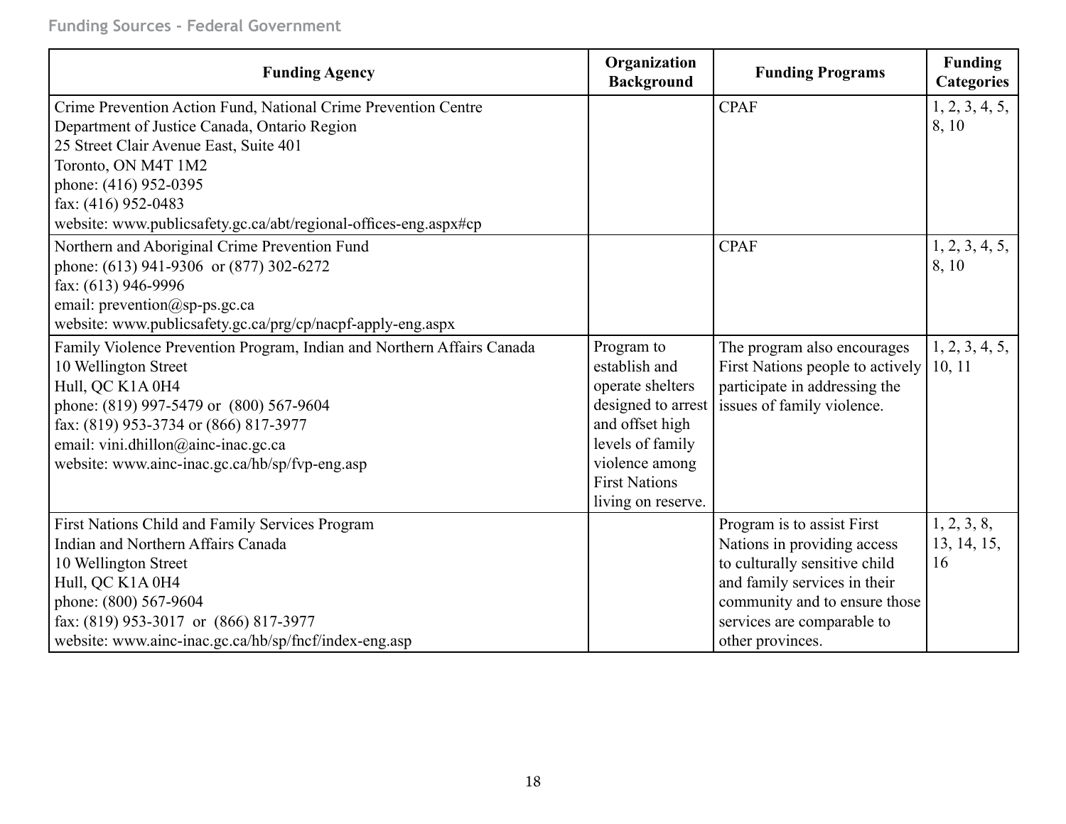| Funding Agency | Organization Background | Funding Programs | Funding Categories |
|---|---|---|---|
| Crime Prevention Action Fund, National Crime Prevention Centre<br>Department of Justice Canada, Ontario Region<br>25 Street Clair Avenue East, Suite 401<br>Toronto, ON M4T 1M2<br>phone: (416) 952-0395<br>fax: (416) 952-0483<br>website: www.publicsafety.gc.ca/abt/regional-offices-eng.aspx#cp | | CPAF | 1, 2, 3, 4, 5, 8, 10 |
| Northern and Aboriginal Crime Prevention Fund<br>phone: (613) 941-9306 or (877) 302-6272<br>fax: (613) 946-9996<br>email: prevention@sp-ps.gc.ca<br>website: www.publicsafety.gc.ca/prg/cp/nacpf-apply-eng.aspx | | CPAF | 1, 2, 3, 4, 5, 8, 10 |
| Family Violence Prevention Program, Indian and Northern Affairs Canada<br>10 Wellington Street<br>Hull, QC K1A 0H4<br>phone: (819) 997-5479 or (800) 567-9604<br>fax: (819) 953-3734 or (866) 817-3977<br>email: vini.dhillon@ainc-inac.gc.ca<br>website: www.ainc-inac.gc.ca/hb/sp/fvp-eng.asp | Program to establish and operate shelters designed to arrest and offset high levels of family violence among First Nations living on reserve. | The program also encourages First Nations people to actively participate in addressing the issues of family violence. | 1, 2, 3, 4, 5, 10, 11 |
| First Nations Child and Family Services Program<br>Indian and Northern Affairs Canada<br>10 Wellington Street<br>Hull, QC K1A 0H4<br>phone: (800) 567-9604<br>fax: (819) 953-3017 or (866) 817-3977<br>website: www.ainc-inac.gc.ca/hb/sp/fncf/index-eng.asp | | Program is to assist First Nations in providing access to culturally sensitive child and family services in their community and to ensure those services are comparable to other provinces. | 1, 2, 3, 8, 13, 14, 15, 16 |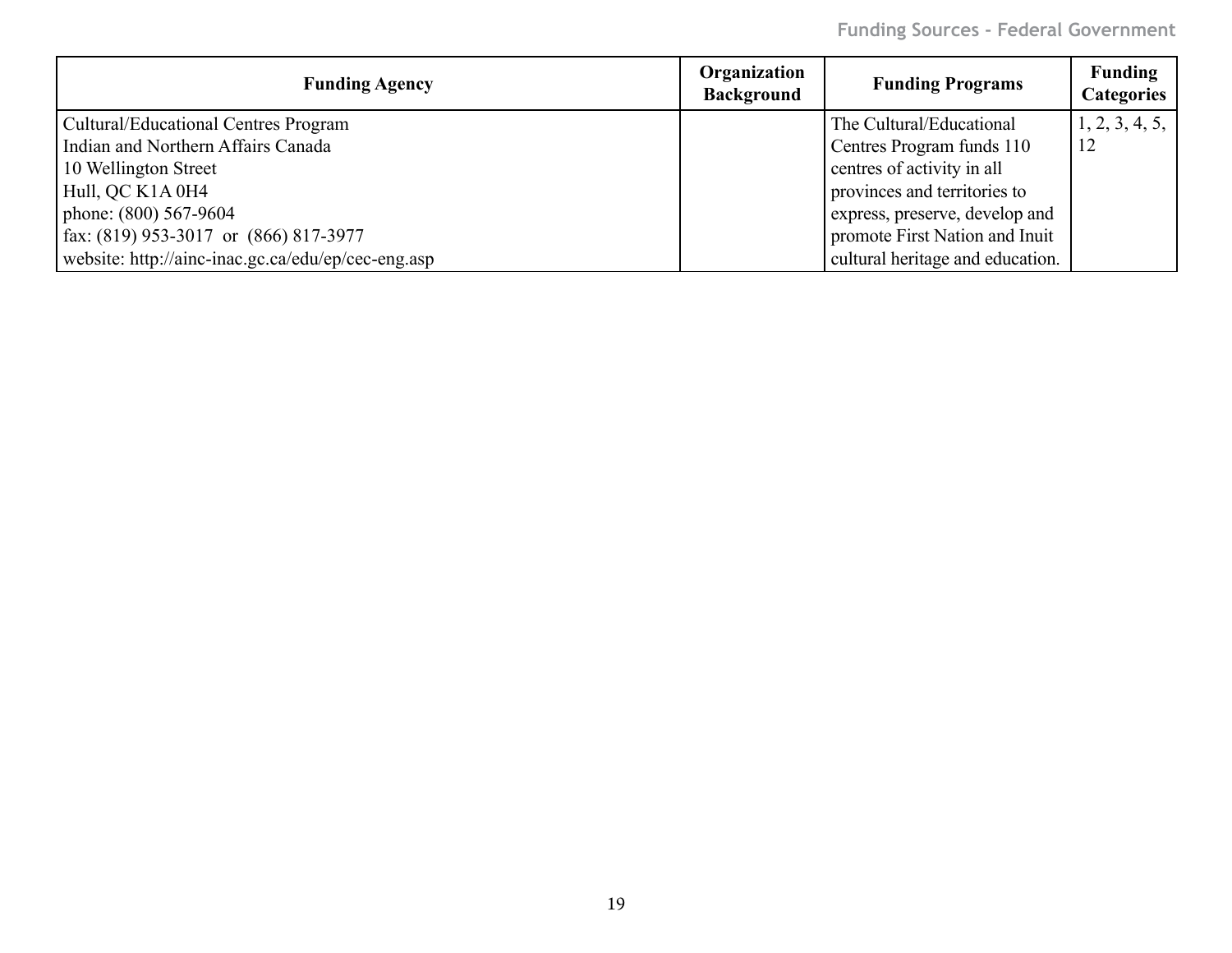| Funding Agency | Organization Background | Funding Programs | Funding Categories |
|---|---|---|---|
| Cultural/Educational Centres Program<br>Indian and Northern Affairs Canada<br>10 Wellington Street<br>Hull, QC K1A 0H4<br>phone: (800) 567-9604<br>fax: (819) 953-3017 or (866) 817-3977<br>website: http://ainc-inac.gc.ca/edu/ep/cec-eng.asp | | The Cultural/Educational Centres Program funds 110 centres of activity in all provinces and territories to express, preserve, develop and promote First Nation and Inuit cultural heritage and education. | 1, 2, 3, 4, 5, 12 |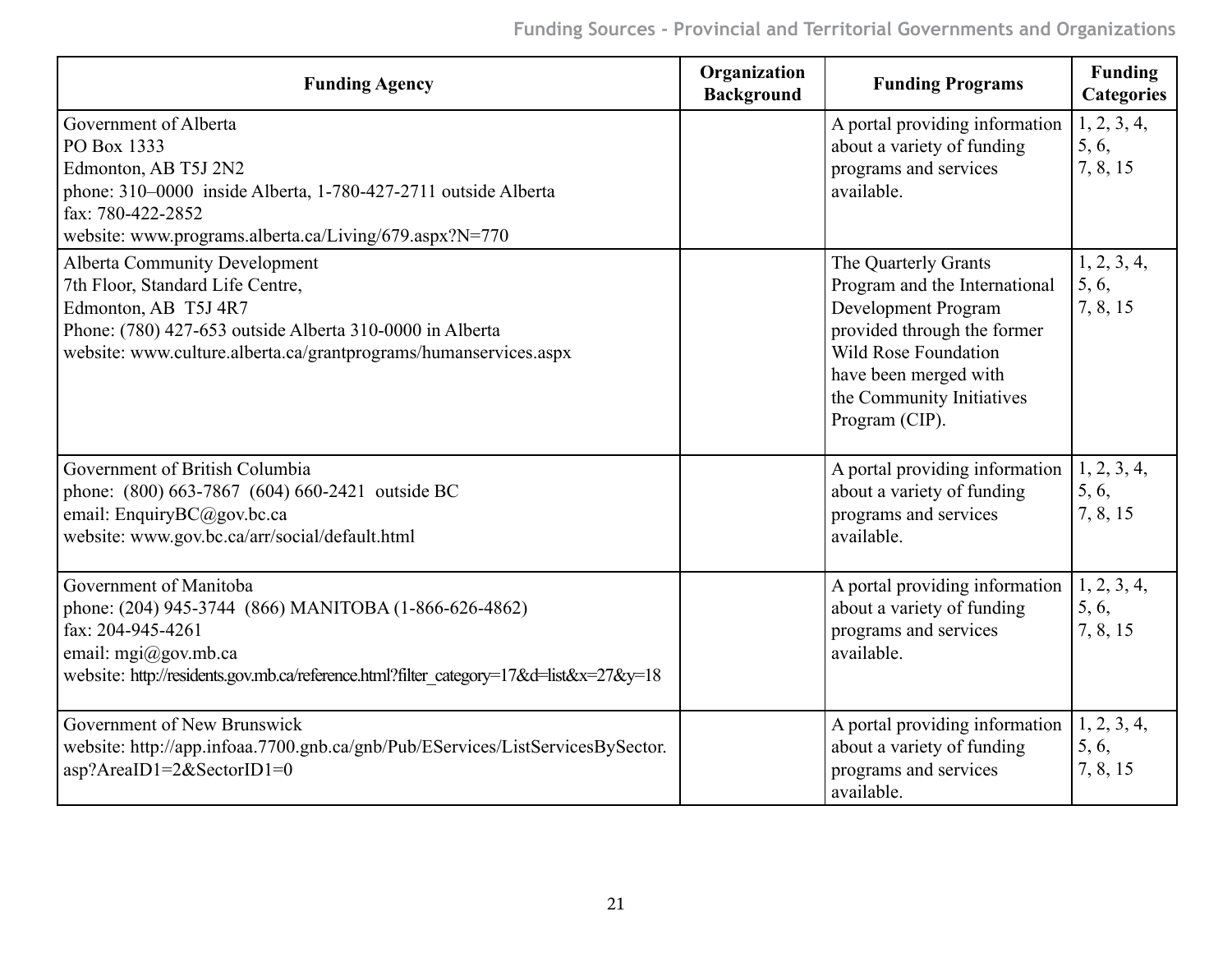| Funding Agency | Organization Background | Funding Programs | Funding Categories |
|---|---|---|---|
| Government of Alberta<br>PO Box 1333<br>Edmonton, AB T5J 2N2<br>phone: 310–0000 inside Alberta, 1-780-427-2711 outside Alberta<br>fax: 780-422-2852<br>website: www.programs.alberta.ca/Living/679.aspx?N=770 | | A portal providing information about a variety of funding programs and services available. | 1, 2, 3, 4, 5, 6, 7, 8, 15 |
| Alberta Community Development<br>7th Floor, Standard Life Centre,<br>Edmonton, AB T5J 4R7<br>Phone: (780) 427-653 outside Alberta 310-0000 in Alberta<br>website: www.culture.alberta.ca/grantprograms/humanservices.aspx | | The Quarterly Grants Program and the International Development Program provided through the former Wild Rose Foundation have been merged with the Community Initiatives Program (CIP). | 1, 2, 3, 4, 5, 6, 7, 8, 15 |
| Government of British Columbia<br>phone: (800) 663-7867 (604) 660-2421 outside BC<br>email: EnquiryBC@gov.bc.ca<br>website: www.gov.bc.ca/arr/social/default.html | | A portal providing information about a variety of funding programs and services available. | 1, 2, 3, 4, 5, 6, 7, 8, 15 |
| Government of Manitoba<br>phone: (204) 945-3744 (866) MANITOBA (1-866-626-4862)<br>fax: 204-945-4261<br>email: mgi@gov.mb.ca<br>website: http://residents.gov.mb.ca/reference.html?filter_category=17&d=list&x=27&y=18 | | A portal providing information about a variety of funding programs and services available. | 1, 2, 3, 4, 5, 6, 7, 8, 15 |
| Government of New Brunswick<br>website: http://app.infoaa.7700.gnb.ca/gnb/Pub/EServices/ListServicesBySector.asp?AreaID1=2&SectorID1=0 | | A portal providing information about a variety of funding programs and services available. | 1, 2, 3, 4, 5, 6, 7, 8, 15 |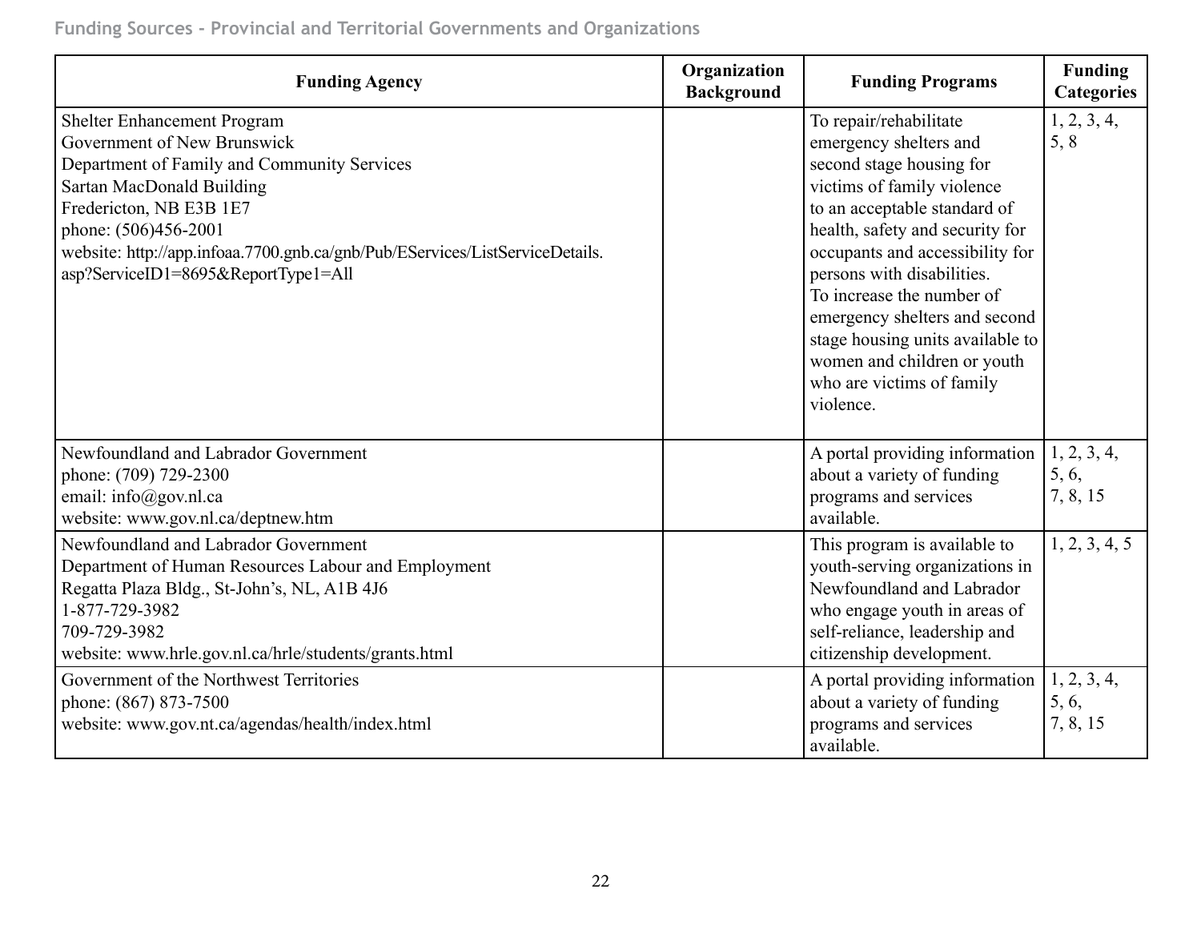Funding Sources - Provincial and Territorial Governments and Organizations

| Funding Agency | Organization Background | Funding Programs | Funding Categories |
|---|---|---|---|
| Shelter Enhancement Program<br>Government of New Brunswick<br>Department of Family and Community Services<br>Sartan MacDonald Building<br>Fredericton, NB E3B 1E7<br>phone: (506)456-2001<br>website: http://app.infoaa.7700.gnb.ca/gnb/Pub/EServices/ListServiceDetails.asp?ServiceID1=8695&ReportType1=All | | To repair/rehabilitate emergency shelters and second stage housing for victims of family violence to an acceptable standard of health, safety and security for occupants and accessibility for persons with disabilities.<br>To increase the number of emergency shelters and second stage housing units available to women and children or youth who are victims of family violence. | 1, 2, 3, 4, 5, 8 |
| Newfoundland and Labrador Government<br>phone: (709) 729-2300<br>email: info@gov.nl.ca<br>website: www.gov.nl.ca/deptnew.htm | | A portal providing information about a variety of funding programs and services available. | 1, 2, 3, 4, 5, 6, 7, 8, 15 |
| Newfoundland and Labrador Government<br>Department of Human Resources Labour and Employment<br>Regatta Plaza Bldg., St-John's, NL, A1B 4J6<br>1-877-729-3982<br>709-729-3982<br>website: www.hrle.gov.nl.ca/hrle/students/grants.html | | This program is available to youth-serving organizations in Newfoundland and Labrador who engage youth in areas of self-reliance, leadership and citizenship development. | 1, 2, 3, 4, 5 |
| Government of the Northwest Territories<br>phone: (867) 873-7500<br>website: www.gov.nt.ca/agendas/health/index.html | | A portal providing information about a variety of funding programs and services available. | 1, 2, 3, 4, 5, 6, 7, 8, 15 |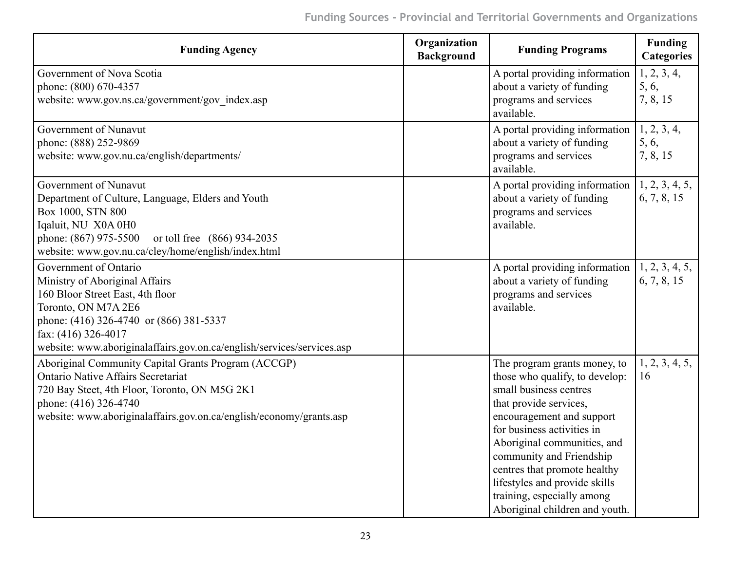| Funding Agency | Organization Background | Funding Programs | Funding Categories |
|---|---|---|---|
| Government of Nova Scotia<br>phone: (800) 670-4357<br>website: www.gov.ns.ca/government/gov_index.asp | | A portal providing information about a variety of funding programs and services available. | 1, 2, 3, 4, 5, 6, 7, 8, 15 |
| Government of Nunavut<br>phone: (888) 252-9869<br>website: www.gov.nu.ca/english/departments/ | | A portal providing information about a variety of funding programs and services available. | 1, 2, 3, 4, 5, 6, 7, 8, 15 |
| Government of Nunavut<br>Department of Culture, Language, Elders and Youth<br>Box 1000, STN 800<br>Iqaluit, NU X0A 0H0<br>phone: (867) 975-5500 or toll free (866) 934-2035<br>website: www.gov.nu.ca/cley/home/english/index.html | | A portal providing information about a variety of funding programs and services available. | 1, 2, 3, 4, 5, 6, 7, 8, 15 |
| Government of Ontario<br>Ministry of Aboriginal Affairs<br>160 Bloor Street East, 4th floor<br>Toronto, ON M7A 2E6<br>phone: (416) 326-4740 or (866) 381-5337<br>fax: (416) 326-4017<br>website: www.aboriginalaffairs.gov.on.ca/english/services/services.asp | | A portal providing information about a variety of funding programs and services available. | 1, 2, 3, 4, 5, 6, 7, 8, 15 |
| Aboriginal Community Capital Grants Program (ACCGP)<br>Ontario Native Affairs Secretariat<br>720 Bay Steet, 4th Floor, Toronto, ON M5G 2K1<br>phone: (416) 326-4740<br>website: www.aboriginalaffairs.gov.on.ca/english/economy/grants.asp | | The program grants money, to those who qualify, to develop: small business centres that provide services, encouragement and support for business activities in Aboriginal communities, and community and Friendship centres that promote healthy lifestyles and provide skills training, especially among Aboriginal children and youth. | 1, 2, 3, 4, 5, 16 |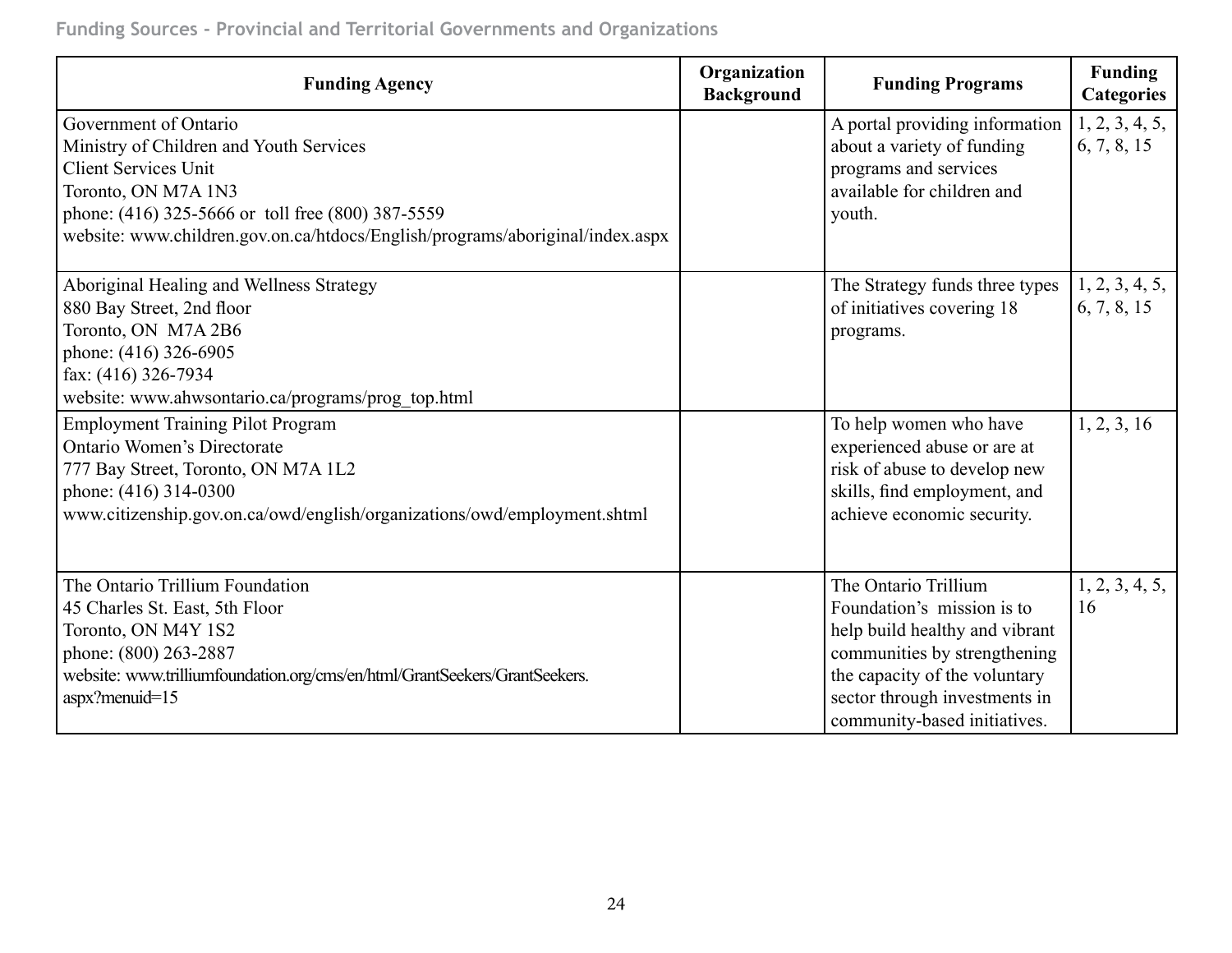Funding Sources - Provincial and Territorial Governments and Organizations

| Funding Agency | Organization Background | Funding Programs | Funding Categories |
|---|---|---|---|
| Government of Ontario<br>Ministry of Children and Youth Services<br>Client Services Unit<br>Toronto, ON M7A 1N3<br>phone: (416) 325-5666 or toll free (800) 387-5559<br>website: www.children.gov.on.ca/htdocs/English/programs/aboriginal/index.aspx | | A portal providing information about a variety of funding programs and services available for children and youth. | 1, 2, 3, 4, 5, 6, 7, 8, 15 |
| Aboriginal Healing and Wellness Strategy<br>880 Bay Street, 2nd floor<br>Toronto, ON M7A 2B6<br>phone: (416) 326-6905<br>fax: (416) 326-7934<br>website: www.ahwsontario.ca/programs/prog_top.html | | The Strategy funds three types of initiatives covering 18 programs. | 1, 2, 3, 4, 5, 6, 7, 8, 15 |
| Employment Training Pilot Program<br>Ontario Women's Directorate<br>777 Bay Street, Toronto, ON M7A 1L2<br>phone: (416) 314-0300<br>www.citizenship.gov.on.ca/owd/english/organizations/owd/employment.shtml | | To help women who have experienced abuse or are at risk of abuse to develop new skills, find employment, and achieve economic security. | 1, 2, 3, 16 |
| The Ontario Trillium Foundation<br>45 Charles St. East, 5th Floor<br>Toronto, ON M4Y 1S2<br>phone: (800) 263-2887<br>website: www.trilliumfoundation.org/cms/en/html/GrantSeekers/GrantSeekers.aspx?menuid=15 | | The Ontario Trillium Foundation's mission is to help build healthy and vibrant communities by strengthening the capacity of the voluntary sector through investments in community-based initiatives. | 1, 2, 3, 4, 5, 16 |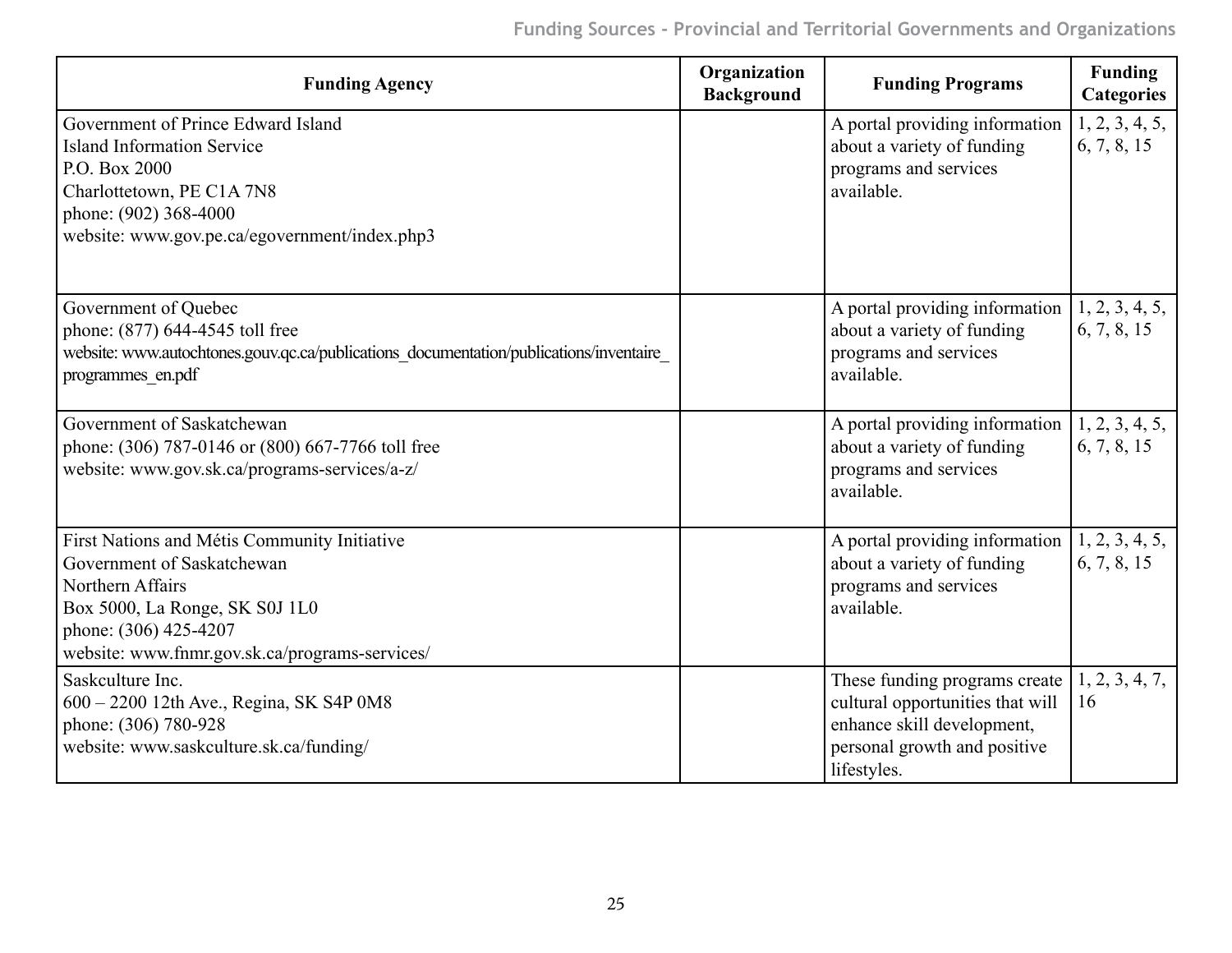| Funding Agency | Organization Background | Funding Programs | Funding Categories |
|---|---|---|---|
| Government of Prince Edward Island<br>Island Information Service<br>P.O. Box 2000<br>Charlottetown, PE C1A 7N8<br>phone: (902) 368-4000<br>website: www.gov.pe.ca/egovernment/index.php3 | | A portal providing information about a variety of funding programs and services available. | 1, 2, 3, 4, 5, 6, 7, 8, 15 |
| Government of Quebec<br>phone: (877) 644-4545 toll free<br>website: www.autochtones.gouv.qc.ca/publications_documentation/publications/inventaire_programmes_en.pdf | | A portal providing information about a variety of funding programs and services available. | 1, 2, 3, 4, 5, 6, 7, 8, 15 |
| Government of Saskatchewan<br>phone: (306) 787-0146 or (800) 667-7766 toll free<br>website: www.gov.sk.ca/programs-services/a-z/ | | A portal providing information about a variety of funding programs and services available. | 1, 2, 3, 4, 5, 6, 7, 8, 15 |
| First Nations and Métis Community Initiative<br>Government of Saskatchewan<br>Northern Affairs<br>Box 5000, La Ronge, SK S0J 1L0<br>phone: (306) 425-4207<br>website: www.fnmr.gov.sk.ca/programs-services/ | | A portal providing information about a variety of funding programs and services available. | 1, 2, 3, 4, 5, 6, 7, 8, 15 |
| Saskculture Inc.<br>600 – 2200 12th Ave., Regina, SK S4P 0M8<br>phone: (306) 780-928<br>website: www.saskculture.sk.ca/funding/ | | These funding programs create cultural opportunities that will enhance skill development, personal growth and positive lifestyles. | 1, 2, 3, 4, 7, 16 |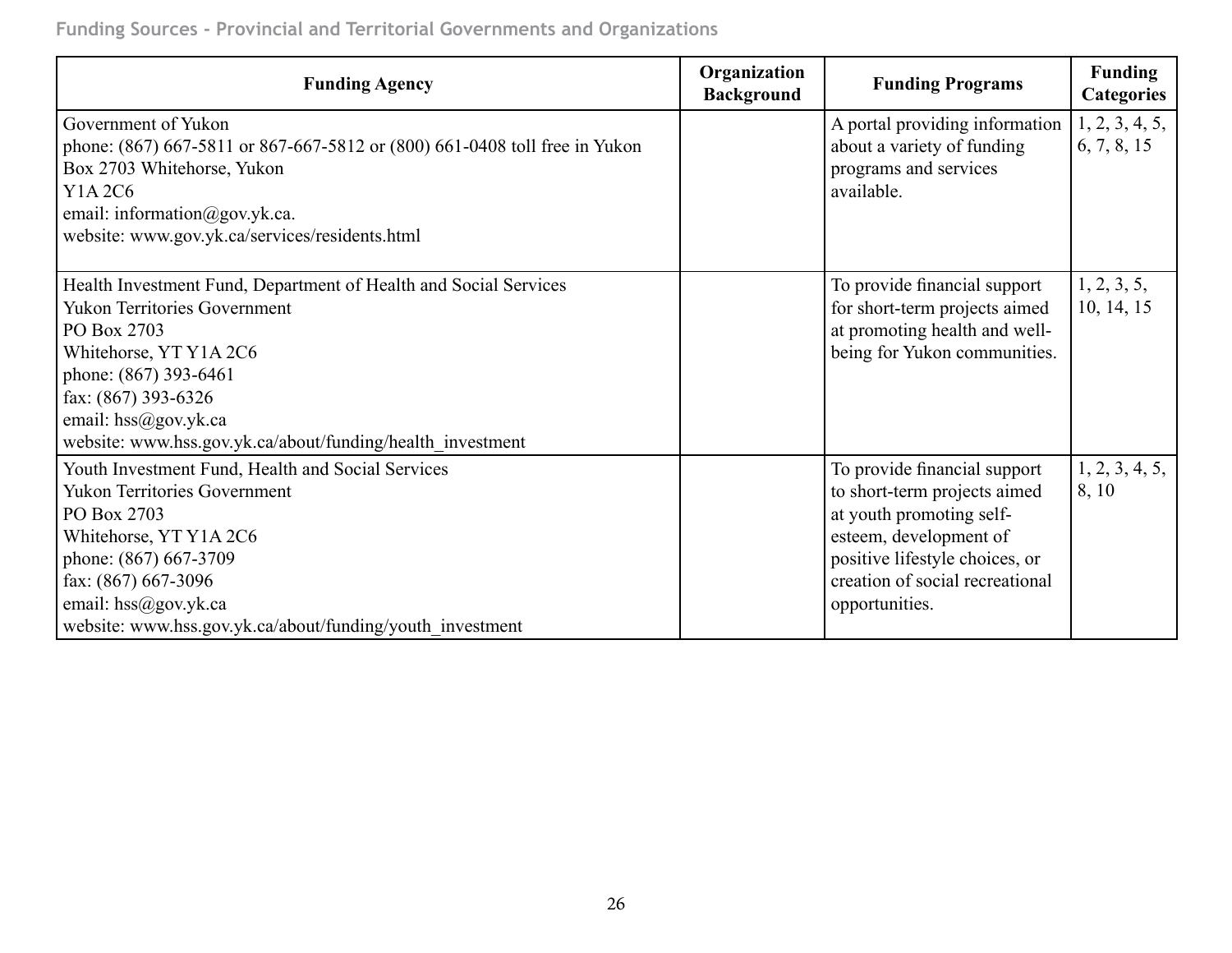Funding Sources - Provincial and Territorial Governments and Organizations

| Funding Agency | Organization Background | Funding Programs | Funding Categories |
| --- | --- | --- | --- |
| Government of Yukon<br>phone: (867) 667-5811 or 867-667-5812 or (800) 661-0408 toll free in Yukon<br>Box 2703 Whitehorse, Yukon<br>Y1A 2C6<br>email: information@gov.yk.ca.<br>website: www.gov.yk.ca/services/residents.html | | A portal providing information about a variety of funding programs and services available. | 1, 2, 3, 4, 5, 6, 7, 8, 15 |
| Health Investment Fund, Department of Health and Social Services<br>Yukon Territories Government<br>PO Box 2703<br>Whitehorse, YT Y1A 2C6<br>phone: (867) 393-6461<br>fax: (867) 393-6326<br>email: hss@gov.yk.ca<br>website: www.hss.gov.yk.ca/about/funding/health_investment | | To provide financial support for short-term projects aimed at promoting health and well-being for Yukon communities. | 1, 2, 3, 5, 10, 14, 15 |
| Youth Investment Fund, Health and Social Services<br>Yukon Territories Government<br>PO Box 2703<br>Whitehorse, YT Y1A 2C6<br>phone: (867) 667-3709<br>fax: (867) 667-3096<br>email: hss@gov.yk.ca<br>website: www.hss.gov.yk.ca/about/funding/youth_investment | | To provide financial support to short-term projects aimed at youth promoting self-esteem, development of positive lifestyle choices, or creation of social recreational opportunities. | 1, 2, 3, 4, 5, 8, 10 |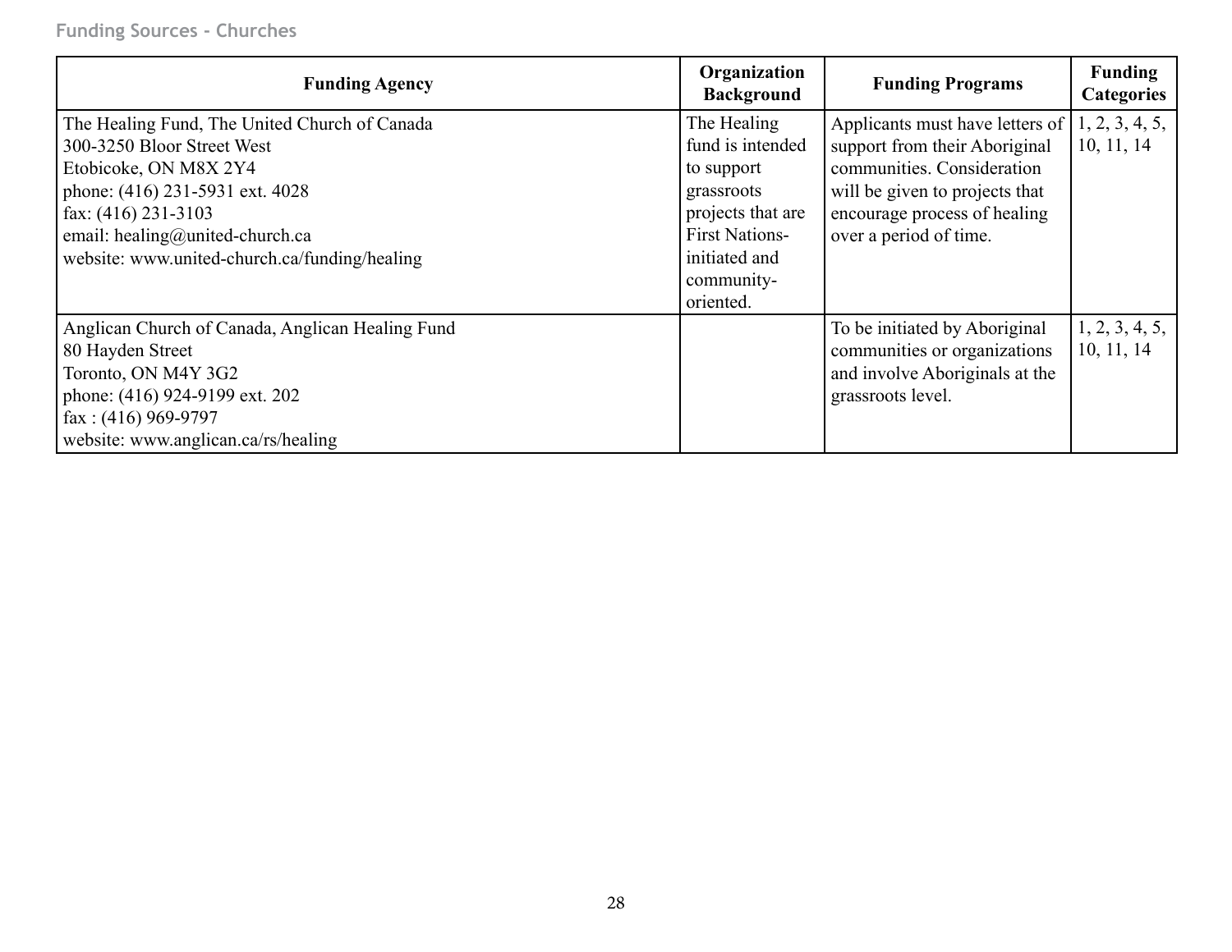Funding Sources - Churches

| Funding Agency | Organization Background | Funding Programs | Funding Categories |
|---|---|---|---|
| The Healing Fund, The United Church of Canada<br>300-3250 Bloor Street West<br>Etobicoke, ON M8X 2Y4<br>phone: (416) 231-5931 ext. 4028<br>fax: (416) 231-3103<br>email: healing@united-church.ca<br>website: www.united-church.ca/funding/healing | The Healing fund is intended to support grassroots projects that are First Nations-initiated and community-oriented. | Applicants must have letters of support from their Aboriginal communities. Consideration will be given to projects that encourage process of healing over a period of time. | 1, 2, 3, 4, 5, 10, 11, 14 |
| Anglican Church of Canada, Anglican Healing Fund<br>80 Hayden Street<br>Toronto, ON M4Y 3G2<br>phone: (416) 924-9199 ext. 202<br>fax : (416) 969-9797<br>website: www.anglican.ca/rs/healing | | To be initiated by Aboriginal communities or organizations and involve Aboriginals at the grassroots level. | 1, 2, 3, 4, 5, 10, 11, 14 |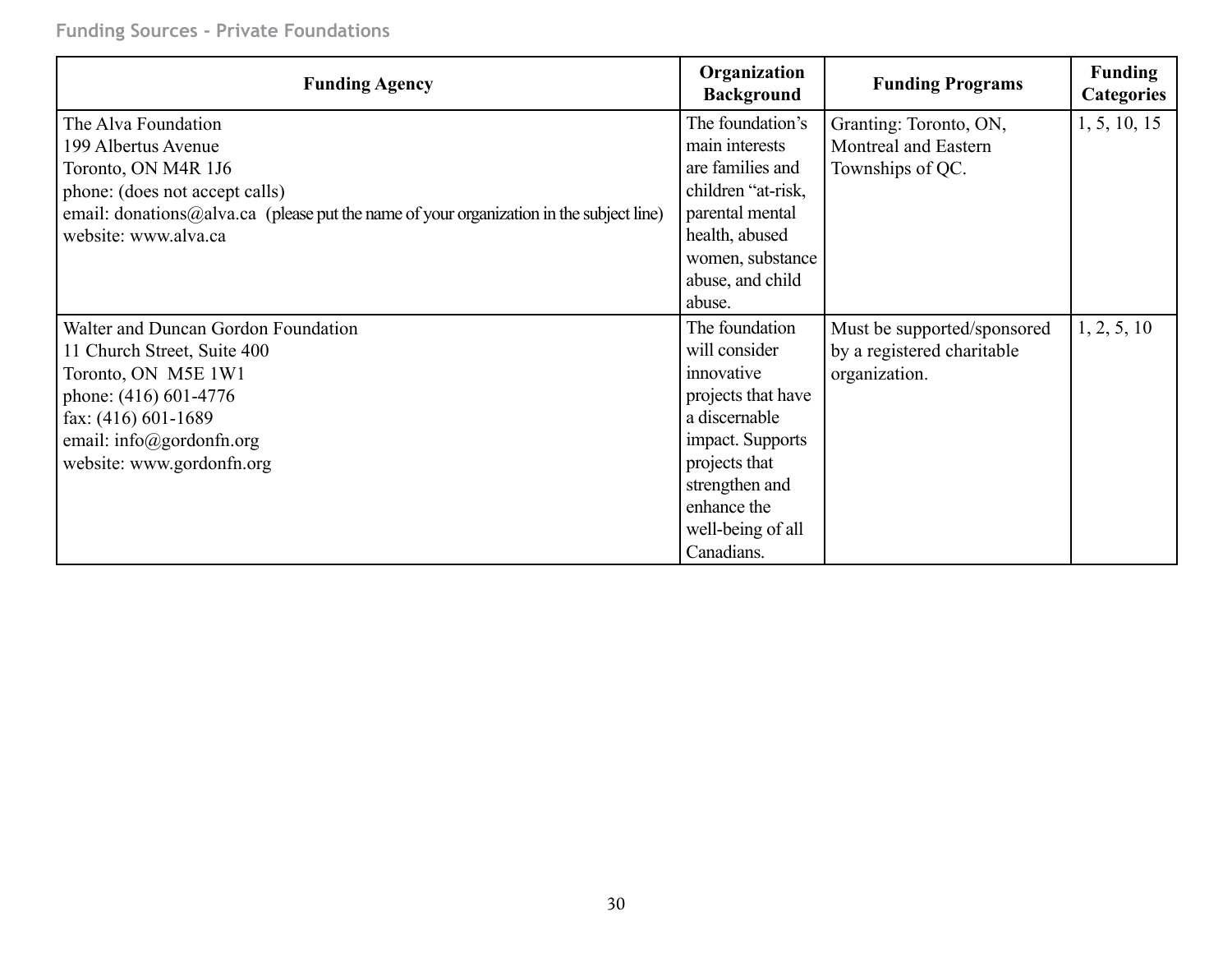Funding Sources - Private Foundations

| Funding Agency | Organization Background | Funding Programs | Funding Categories |
|---|---|---|---|
| The Alva Foundation<br>199 Albertus Avenue<br>Toronto, ON M4R 1J6<br>phone: (does not accept calls)<br>email: donations@alva.ca (please put the name of your organization in the subject line)<br>website: www.alva.ca | The foundation's main interests are families and children "at-risk, parental mental health, abused women, substance abuse, and child abuse. | Granting: Toronto, ON, Montreal and Eastern Townships of QC. | 1, 5, 10, 15 |
| Walter and Duncan Gordon Foundation<br>11 Church Street, Suite 400<br>Toronto, ON M5E 1W1<br>phone: (416) 601-4776<br>fax: (416) 601-1689<br>email: info@gordonfn.org<br>website: www.gordonfn.org | The foundation will consider innovative projects that have a discernable impact. Supports projects that strengthen and enhance the well-being of all Canadians. | Must be supported/sponsored by a registered charitable organization. | 1, 2, 5, 10 |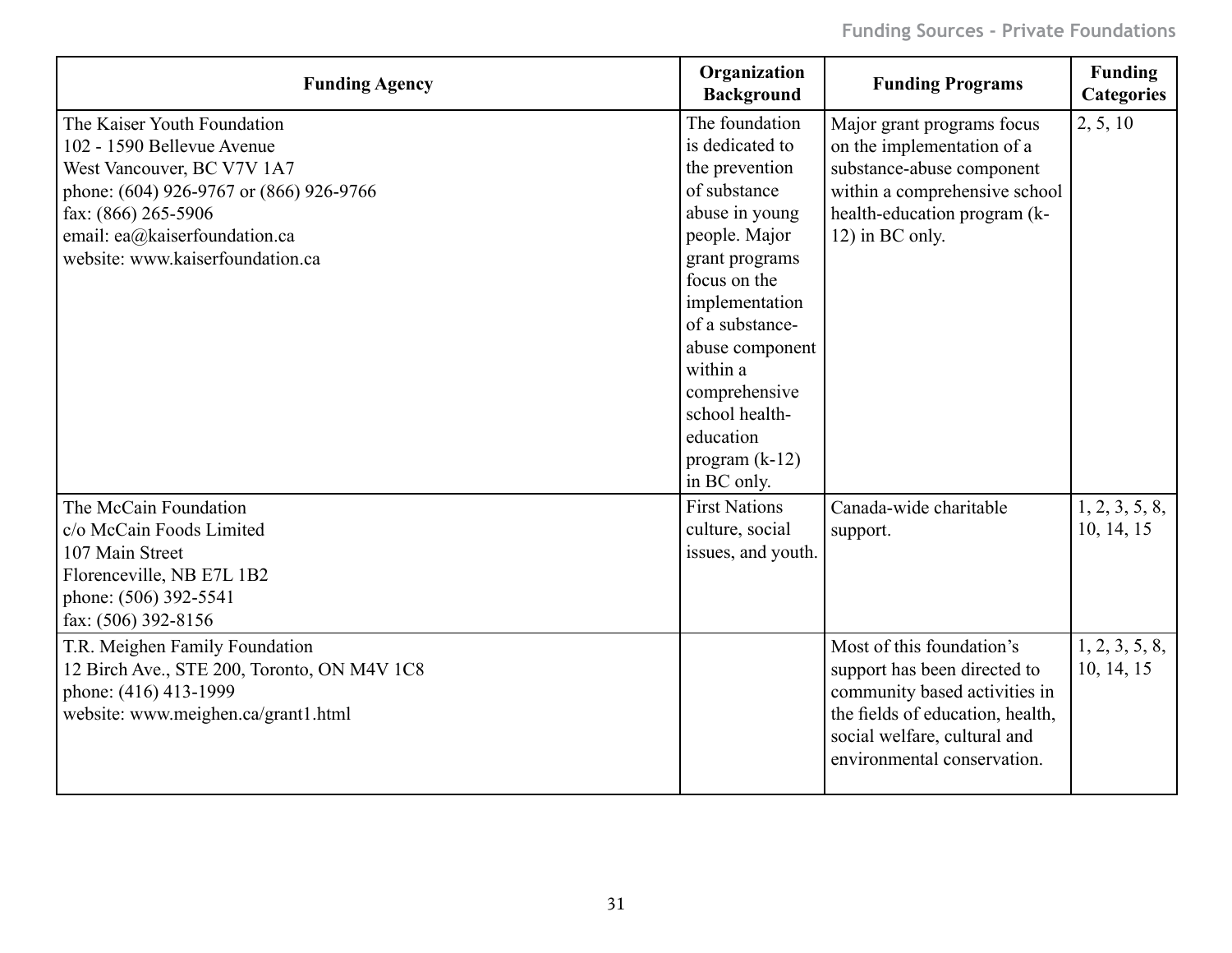| Funding Agency | Organization Background | Funding Programs | Funding Categories |
|---|---|---|---|
| The Kaiser Youth Foundation<br>102 - 1590 Bellevue Avenue<br>West Vancouver, BC V7V 1A7<br>phone: (604) 926-9767 or (866) 926-9766<br>fax: (866) 265-5906<br>email: ea@kaiserfoundation.ca<br>website: www.kaiserfoundation.ca | The foundation is dedicated to the prevention of substance abuse in young people. Major grant programs focus on the implementation of a substance-abuse component within a comprehensive school health-education program (k-12) in BC only. | Major grant programs focus on the implementation of a substance-abuse component within a comprehensive school health-education program (k-12) in BC only. | 2, 5, 10 |
| The McCain Foundation<br>c/o McCain Foods Limited<br>107 Main Street<br>Florenceville, NB E7L 1B2<br>phone: (506) 392-5541<br>fax: (506) 392-8156 | First Nations culture, social issues, and youth. | Canada-wide charitable support. | 1, 2, 3, 5, 8, 10, 14, 15 |
| T.R. Meighen Family Foundation<br>12 Birch Ave., STE 200, Toronto, ON M4V 1C8<br>phone: (416) 413-1999<br>website: www.meighen.ca/grant1.html | | Most of this foundation's support has been directed to community based activities in the fields of education, health, social welfare, cultural and environmental conservation. | 1, 2, 3, 5, 8, 10, 14, 15 |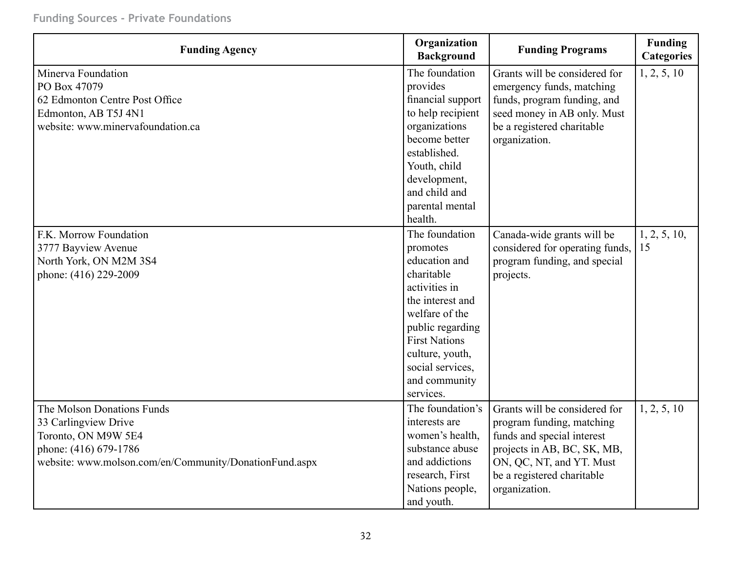| Funding Agency | Organization Background | Funding Programs | Funding Categories |
|---|---|---|---|
| Minerva Foundation<br>PO Box 47079<br>62 Edmonton Centre Post Office<br>Edmonton, AB T5J 4N1<br>website: www.minervafoundation.ca | The foundation provides financial support to help recipient organizations become better established. Youth, child development, and child and parental mental health. | Grants will be considered for emergency funds, matching funds, program funding, and seed money in AB only. Must be a registered charitable organization. | 1, 2, 5, 10 |
| F.K. Morrow Foundation<br>3777 Bayview Avenue<br>North York, ON M2M 3S4<br>phone: (416) 229-2009 | The foundation promotes education and charitable activities in the interest and welfare of the public regarding First Nations culture, youth, social services, and community services. | Canada-wide grants will be considered for operating funds, program funding, and special projects. | 1, 2, 5, 10, 15 |
| The Molson Donations Funds<br>33 Carlingview Drive<br>Toronto, ON M9W 5E4<br>phone: (416) 679-1786<br>website: www.molson.com/en/Community/DonationFund.aspx | The foundation's interests are women's health, substance abuse and addictions research, First Nations people, and youth. | Grants will be considered for program funding, matching funds and special interest projects in AB, BC, SK, MB, ON, QC, NT, and YT. Must be a registered charitable organization. | 1, 2, 5, 10 |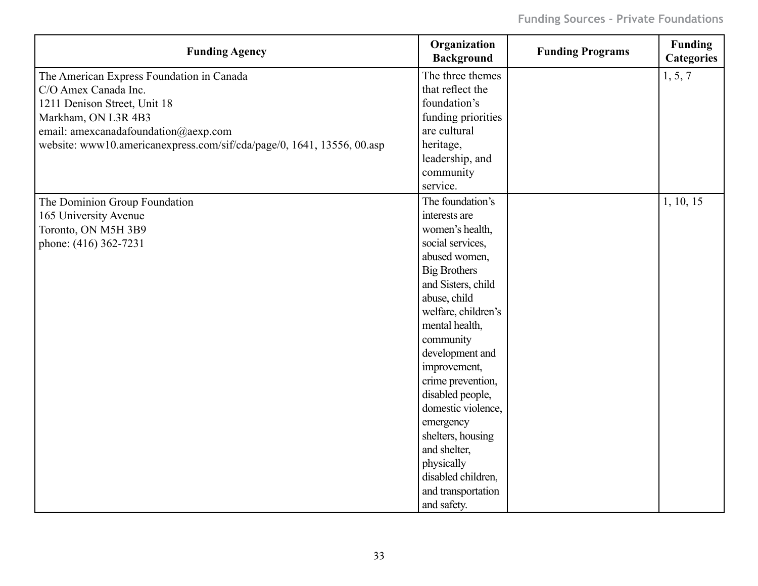| Funding Agency | Organization Background | Funding Programs | Funding Categories |
|---|---|---|---|
| The American Express Foundation in Canada<br>C/O Amex Canada Inc.<br>1211 Denison Street, Unit 18<br>Markham, ON L3R 4B3<br>email: amexcanadafoundation@aexp.com<br>website: www10.americanexpress.com/sif/cda/page/0, 1641, 13556, 00.asp | The three themes that reflect the foundation's funding priorities are cultural heritage, leadership, and community service. | | 1, 5, 7 |
| The Dominion Group Foundation<br>165 University Avenue<br>Toronto, ON M5H 3B9<br>phone: (416) 362-7231 | The foundation's interests are women's health, social services, abused women, Big Brothers and Sisters, child abuse, child welfare, children's mental health, community development and improvement, crime prevention, disabled people, domestic violence, emergency shelters, housing and shelter, physically disabled children, and transportation and safety. | | 1, 10, 15 |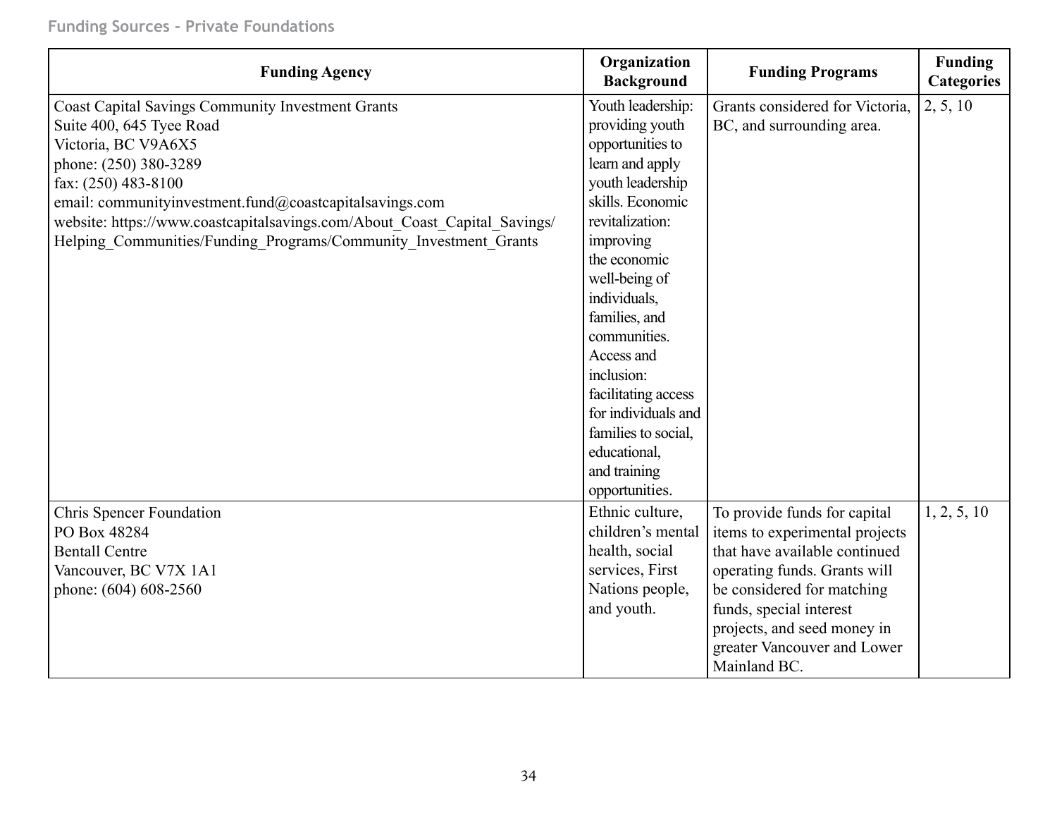Funding Sources - Private Foundations

| Funding Agency | Organization Background | Funding Programs | Funding Categories |
|---|---|---|---|
| Coast Capital Savings Community Investment Grants<br>Suite 400, 645 Tyee Road<br>Victoria, BC V9A6X5<br>phone: (250) 380-3289<br>fax: (250) 483-8100<br>email: communityinvestment.fund@coastcapitalsavings.com<br>website: https://www.coastcapitalsavings.com/About_Coast_Capital_Savings/Helping_Communities/Funding_Programs/Community_Investment_Grants | Youth leadership: providing youth opportunities to learn and apply youth leadership skills. Economic revitalization: improving the economic well-being of individuals, families, and communities. Access and inclusion: facilitating access for individuals and families to social, educational, and training opportunities. | Grants considered for Victoria, BC, and surrounding area. | 2, 5, 10 |
| Chris Spencer Foundation<br>PO Box 48284<br>Bentall Centre<br>Vancouver, BC V7X 1A1<br>phone: (604) 608-2560 | Ethnic culture, children's mental health, social services, First Nations people, and youth. | To provide funds for capital items to experimental projects that have available continued operating funds. Grants will be considered for matching funds, special interest projects, and seed money in greater Vancouver and Lower Mainland BC. | 1, 2, 5, 10 |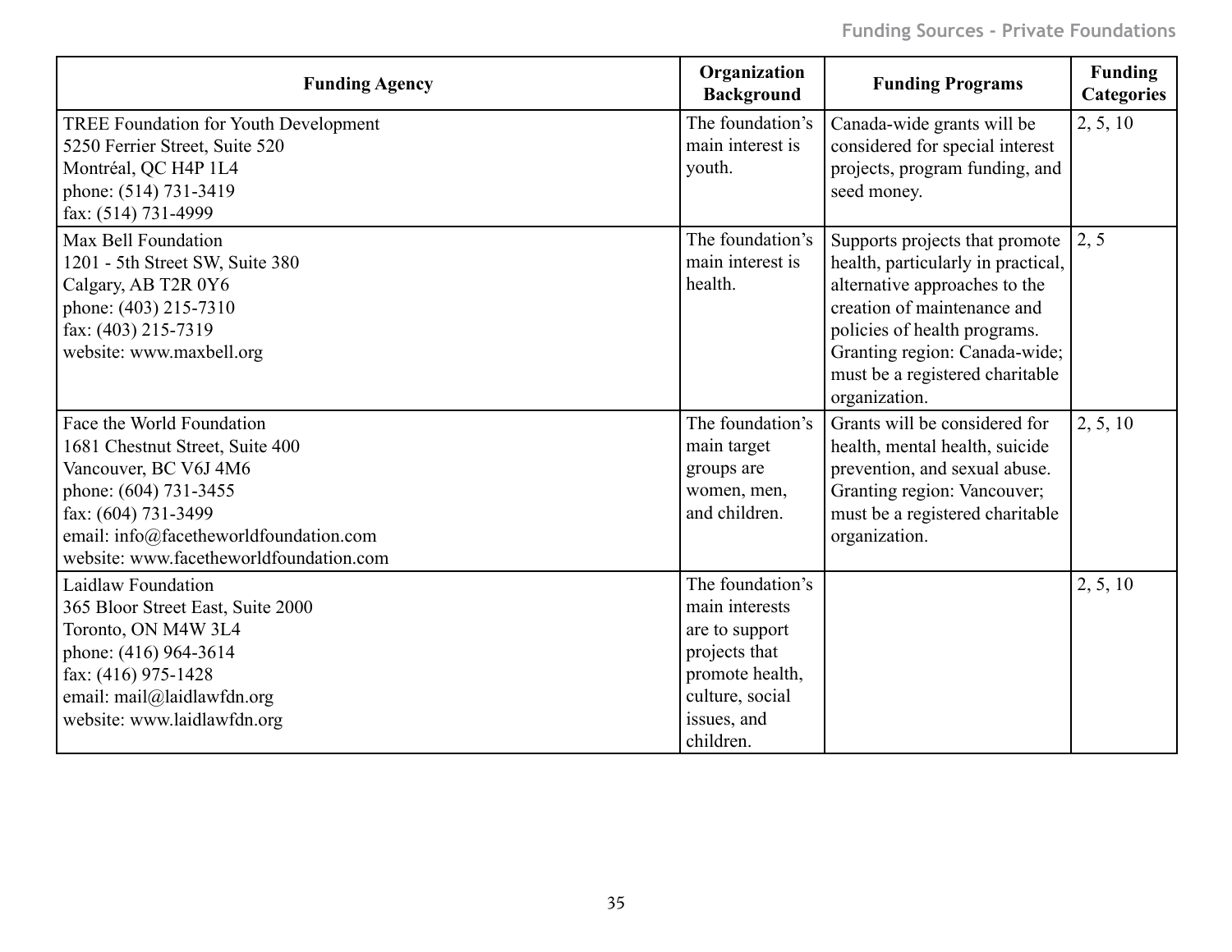| Funding Agency | Organization Background | Funding Programs | Funding Categories |
|---|---|---|---|
| TREE Foundation for Youth Development<br>5250 Ferrier Street, Suite 520<br>Montréal, QC H4P 1L4<br>phone: (514) 731-3419<br>fax: (514) 731-4999 | The foundation's main interest is youth. | Canada-wide grants will be considered for special interest projects, program funding, and seed money. | 2, 5, 10 |
| Max Bell Foundation<br>1201 - 5th Street SW, Suite 380<br>Calgary, AB T2R 0Y6<br>phone: (403) 215-7310<br>fax: (403) 215-7319<br>website: www.maxbell.org | The foundation's main interest is health. | Supports projects that promote health, particularly in practical, alternative approaches to the creation of maintenance and policies of health programs. Granting region: Canada-wide; must be a registered charitable organization. | 2, 5 |
| Face the World Foundation<br>1681 Chestnut Street, Suite 400<br>Vancouver, BC V6J 4M6<br>phone: (604) 731-3455<br>fax: (604) 731-3499<br>email: info@facetheworldfoundation.com<br>website: www.facetheworldfoundation.com | The foundation's main target groups are women, men, and children. | Grants will be considered for health, mental health, suicide prevention, and sexual abuse. Granting region: Vancouver; must be a registered charitable organization. | 2, 5, 10 |
| Laidlaw Foundation<br>365 Bloor Street East, Suite 2000<br>Toronto, ON M4W 3L4<br>phone: (416) 964-3614<br>fax: (416) 975-1428<br>email: mail@laidlawfdn.org<br>website: www.laidlawfdn.org | The foundation's main interests are to support projects that promote health, culture, social issues, and children. | | 2, 5, 10 |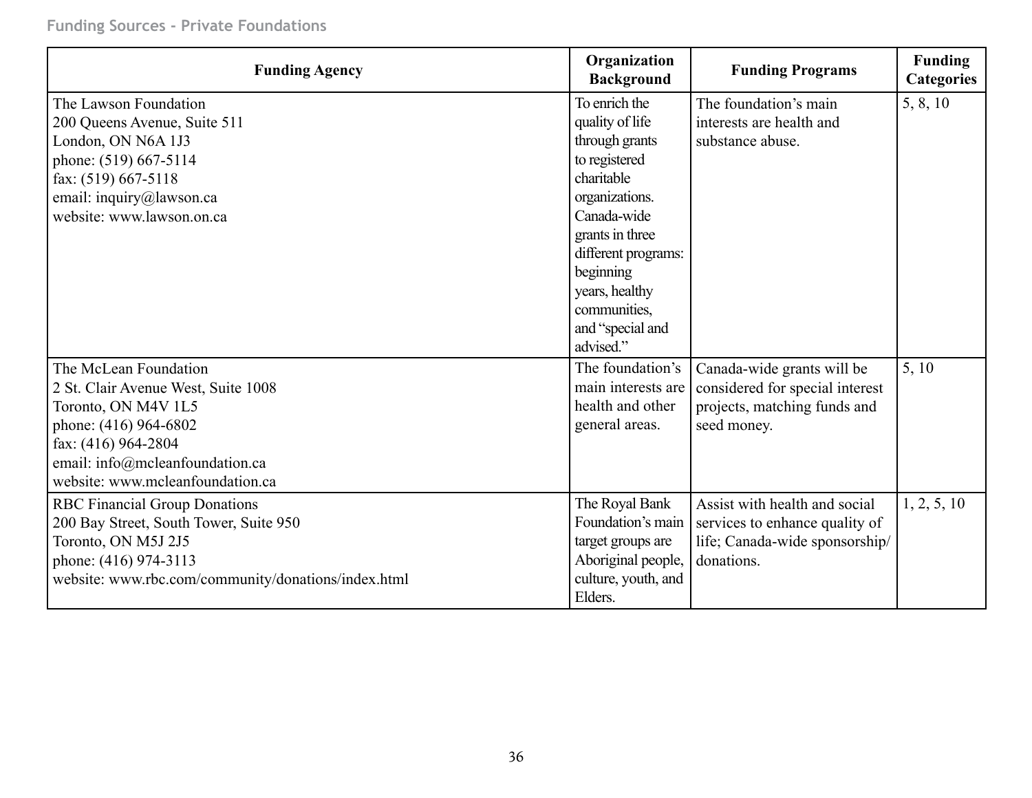| Funding Agency | Organization Background | Funding Programs | Funding Categories |
|---|---|---|---|
| The Lawson Foundation<br>200 Queens Avenue, Suite 511<br>London, ON N6A 1J3<br>phone: (519) 667-5114<br>fax: (519) 667-5118<br>email: inquiry@lawson.ca<br>website: www.lawson.on.ca | To enrich the quality of life through grants to registered charitable organizations. Canada-wide grants in three different programs: beginning years, healthy communities, and "special and advised." | The foundation's main interests are health and substance abuse. | 5, 8, 10 |
| The McLean Foundation<br>2 St. Clair Avenue West, Suite 1008<br>Toronto, ON M4V 1L5<br>phone: (416) 964-6802<br>fax: (416) 964-2804<br>email: info@mcleanfoundation.ca<br>website: www.mcleanfoundation.ca | The foundation's main interests are health and other general areas. | Canada-wide grants will be considered for special interest projects, matching funds and seed money. | 5, 10 |
| RBC Financial Group Donations<br>200 Bay Street, South Tower, Suite 950<br>Toronto, ON M5J 2J5<br>phone: (416) 974-3113<br>website: www.rbc.com/community/donations/index.html | The Royal Bank Foundation's main target groups are Aboriginal people, culture, youth, and Elders. | Assist with health and social services to enhance quality of life; Canada-wide sponsorship/ donations. | 1, 2, 5, 10 |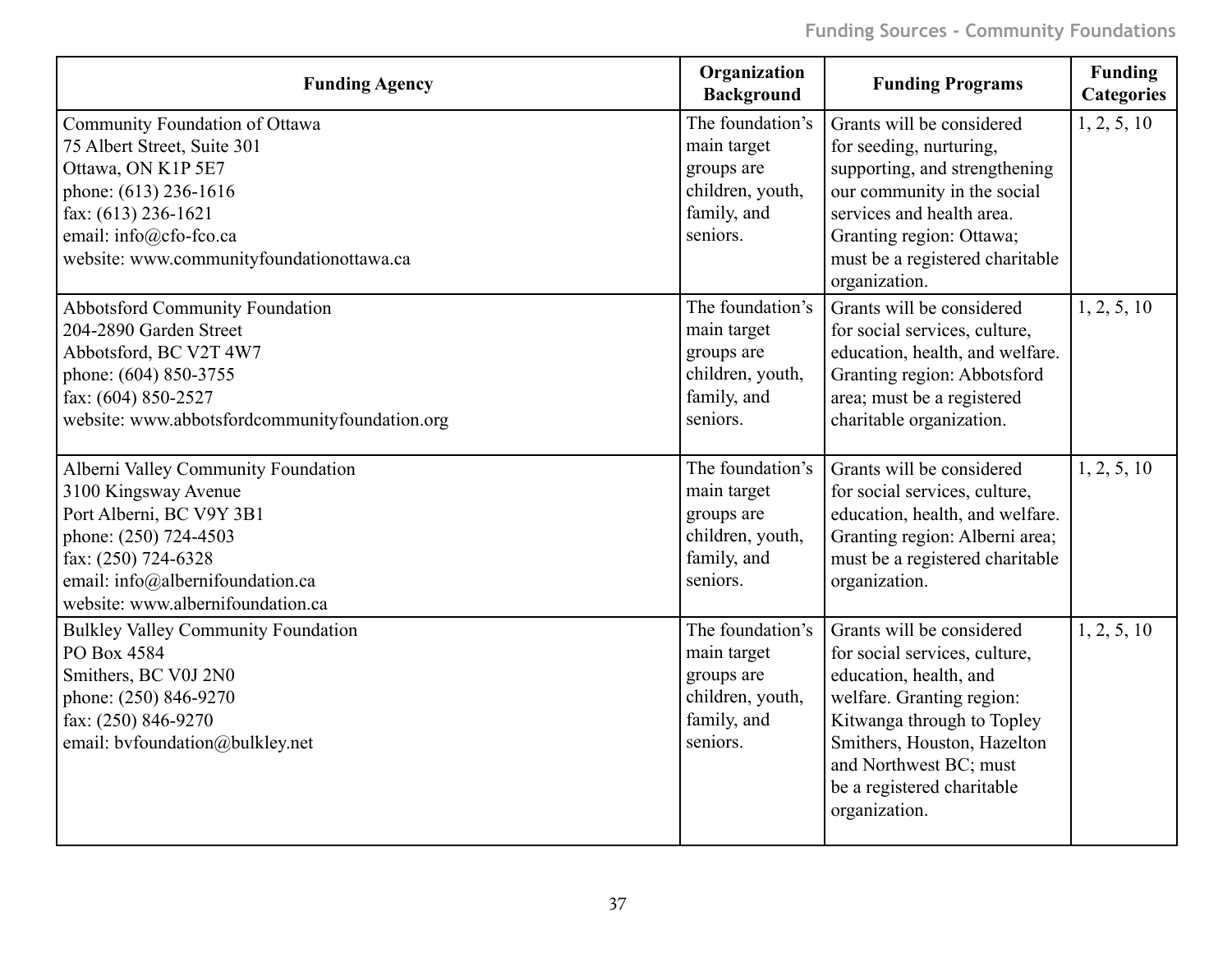| Funding Agency | Organization Background | Funding Programs | Funding Categories |
|---|---|---|---|
| Community Foundation of Ottawa<br>75 Albert Street, Suite 301<br>Ottawa, ON K1P 5E7<br>phone: (613) 236-1616<br>fax: (613) 236-1621<br>email: info@cfo-fco.ca<br>website: www.communityfoundationottawa.ca | The foundation's main target groups are children, youth, family, and seniors. | Grants will be considered for seeding, nurturing, supporting, and strengthening our community in the social services and health area. Granting region: Ottawa; must be a registered charitable organization. | 1, 2, 5, 10 |
| Abbotsford Community Foundation<br>204-2890 Garden Street<br>Abbotsford, BC V2T 4W7<br>phone: (604) 850-3755<br>fax: (604) 850-2527<br>website: www.abbotsfordcommunityfoundation.org | The foundation's main target groups are children, youth, family, and seniors. | Grants will be considered for social services, culture, education, health, and welfare. Granting region: Abbotsford area; must be a registered charitable organization. | 1, 2, 5, 10 |
| Alberni Valley Community Foundation<br>3100 Kingsway Avenue<br>Port Alberni, BC V9Y 3B1<br>phone: (250) 724-4503<br>fax: (250) 724-6328<br>email: info@albernifoundation.ca<br>website: www.albernifoundation.ca | The foundation's main target groups are children, youth, family, and seniors. | Grants will be considered for social services, culture, education, health, and welfare. Granting region: Alberni area; must be a registered charitable organization. | 1, 2, 5, 10 |
| Bulkley Valley Community Foundation<br>PO Box 4584<br>Smithers, BC V0J 2N0<br>phone: (250) 846-9270<br>fax: (250) 846-9270<br>email: bvfoundation@bulkley.net | The foundation's main target groups are children, youth, family, and seniors. | Grants will be considered for social services, culture, education, health, and welfare. Granting region: Kitwanga through to Topley Smithers, Houston, Hazelton and Northwest BC; must be a registered charitable organization. | 1, 2, 5, 10 |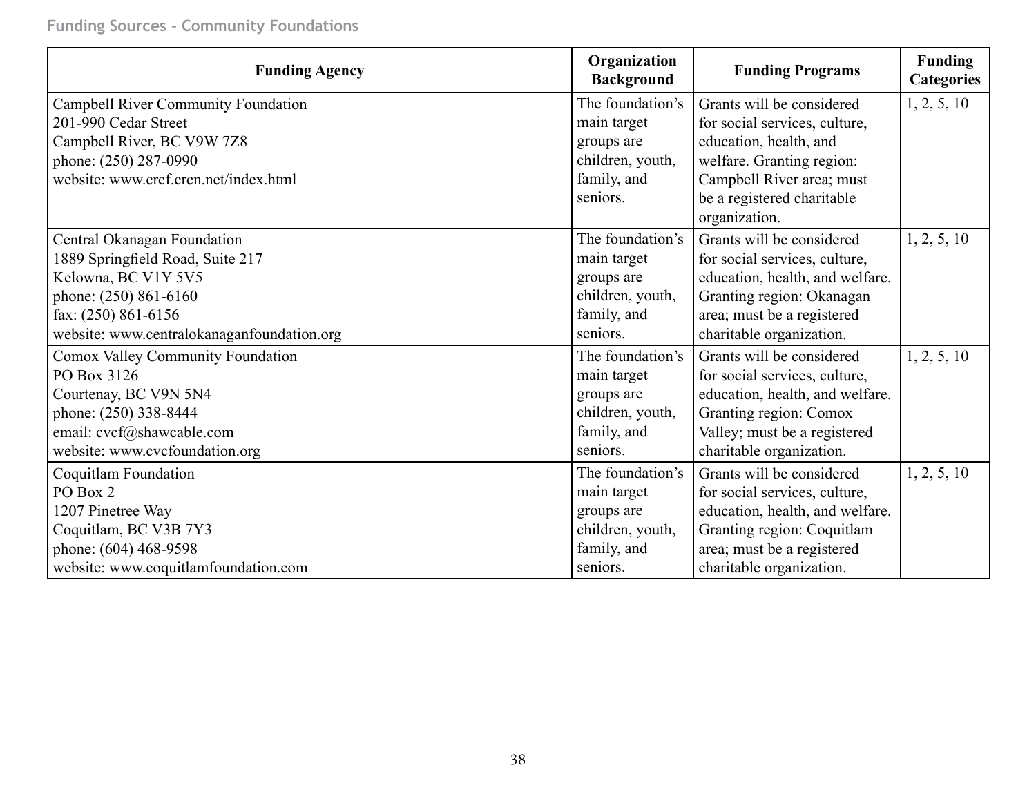Funding Sources - Community Foundations

| Funding Agency | Organization Background | Funding Programs | Funding Categories |
| --- | --- | --- | --- |
| Campbell River Community Foundation<br>201-990 Cedar Street<br>Campbell River, BC V9W 7Z8<br>phone: (250) 287-0990<br>website: www.crcf.crcn.net/index.html | The foundation's main target groups are children, youth, family, and seniors. | Grants will be considered for social services, culture, education, health, and welfare. Granting region: Campbell River area; must be a registered charitable organization. | 1, 2, 5, 10 |
| Central Okanagan Foundation<br>1889 Springfield Road, Suite 217<br>Kelowna, BC V1Y 5V5<br>phone: (250) 861-6160<br>fax: (250) 861-6156<br>website: www.centralokanaganfoundation.org | The foundation's main target groups are children, youth, family, and seniors. | Grants will be considered for social services, culture, education, health, and welfare. Granting region: Okanagan area; must be a registered charitable organization. | 1, 2, 5, 10 |
| Comox Valley Community Foundation<br>PO Box 3126<br>Courtenay, BC V9N 5N4<br>phone: (250) 338-8444<br>email: cvcf@shawcable.com<br>website: www.cvcfoundation.org | The foundation's main target groups are children, youth, family, and seniors. | Grants will be considered for social services, culture, education, health, and welfare. Granting region: Comox Valley; must be a registered charitable organization. | 1, 2, 5, 10 |
| Coquitlam Foundation<br>PO Box 2<br>1207 Pinetree Way<br>Coquitlam, BC V3B 7Y3<br>phone: (604) 468-9598<br>website: www.coquitlamfoundation.com | The foundation's main target groups are children, youth, family, and seniors. | Grants will be considered for social services, culture, education, health, and welfare. Granting region: Coquitlam area; must be a registered charitable organization. | 1, 2, 5, 10 |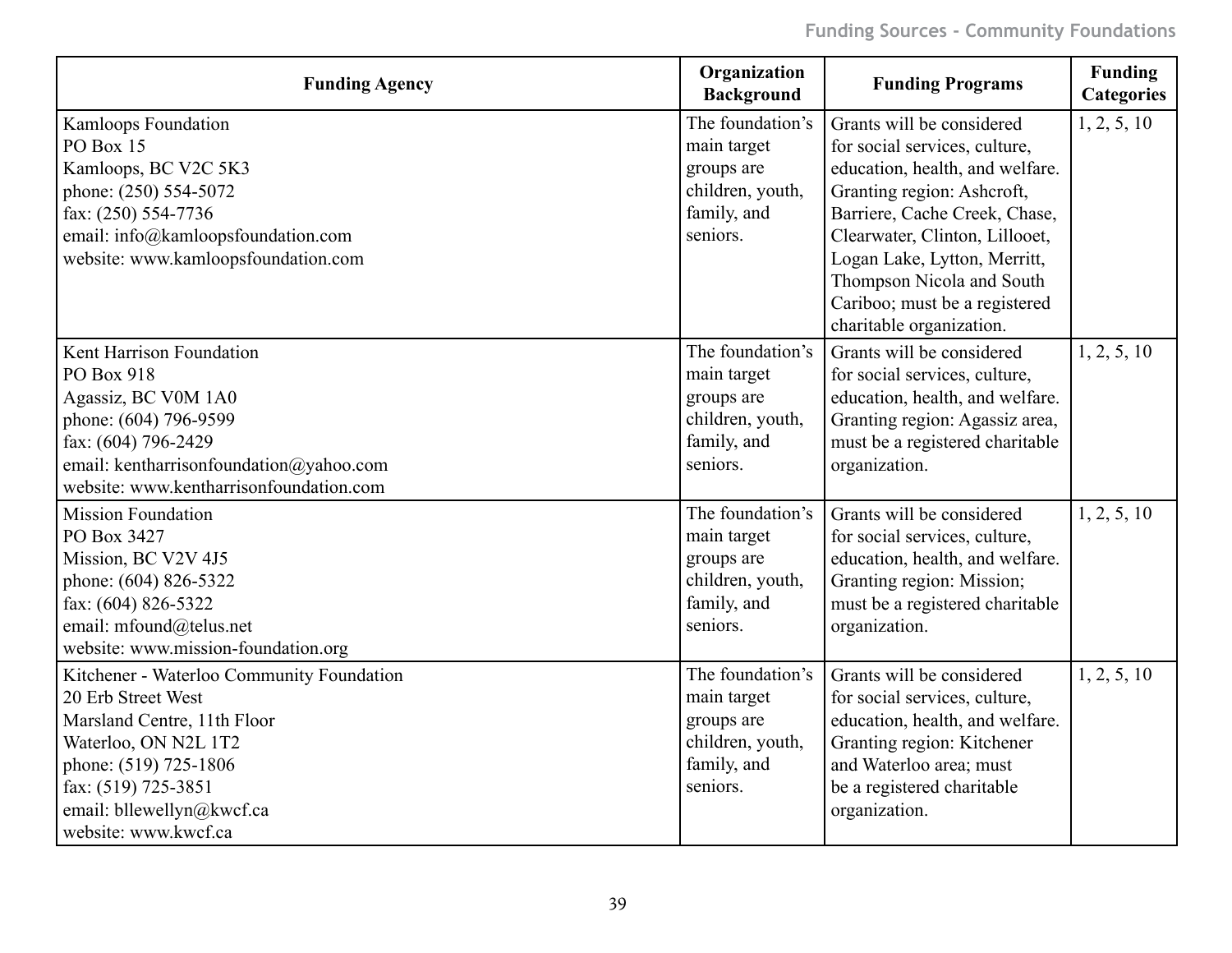| Funding Agency | Organization Background | Funding Programs | Funding Categories |
|---|---|---|---|
| Kamloops Foundation<br>PO Box 15<br>Kamloops, BC V2C 5K3<br>phone: (250) 554-5072<br>fax: (250) 554-7736<br>email: info@kamloopsfoundation.com<br>website: www.kamloopsfoundation.com | The foundation's main target groups are children, youth, family, and seniors. | Grants will be considered for social services, culture, education, health, and welfare. Granting region: Ashcroft, Barriere, Cache Creek, Chase, Clearwater, Clinton, Lillooet, Logan Lake, Lytton, Merritt, Thompson Nicola and South Cariboo; must be a registered charitable organization. | 1, 2, 5, 10 |
| Kent Harrison Foundation<br>PO Box 918<br>Agassiz, BC V0M 1A0<br>phone: (604) 796-9599<br>fax: (604) 796-2429<br>email: kentharrisonfoundation@yahoo.com<br>website: www.kentharrisonfoundation.com | The foundation's main target groups are children, youth, family, and seniors. | Grants will be considered for social services, culture, education, health, and welfare. Granting region: Agassiz area, must be a registered charitable organization. | 1, 2, 5, 10 |
| Mission Foundation<br>PO Box 3427<br>Mission, BC V2V 4J5<br>phone: (604) 826-5322<br>fax: (604) 826-5322<br>email: mfound@telus.net<br>website: www.mission-foundation.org | The foundation's main target groups are children, youth, family, and seniors. | Grants will be considered for social services, culture, education, health, and welfare. Granting region: Mission; must be a registered charitable organization. | 1, 2, 5, 10 |
| Kitchener - Waterloo Community Foundation<br>20 Erb Street West<br>Marsland Centre, 11th Floor<br>Waterloo, ON N2L 1T2<br>phone: (519) 725-1806<br>fax: (519) 725-3851<br>email: bllewellyn@kwcf.ca<br>website: www.kwcf.ca | The foundation's main target groups are children, youth, family, and seniors. | Grants will be considered for social services, culture, education, health, and welfare. Granting region: Kitchener and Waterloo area; must be a registered charitable organization. | 1, 2, 5, 10 |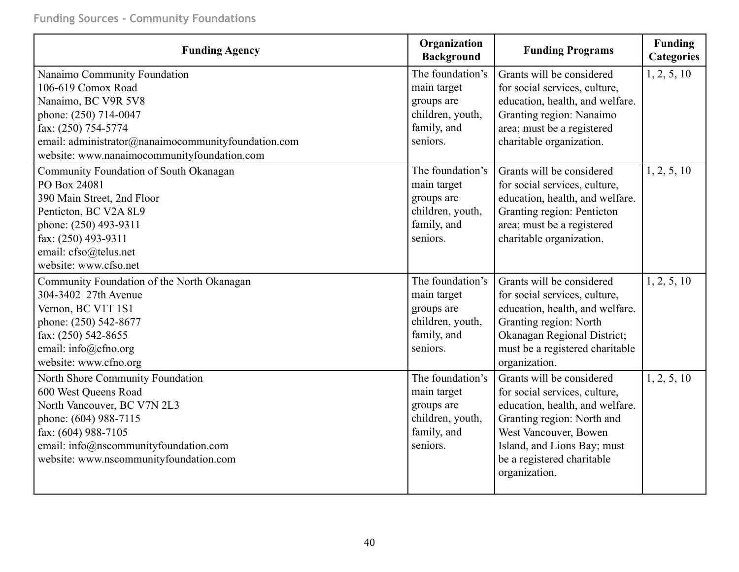| Funding Agency | Organization Background | Funding Programs | Funding Categories |
|---|---|---|---|
| Nanaimo Community Foundation<br>106-619 Comox Road<br>Nanaimo, BC V9R 5V8<br>phone: (250) 714-0047<br>fax: (250) 754-5774<br>email: administrator@nanaimocommunityfoundation.com<br>website: www.nanaimocommunityfoundation.com | The foundation's main target groups are children, youth, family, and seniors. | Grants will be considered for social services, culture, education, health, and welfare. Granting region: Nanaimo area; must be a registered charitable organization. | 1, 2, 5, 10 |
| Community Foundation of South Okanagan<br>PO Box 24081<br>390 Main Street, 2nd Floor<br>Penticton, BC V2A 8L9<br>phone: (250) 493-9311<br>fax: (250) 493-9311<br>email: cfso@telus.net<br>website: www.cfso.net | The foundation's main target groups are children, youth, family, and seniors. | Grants will be considered for social services, culture, education, health, and welfare. Granting region: Penticton area; must be a registered charitable organization. | 1, 2, 5, 10 |
| Community Foundation of the North Okanagan<br>304-3402 27th Avenue<br>Vernon, BC V1T 1S1<br>phone: (250) 542-8677<br>fax: (250) 542-8655<br>email: info@cfno.org<br>website: www.cfno.org | The foundation's main target groups are children, youth, family, and seniors. | Grants will be considered for social services, culture, education, health, and welfare. Granting region: North Okanagan Regional District; must be a registered charitable organization. | 1, 2, 5, 10 |
| North Shore Community Foundation<br>600 West Queens Road<br>North Vancouver, BC V7N 2L3<br>phone: (604) 988-7115<br>fax: (604) 988-7105<br>email: info@nscommunityfoundation.com<br>website: www.nscommunityfoundation.com | The foundation's main target groups are children, youth, family, and seniors. | Grants will be considered for social services, culture, education, health, and welfare. Granting region: North and West Vancouver, Bowen Island, and Lions Bay; must be a registered charitable organization. | 1, 2, 5, 10 |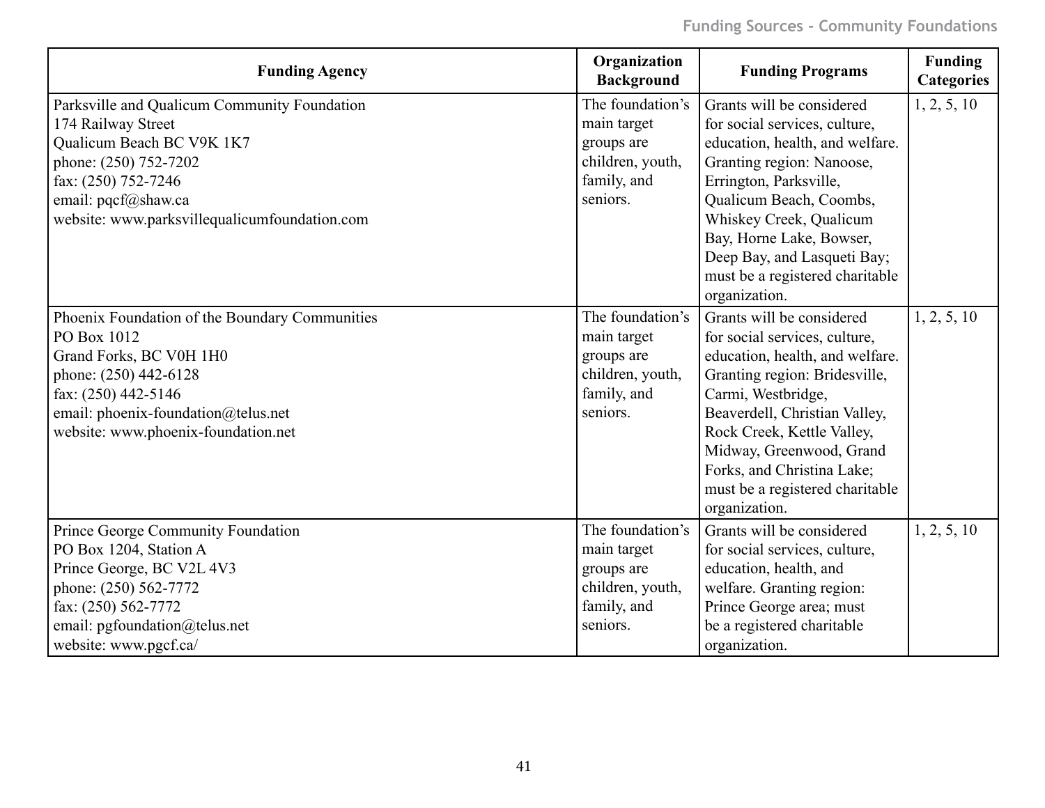| Funding Agency | Organization Background | Funding Programs | Funding Categories |
|---|---|---|---|
| Parksville and Qualicum Community Foundation<br>174 Railway Street<br>Qualicum Beach BC V9K 1K7<br>phone: (250) 752-7202<br>fax: (250) 752-7246<br>email: pqcf@shaw.ca<br>website: www.parksvillequalicumfoundation.com | The foundation's main target groups are children, youth, family, and seniors. | Grants will be considered for social services, culture, education, health, and welfare. Granting region: Nanoose, Errington, Parksville, Qualicum Beach, Coombs, Whiskey Creek, Qualicum Bay, Horne Lake, Bowser, Deep Bay, and Lasqueti Bay; must be a registered charitable organization. | 1, 2, 5, 10 |
| Phoenix Foundation of the Boundary Communities<br>PO Box 1012<br>Grand Forks, BC V0H 1H0<br>phone: (250) 442-6128<br>fax: (250) 442-5146<br>email: phoenix-foundation@telus.net<br>website: www.phoenix-foundation.net | The foundation's main target groups are children, youth, family, and seniors. | Grants will be considered for social services, culture, education, health, and welfare. Granting region: Bridesville, Carmi, Westbridge, Beaverdell, Christian Valley, Rock Creek, Kettle Valley, Midway, Greenwood, Grand Forks, and Christina Lake; must be a registered charitable organization. | 1, 2, 5, 10 |
| Prince George Community Foundation<br>PO Box 1204, Station A<br>Prince George, BC V2L 4V3<br>phone: (250) 562-7772<br>fax: (250) 562-7772<br>email: pgfoundation@telus.net<br>website: www.pgcf.ca/ | The foundation's main target groups are children, youth, family, and seniors. | Grants will be considered for social services, culture, education, health, and welfare. Granting region: Prince George area; must be a registered charitable organization. | 1, 2, 5, 10 |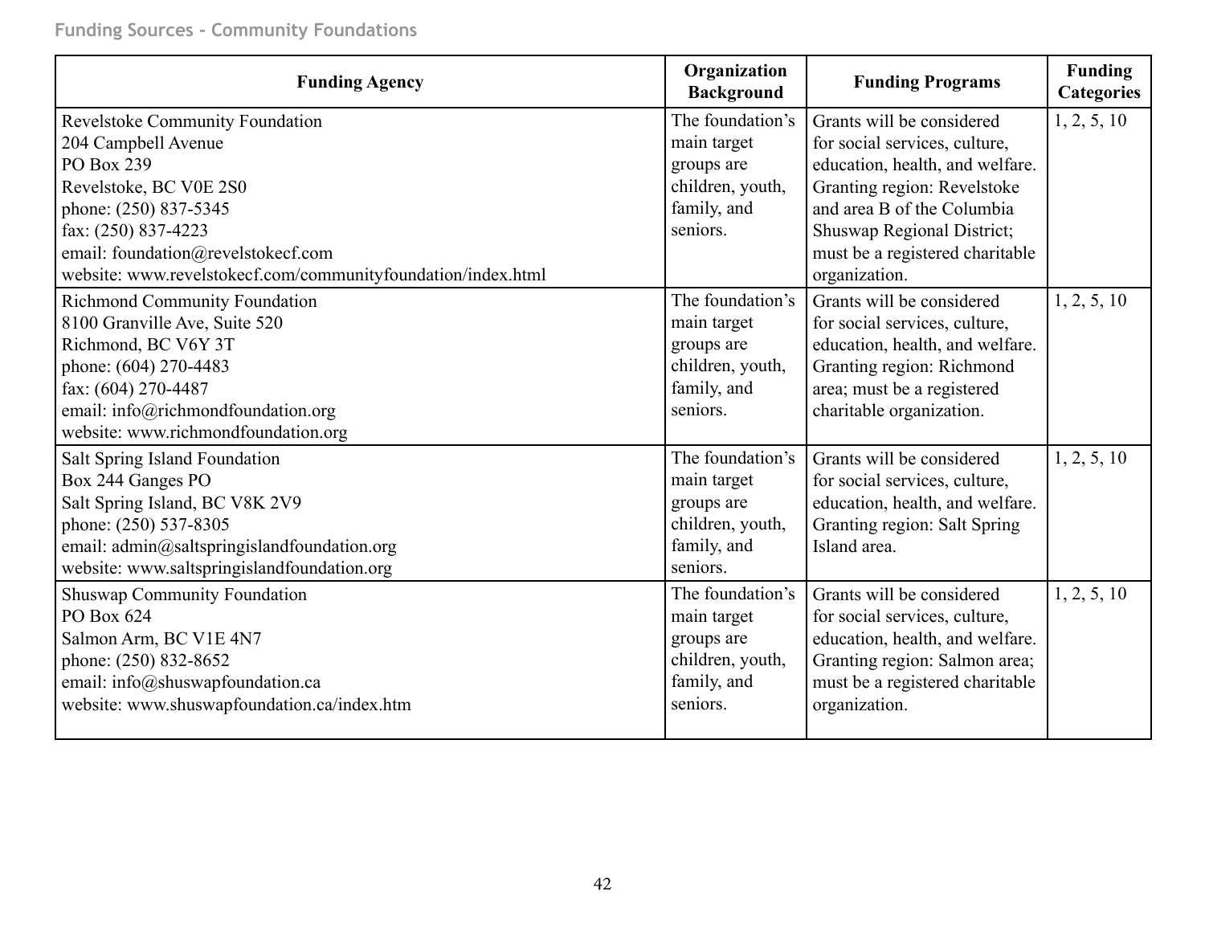| Funding Agency | Organization Background | Funding Programs | Funding Categories |
|---|---|---|---|
| Revelstoke Community Foundation<br>204 Campbell Avenue<br>PO Box 239<br>Revelstoke, BC V0E 2S0<br>phone: (250) 837-5345<br>fax: (250) 837-4223<br>email: foundation@revelstokecf.com<br>website: www.revelstokecf.com/communityfoundation/index.html | The foundation's main target groups are children, youth, family, and seniors. | Grants will be considered for social services, culture, education, health, and welfare. Granting region: Revelstoke and area B of the Columbia Shuswap Regional District; must be a registered charitable organization. | 1, 2, 5, 10 |
| Richmond Community Foundation<br>8100 Granville Ave, Suite 520<br>Richmond, BC V6Y 3T<br>phone: (604) 270-4483<br>fax: (604) 270-4487<br>email: info@richmondfoundation.org<br>website: www.richmondfoundation.org | The foundation's main target groups are children, youth, family, and seniors. | Grants will be considered for social services, culture, education, health, and welfare. Granting region: Richmond area; must be a registered charitable organization. | 1, 2, 5, 10 |
| Salt Spring Island Foundation<br>Box 244 Ganges PO<br>Salt Spring Island, BC V8K 2V9<br>phone: (250) 537-8305<br>email: admin@saltspringislandfoundation.org<br>website: www.saltspringislandfoundation.org | The foundation's main target groups are children, youth, family, and seniors. | Grants will be considered for social services, culture, education, health, and welfare. Granting region: Salt Spring Island area. | 1, 2, 5, 10 |
| Shuswap Community Foundation<br>PO Box 624<br>Salmon Arm, BC V1E 4N7<br>phone: (250) 832-8652<br>email: info@shuswapfoundation.ca<br>website: www.shuswapfoundation.ca/index.htm | The foundation's main target groups are children, youth, family, and seniors. | Grants will be considered for social services, culture, education, health, and welfare. Granting region: Salmon area; must be a registered charitable organization. | 1, 2, 5, 10 |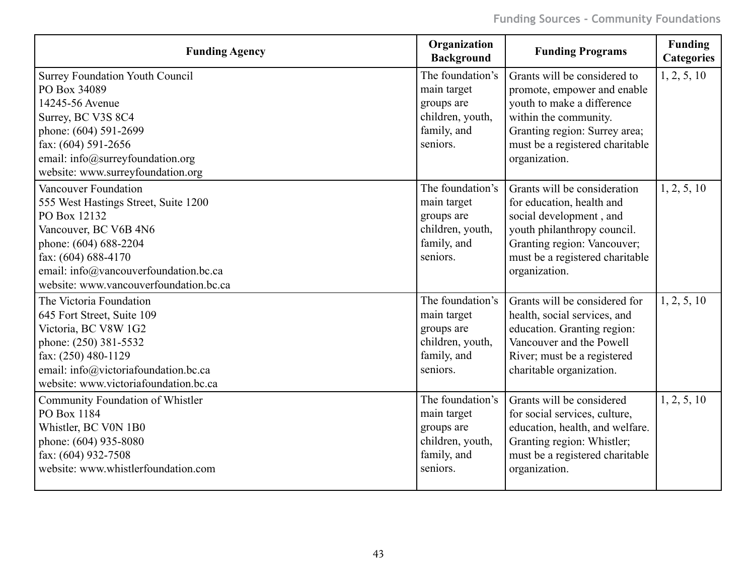| Funding Agency | Organization Background | Funding Programs | Funding Categories |
|---|---|---|---|
| Surrey Foundation Youth Council<br>PO Box 34089<br>14245-56 Avenue<br>Surrey, BC V3S 8C4<br>phone: (604) 591-2699<br>fax: (604) 591-2656<br>email: info@surreyfoundation.org<br>website: www.surreyfoundation.org | The foundation's main target groups are children, youth, family, and seniors. | Grants will be considered to promote, empower and enable youth to make a difference within the community. Granting region: Surrey area; must be a registered charitable organization. | 1, 2, 5, 10 |
| Vancouver Foundation<br>555 West Hastings Street, Suite 1200<br>PO Box 12132<br>Vancouver, BC V6B 4N6<br>phone: (604) 688-2204<br>fax: (604) 688-4170<br>email: info@vancouverfoundation.bc.ca<br>website: www.vancouverfoundation.bc.ca | The foundation's main target groups are children, youth, family, and seniors. | Grants will be consideration for education, health and social development , and youth philanthropy council. Granting region: Vancouver; must be a registered charitable organization. | 1, 2, 5, 10 |
| The Victoria Foundation<br>645 Fort Street, Suite 109<br>Victoria, BC V8W 1G2<br>phone: (250) 381-5532<br>fax: (250) 480-1129<br>email: info@victoriafoundation.bc.ca<br>website: www.victoriafoundation.bc.ca | The foundation's main target groups are children, youth, family, and seniors. | Grants will be considered for health, social services, and education. Granting region: Vancouver and the Powell River; must be a registered charitable organization. | 1, 2, 5, 10 |
| Community Foundation of Whistler<br>PO Box 1184<br>Whistler, BC V0N 1B0<br>phone: (604) 935-8080<br>fax: (604) 932-7508<br>website: www.whistlerfoundation.com | The foundation's main target groups are children, youth, family, and seniors. | Grants will be considered for social services, culture, education, health, and welfare. Granting region: Whistler; must be a registered charitable organization. | 1, 2, 5, 10 |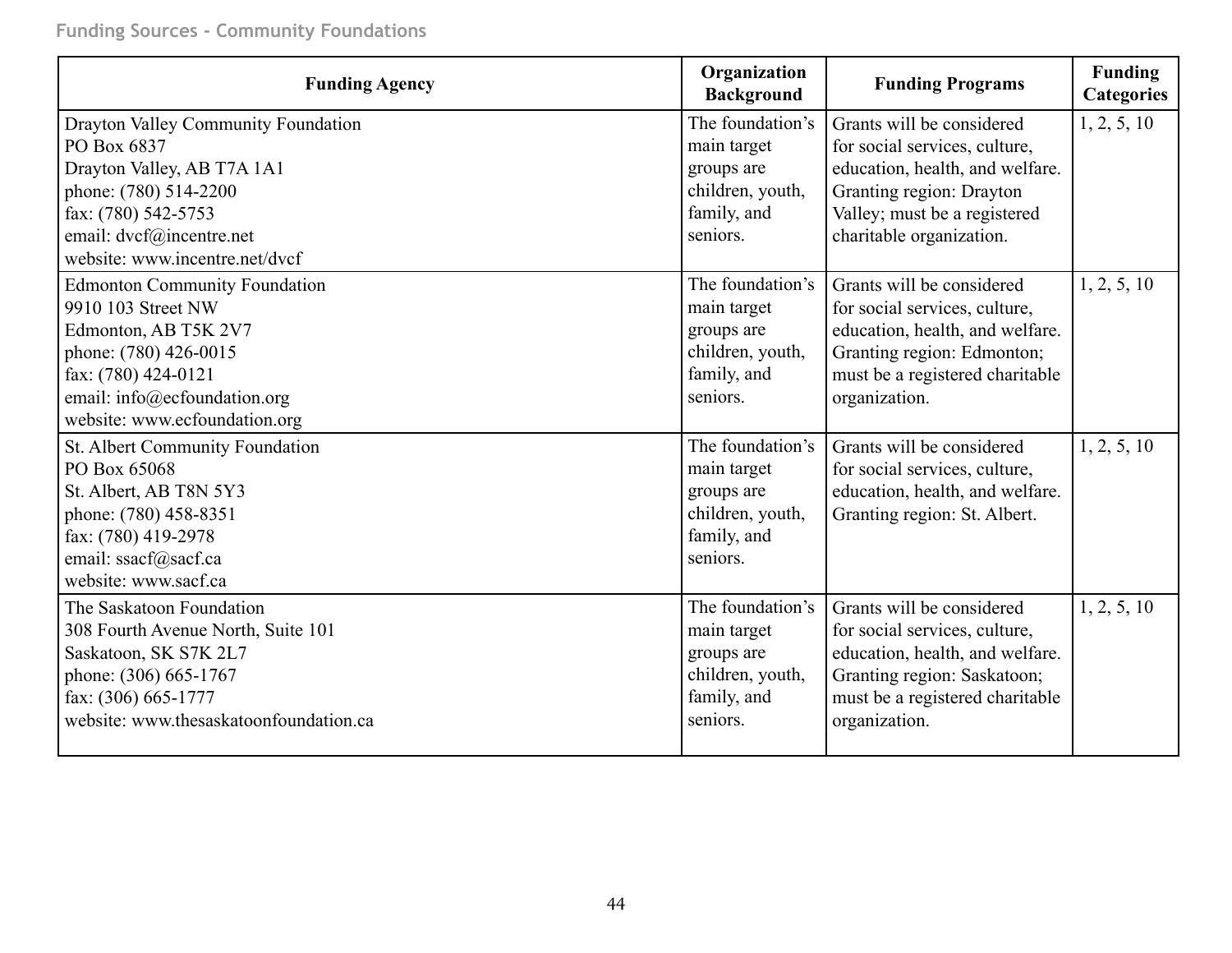| Funding Agency | Organization Background | Funding Programs | Funding Categories |
|---|---|---|---|
| Drayton Valley Community Foundation<br>PO Box 6837<br>Drayton Valley, AB T7A 1A1<br>phone: (780) 514-2200<br>fax: (780) 542-5753<br>email: dvcf@incentre.net<br>website: www.incentre.net/dvcf | The foundation's main target groups are children, youth, family, and seniors. | Grants will be considered for social services, culture, education, health, and welfare. Granting region: Drayton Valley; must be a registered charitable organization. | 1, 2, 5, 10 |
| Edmonton Community Foundation<br>9910 103 Street NW<br>Edmonton, AB T5K 2V7<br>phone: (780) 426-0015<br>fax: (780) 424-0121<br>email: info@ecfoundation.org<br>website: www.ecfoundation.org | The foundation's main target groups are children, youth, family, and seniors. | Grants will be considered for social services, culture, education, health, and welfare. Granting region: Edmonton; must be a registered charitable organization. | 1, 2, 5, 10 |
| St. Albert Community Foundation<br>PO Box 65068<br>St. Albert, AB T8N 5Y3<br>phone: (780) 458-8351<br>fax: (780) 419-2978<br>email: ssacf@sacf.ca<br>website: www.sacf.ca | The foundation's main target groups are children, youth, family, and seniors. | Grants will be considered for social services, culture, education, health, and welfare. Granting region: St. Albert. | 1, 2, 5, 10 |
| The Saskatoon Foundation<br>308 Fourth Avenue North, Suite 101<br>Saskatoon, SK S7K 2L7<br>phone: (306) 665-1767<br>fax: (306) 665-1777<br>website: www.thesaskatoonfoundation.ca | The foundation's main target groups are children, youth, family, and seniors. | Grants will be considered for social services, culture, education, health, and welfare. Granting region: Saskatoon; must be a registered charitable organization. | 1, 2, 5, 10 |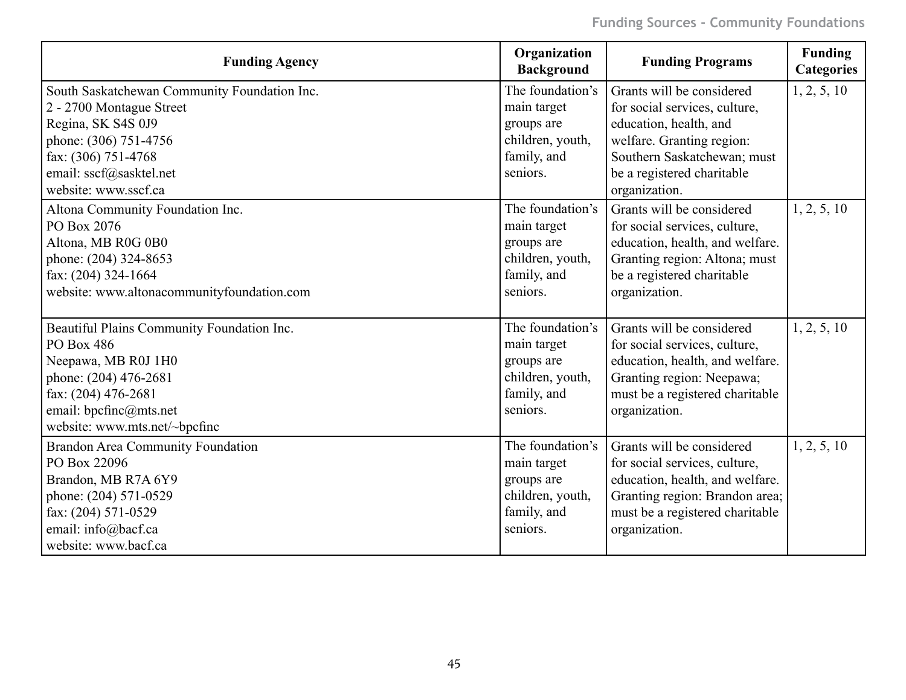| Funding Agency | Organization Background | Funding Programs | Funding Categories |
|---|---|---|---|
| South Saskatchewan Community Foundation Inc.<br>2 - 2700 Montague Street<br>Regina, SK S4S 0J9<br>phone: (306) 751-4756<br>fax: (306) 751-4768<br>email: sscf@sasktel.net<br>website: www.sscf.ca | The foundation's main target groups are children, youth, family, and seniors. | Grants will be considered for social services, culture, education, health, and welfare. Granting region: Southern Saskatchewan; must be a registered charitable organization. | 1, 2, 5, 10 |
| Altona Community Foundation Inc.<br>PO Box 2076<br>Altona, MB R0G 0B0<br>phone: (204) 324-8653<br>fax: (204) 324-1664<br>website: www.altonacommunityfoundation.com | The foundation's main target groups are children, youth, family, and seniors. | Grants will be considered for social services, culture, education, health, and welfare. Granting region: Altona; must be a registered charitable organization. | 1, 2, 5, 10 |
| Beautiful Plains Community Foundation Inc.<br>PO Box 486<br>Neepawa, MB R0J 1H0<br>phone: (204) 476-2681<br>fax: (204) 476-2681<br>email: bpcfinc@mts.net<br>website: www.mts.net/~bpcfinc | The foundation's main target groups are children, youth, family, and seniors. | Grants will be considered for social services, culture, education, health, and welfare. Granting region: Neepawa; must be a registered charitable organization. | 1, 2, 5, 10 |
| Brandon Area Community Foundation<br>PO Box 22096<br>Brandon, MB R7A 6Y9<br>phone: (204) 571-0529<br>fax: (204) 571-0529<br>email: info@bacf.ca<br>website: www.bacf.ca | The foundation's main target groups are children, youth, family, and seniors. | Grants will be considered for social services, culture, education, health, and welfare. Granting region: Brandon area; must be a registered charitable organization. | 1, 2, 5, 10 |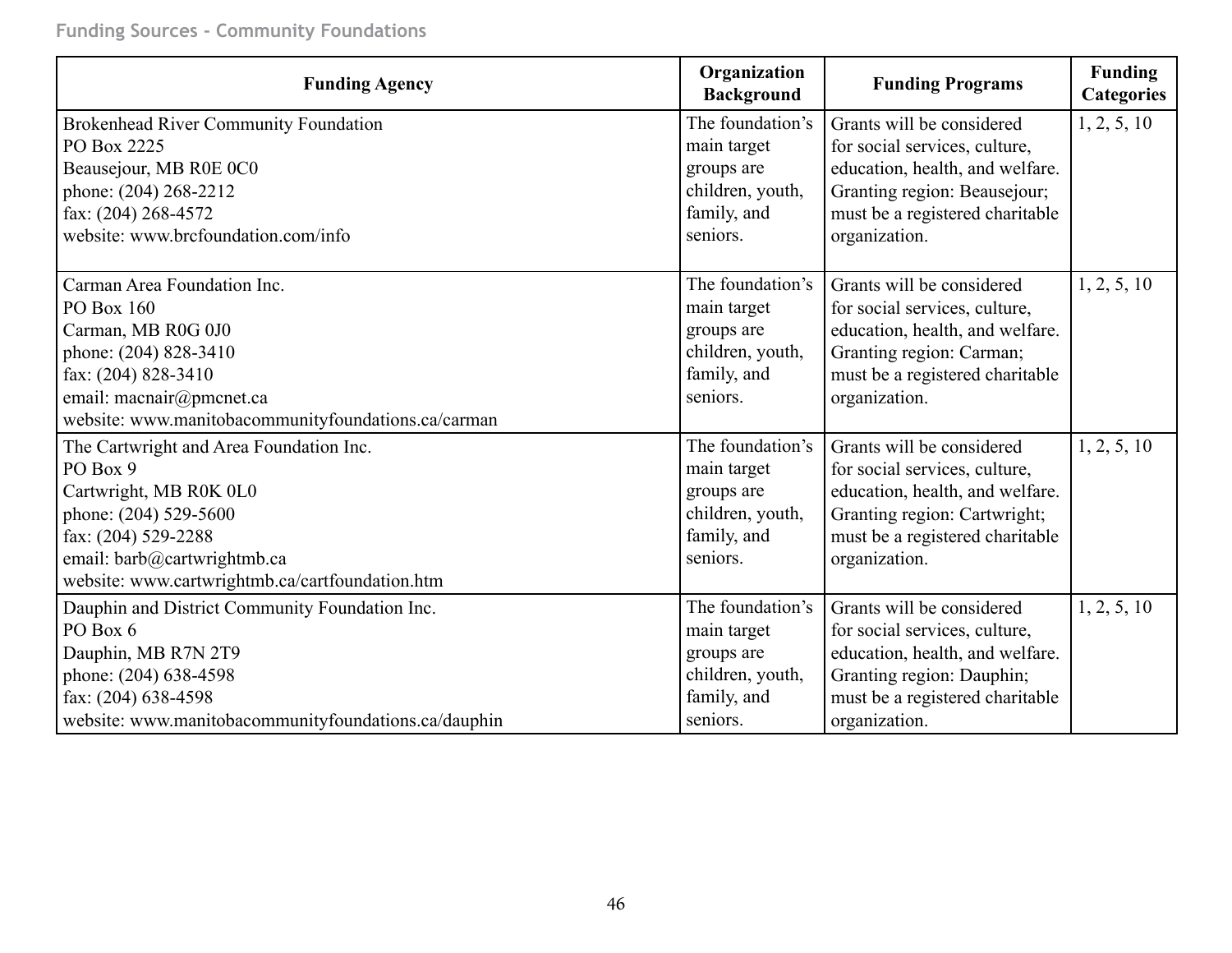Funding Sources - Community Foundations

| Funding Agency | Organization Background | Funding Programs | Funding Categories |
|---|---|---|---|
| Brokenhead River Community Foundation<br>PO Box 2225<br>Beausejour, MB R0E 0C0<br>phone: (204) 268-2212<br>fax: (204) 268-4572<br>website: www.brcfoundation.com/info | The foundation's main target groups are children, youth, family, and seniors. | Grants will be considered for social services, culture, education, health, and welfare. Granting region: Beausejour; must be a registered charitable organization. | 1, 2, 5, 10 |
| Carman Area Foundation Inc.<br>PO Box 160<br>Carman, MB R0G 0J0<br>phone: (204) 828-3410<br>fax: (204) 828-3410<br>email: macnair@pmcnet.ca<br>website: www.manitobacommunityfoundations.ca/carman | The foundation's main target groups are children, youth, family, and seniors. | Grants will be considered for social services, culture, education, health, and welfare. Granting region: Carman; must be a registered charitable organization. | 1, 2, 5, 10 |
| The Cartwright and Area Foundation Inc.<br>PO Box 9<br>Cartwright, MB R0K 0L0<br>phone: (204) 529-5600<br>fax: (204) 529-2288<br>email: barb@cartwrightmb.ca<br>website: www.cartwrightmb.ca/cartfoundation.htm | The foundation's main target groups are children, youth, family, and seniors. | Grants will be considered for social services, culture, education, health, and welfare. Granting region: Cartwright; must be a registered charitable organization. | 1, 2, 5, 10 |
| Dauphin and District Community Foundation Inc.<br>PO Box 6<br>Dauphin, MB R7N 2T9<br>phone: (204) 638-4598<br>fax: (204) 638-4598<br>website: www.manitobacommunityfoundations.ca/dauphin | The foundation's main target groups are children, youth, family, and seniors. | Grants will be considered for social services, culture, education, health, and welfare. Granting region: Dauphin; must be a registered charitable organization. | 1, 2, 5, 10 |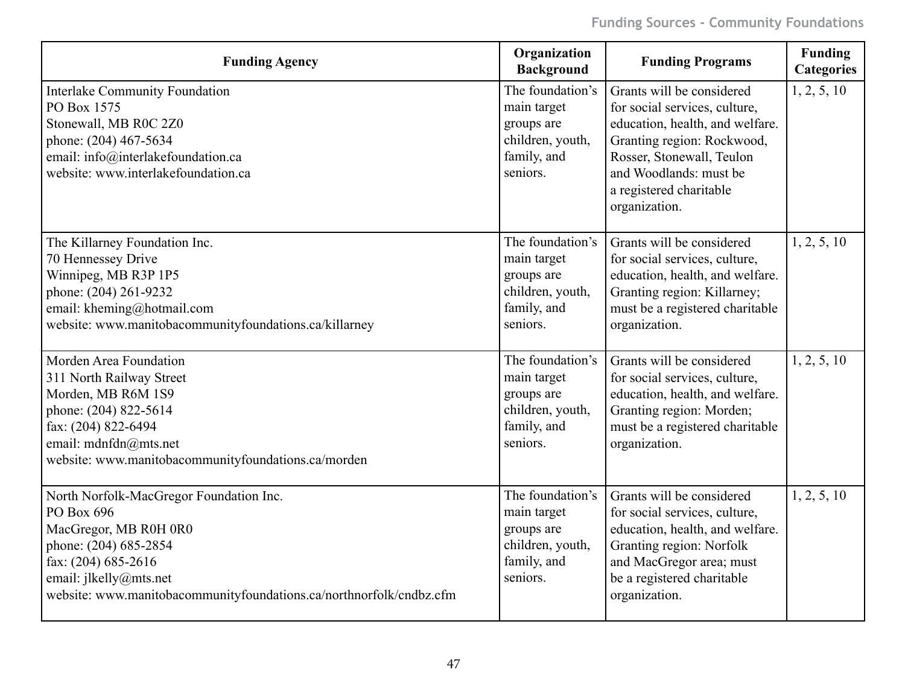| Funding Agency | Organization Background | Funding Programs | Funding Categories |
|---|---|---|---|
| Interlake Community Foundation<br>PO Box 1575<br>Stonewall, MB R0C 2Z0<br>phone: (204) 467-5634<br>email: info@interlakefoundation.ca<br>website: www.interlakefoundation.ca | The foundation's main target groups are children, youth, family, and seniors. | Grants will be considered for social services, culture, education, health, and welfare. Granting region: Rockwood, Rosser, Stonewall, Teulon and Woodlands: must be a registered charitable organization. | 1, 2, 5, 10 |
| The Killarney Foundation Inc.<br>70 Hennessey Drive<br>Winnipeg, MB R3P 1P5<br>phone: (204) 261-9232<br>email: kheming@hotmail.com<br>website: www.manitobacommunityfoundations.ca/killarney | The foundation's main target groups are children, youth, family, and seniors. | Grants will be considered for social services, culture, education, health, and welfare. Granting region: Killarney; must be a registered charitable organization. | 1, 2, 5, 10 |
| Morden Area Foundation<br>311 North Railway Street<br>Morden, MB R6M 1S9<br>phone: (204) 822-5614<br>fax: (204) 822-6494<br>email: mdnfdn@mts.net<br>website: www.manitobacommunityfoundations.ca/morden | The foundation's main target groups are children, youth, family, and seniors. | Grants will be considered for social services, culture, education, health, and welfare. Granting region: Morden; must be a registered charitable organization. | 1, 2, 5, 10 |
| North Norfolk-MacGregor Foundation Inc.<br>PO Box 696<br>MacGregor, MB R0H 0R0<br>phone: (204) 685-2854<br>fax: (204) 685-2616<br>email: jlkelly@mts.net<br>website: www.manitobacommunityfoundations.ca/northnorfolk/cndbz.cfm | The foundation's main target groups are children, youth, family, and seniors. | Grants will be considered for social services, culture, education, health, and welfare. Granting region: Norfolk and MacGregor area; must be a registered charitable organization. | 1, 2, 5, 10 |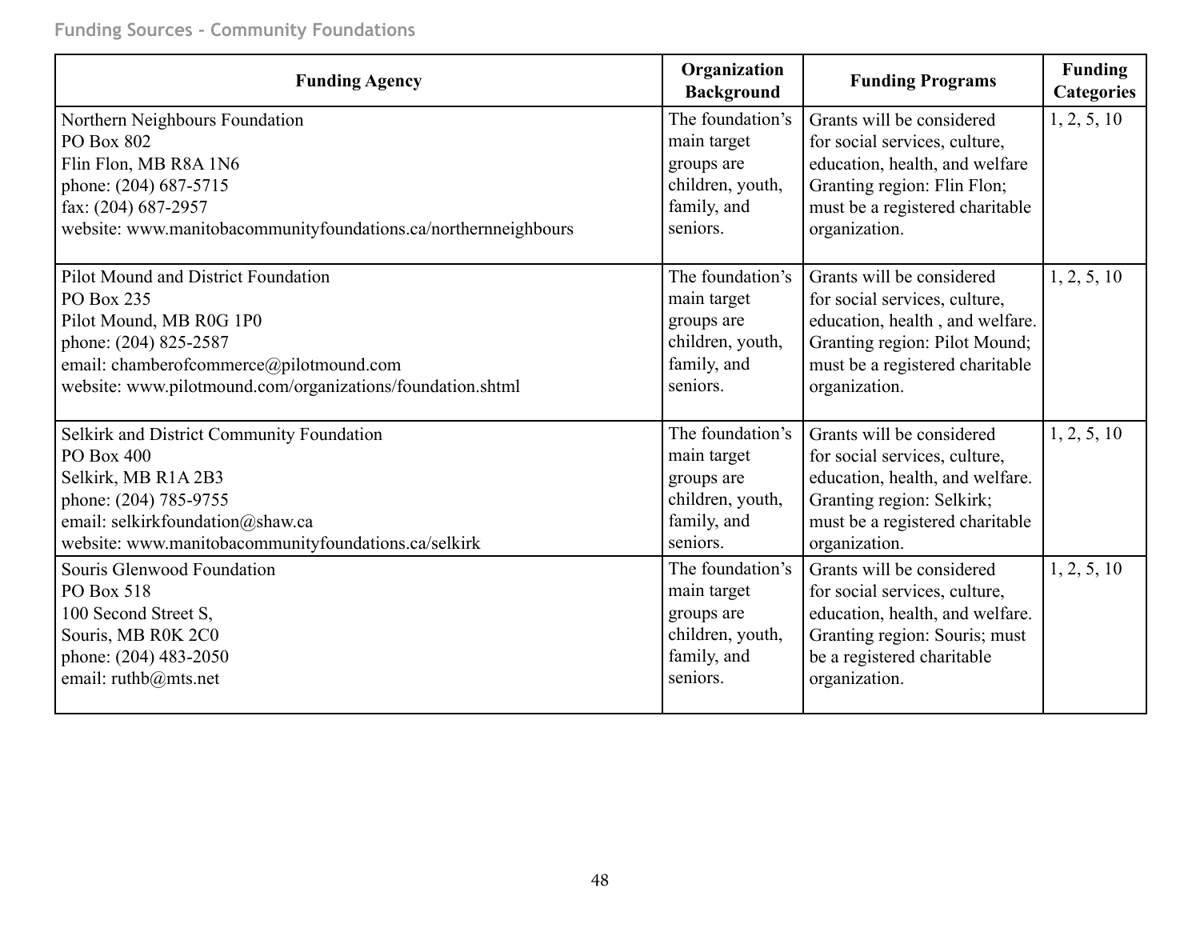| Funding Agency | Organization Background | Funding Programs | Funding Categories |
|---|---|---|---|
| Northern Neighbours Foundation<br>PO Box 802<br>Flin Flon, MB R8A 1N6<br>phone: (204) 687-5715<br>fax: (204) 687-2957<br>website: www.manitobacommunityfoundations.ca/northernneighbours | The foundation's main target groups are children, youth, family, and seniors. | Grants will be considered for social services, culture, education, health, and welfare Granting region: Flin Flon; must be a registered charitable organization. | 1, 2, 5, 10 |
| Pilot Mound and District Foundation<br>PO Box 235<br>Pilot Mound, MB R0G 1P0<br>phone: (204) 825-2587<br>email: chamberofcommerce@pilotmound.com<br>website: www.pilotmound.com/organizations/foundation.shtml | The foundation's main target groups are children, youth, family, and seniors. | Grants will be considered for social services, culture, education, health , and welfare. Granting region: Pilot Mound; must be a registered charitable organization. | 1, 2, 5, 10 |
| Selkirk and District Community Foundation<br>PO Box 400<br>Selkirk, MB R1A 2B3<br>phone: (204) 785-9755<br>email: selkirkfoundation@shaw.ca<br>website: www.manitobacommunityfoundations.ca/selkirk | The foundation's main target groups are children, youth, family, and seniors. | Grants will be considered for social services, culture, education, health, and welfare. Granting region: Selkirk; must be a registered charitable organization. | 1, 2, 5, 10 |
| Souris Glenwood Foundation<br>PO Box 518<br>100 Second Street S,<br>Souris, MB R0K 2C0<br>phone: (204) 483-2050<br>email: ruthb@mts.net | The foundation's main target groups are children, youth, family, and seniors. | Grants will be considered for social services, culture, education, health, and welfare. Granting region: Souris; must be a registered charitable organization. | 1, 2, 5, 10 |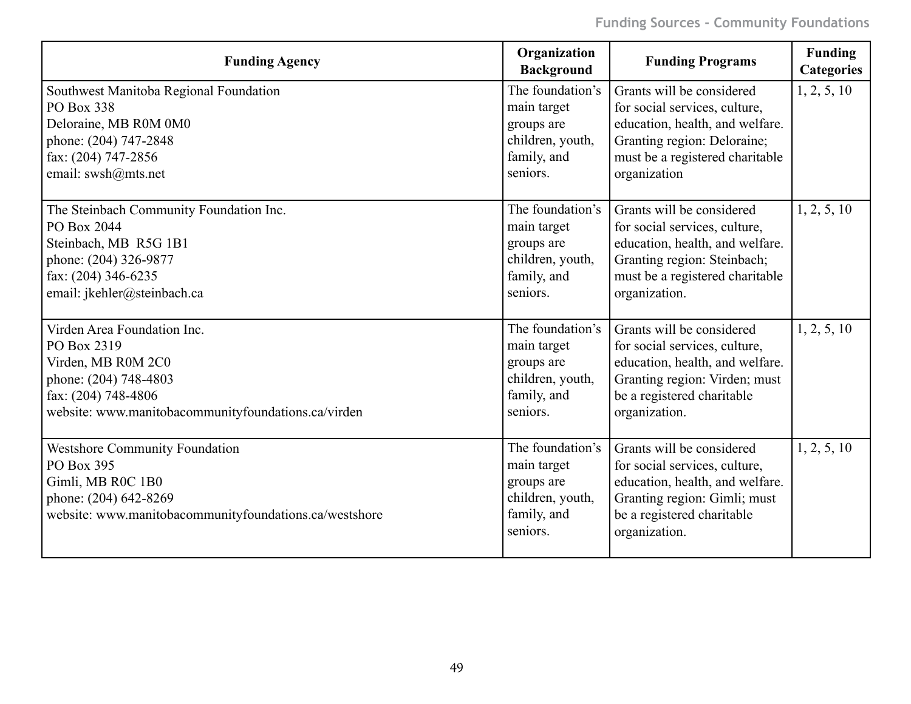| Funding Agency | Organization Background | Funding Programs | Funding Categories |
|---|---|---|---|
| Southwest Manitoba Regional Foundation<br>PO Box 338<br>Deloraine, MB R0M 0M0<br>phone: (204) 747-2848<br>fax: (204) 747-2856<br>email: swsh@mts.net | The foundation's main target groups are children, youth, family, and seniors. | Grants will be considered for social services, culture, education, health, and welfare. Granting region: Deloraine; must be a registered charitable organization | 1, 2, 5, 10 |
| The Steinbach Community Foundation Inc.<br>PO Box 2044<br>Steinbach, MB R5G 1B1<br>phone: (204) 326-9877<br>fax: (204) 346-6235<br>email: jkehler@steinbach.ca | The foundation's main target groups are children, youth, family, and seniors. | Grants will be considered for social services, culture, education, health, and welfare. Granting region: Steinbach; must be a registered charitable organization. | 1, 2, 5, 10 |
| Virden Area Foundation Inc.<br>PO Box 2319<br>Virden, MB R0M 2C0<br>phone: (204) 748-4803<br>fax: (204) 748-4806<br>website: www.manitobacommunityfoundations.ca/virden | The foundation's main target groups are children, youth, family, and seniors. | Grants will be considered for social services, culture, education, health, and welfare. Granting region: Virden; must be a registered charitable organization. | 1, 2, 5, 10 |
| Westshore Community Foundation<br>PO Box 395<br>Gimli, MB R0C 1B0<br>phone: (204) 642-8269<br>website: www.manitobacommunityfoundations.ca/westshore | The foundation's main target groups are children, youth, family, and seniors. | Grants will be considered for social services, culture, education, health, and welfare. Granting region: Gimli; must be a registered charitable organization. | 1, 2, 5, 10 |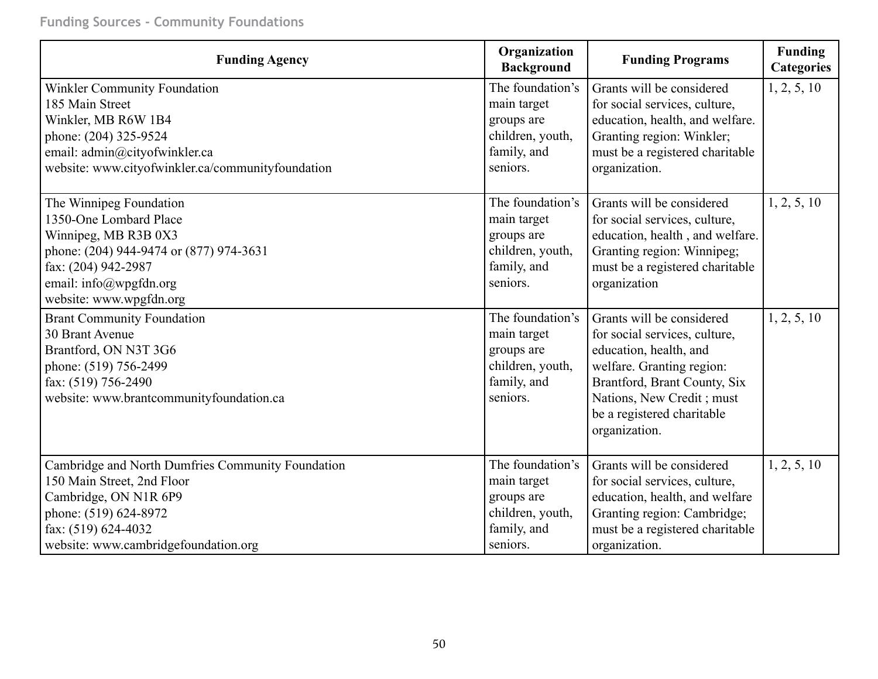Funding Sources - Community Foundations

| Funding Agency | Organization Background | Funding Programs | Funding Categories |
|---|---|---|---|
| Winkler Community Foundation<br>185 Main Street<br>Winkler, MB R6W 1B4<br>phone: (204) 325-9524<br>email: admin@cityofwinkler.ca<br>website: www.cityofwinkler.ca/communityfoundation | The foundation's main target groups are children, youth, family, and seniors. | Grants will be considered for social services, culture, education, health, and welfare. Granting region: Winkler; must be a registered charitable organization. | 1, 2, 5, 10 |
| The Winnipeg Foundation<br>1350-One Lombard Place<br>Winnipeg, MB R3B 0X3<br>phone: (204) 944-9474 or (877) 974-3631<br>fax: (204) 942-2987<br>email: info@wpgfdn.org<br>website: www.wpgfdn.org | The foundation's main target groups are children, youth, family, and seniors. | Grants will be considered for social services, culture, education, health , and welfare. Granting region: Winnipeg; must be a registered charitable organization | 1, 2, 5, 10 |
| Brant Community Foundation<br>30 Brant Avenue<br>Brantford, ON N3T 3G6<br>phone: (519) 756-2499<br>fax: (519) 756-2490<br>website: www.brantcommunityfoundation.ca | The foundation's main target groups are children, youth, family, and seniors. | Grants will be considered for social services, culture, education, health, and welfare. Granting region: Brantford, Brant County, Six Nations, New Credit ; must be a registered charitable organization. | 1, 2, 5, 10 |
| Cambridge and North Dumfries Community Foundation<br>150 Main Street, 2nd Floor<br>Cambridge, ON N1R 6P9<br>phone: (519) 624-8972<br>fax: (519) 624-4032<br>website: www.cambridgefoundation.org | The foundation's main target groups are children, youth, family, and seniors. | Grants will be considered for social services, culture, education, health, and welfare Granting region: Cambridge; must be a registered charitable organization. | 1, 2, 5, 10 |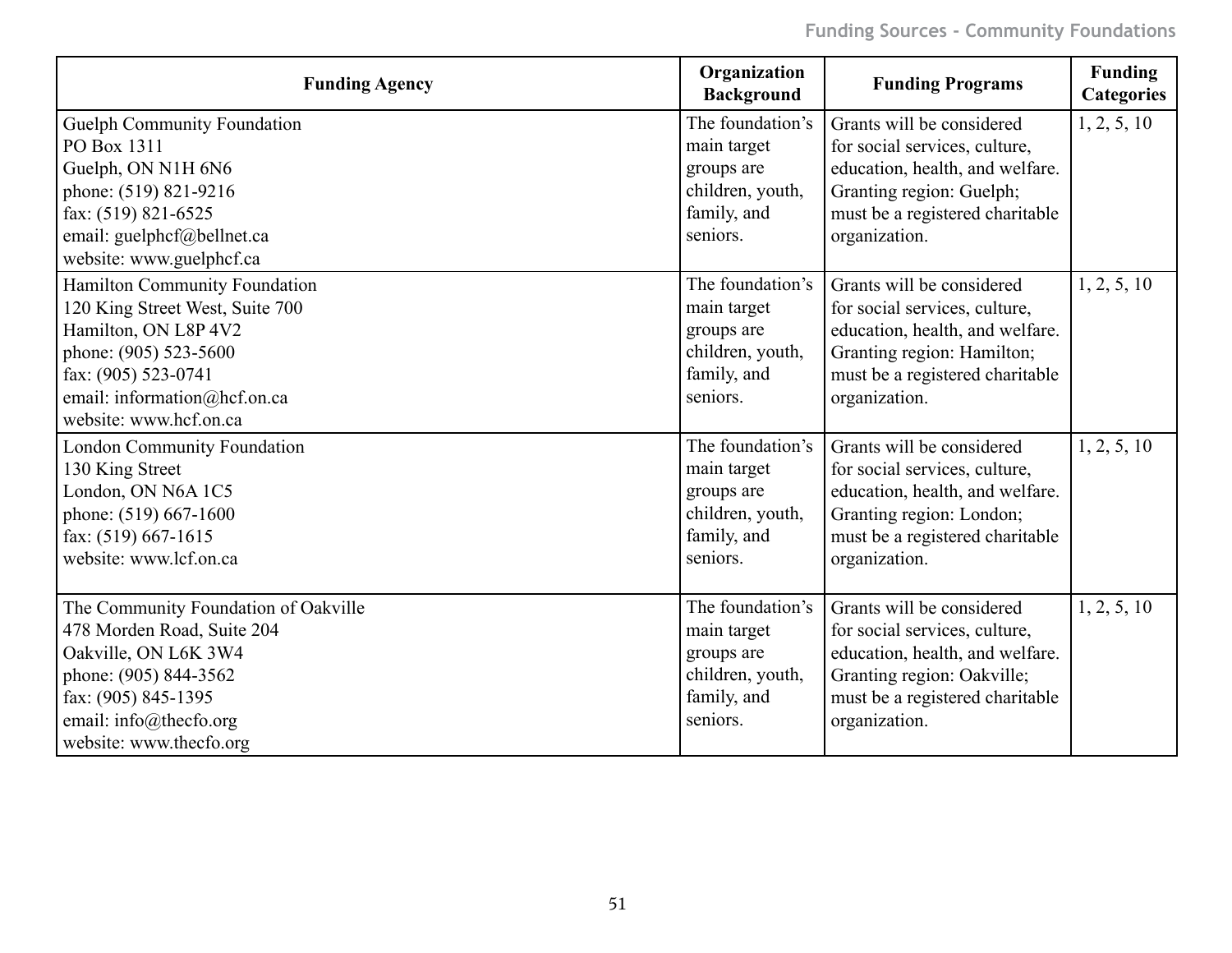| Funding Agency | Organization Background | Funding Programs | Funding Categories |
|---|---|---|---|
| Guelph Community Foundation<br>PO Box 1311<br>Guelph, ON N1H 6N6<br>phone: (519) 821-9216<br>fax: (519) 821-6525<br>email: guelphcf@bellnet.ca<br>website: www.guelphcf.ca | The foundation's main target groups are children, youth, family, and seniors. | Grants will be considered for social services, culture, education, health, and welfare. Granting region: Guelph; must be a registered charitable organization. | 1, 2, 5, 10 |
| Hamilton Community Foundation<br>120 King Street West, Suite 700<br>Hamilton, ON L8P 4V2<br>phone: (905) 523-5600<br>fax: (905) 523-0741<br>email: information@hcf.on.ca<br>website: www.hcf.on.ca | The foundation's main target groups are children, youth, family, and seniors. | Grants will be considered for social services, culture, education, health, and welfare. Granting region: Hamilton; must be a registered charitable organization. | 1, 2, 5, 10 |
| London Community Foundation<br>130 King Street<br>London, ON N6A 1C5<br>phone: (519) 667-1600<br>fax: (519) 667-1615<br>website: www.lcf.on.ca | The foundation's main target groups are children, youth, family, and seniors. | Grants will be considered for social services, culture, education, health, and welfare. Granting region: London; must be a registered charitable organization. | 1, 2, 5, 10 |
| The Community Foundation of Oakville<br>478 Morden Road, Suite 204<br>Oakville, ON L6K 3W4<br>phone: (905) 844-3562<br>fax: (905) 845-1395<br>email: info@thecfo.org<br>website: www.thecfo.org | The foundation's main target groups are children, youth, family, and seniors. | Grants will be considered for social services, culture, education, health, and welfare. Granting region: Oakville; must be a registered charitable organization. | 1, 2, 5, 10 |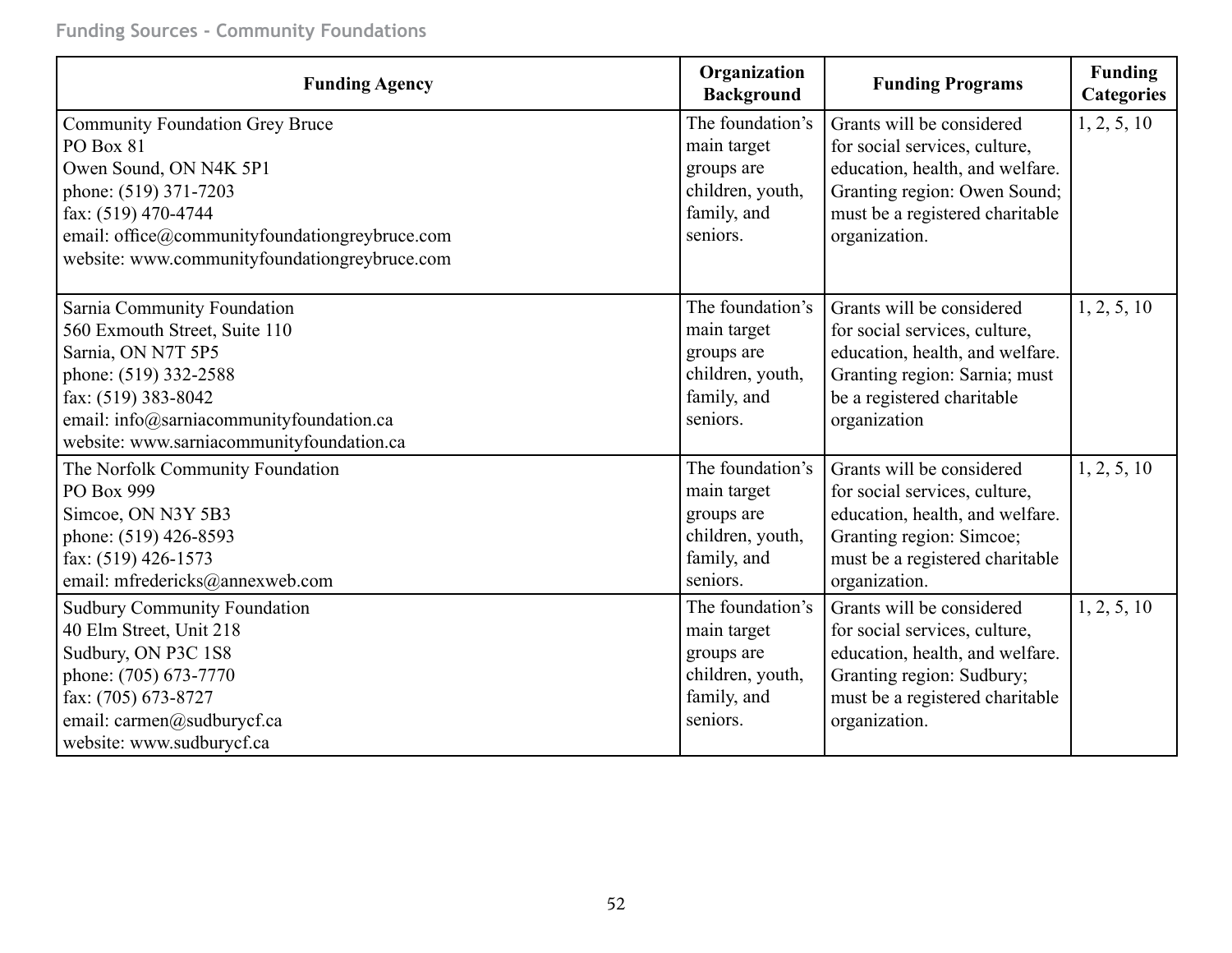| Funding Agency | Organization Background | Funding Programs | Funding Categories |
|---|---|---|---|
| Community Foundation Grey Bruce<br>PO Box 81<br>Owen Sound, ON N4K 5P1<br>phone: (519) 371-7203<br>fax: (519) 470-4744<br>email: office@communityfoundationgreybruce.com<br>website: www.communityfoundationgreybruce.com | The foundation's main target groups are children, youth, family, and seniors. | Grants will be considered for social services, culture, education, health, and welfare. Granting region: Owen Sound; must be a registered charitable organization. | 1, 2, 5, 10 |
| Sarnia Community Foundation<br>560 Exmouth Street, Suite 110<br>Sarnia, ON N7T 5P5<br>phone: (519) 332-2588<br>fax: (519) 383-8042<br>email: info@sarniacommunityfoundation.ca<br>website: www.sarniacommunityfoundation.ca | The foundation's main target groups are children, youth, family, and seniors. | Grants will be considered for social services, culture, education, health, and welfare. Granting region: Sarnia; must be a registered charitable organization | 1, 2, 5, 10 |
| The Norfolk Community Foundation<br>PO Box 999<br>Simcoe, ON N3Y 5B3<br>phone: (519) 426-8593<br>fax: (519) 426-1573<br>email: mfredericks@annexweb.com | The foundation's main target groups are children, youth, family, and seniors. | Grants will be considered for social services, culture, education, health, and welfare. Granting region: Simcoe; must be a registered charitable organization. | 1, 2, 5, 10 |
| Sudbury Community Foundation<br>40 Elm Street, Unit 218<br>Sudbury, ON P3C 1S8<br>phone: (705) 673-7770<br>fax: (705) 673-8727<br>email: carmen@sudburycf.ca<br>website: www.sudburycf.ca | The foundation's main target groups are children, youth, family, and seniors. | Grants will be considered for social services, culture, education, health, and welfare. Granting region: Sudbury; must be a registered charitable organization. | 1, 2, 5, 10 |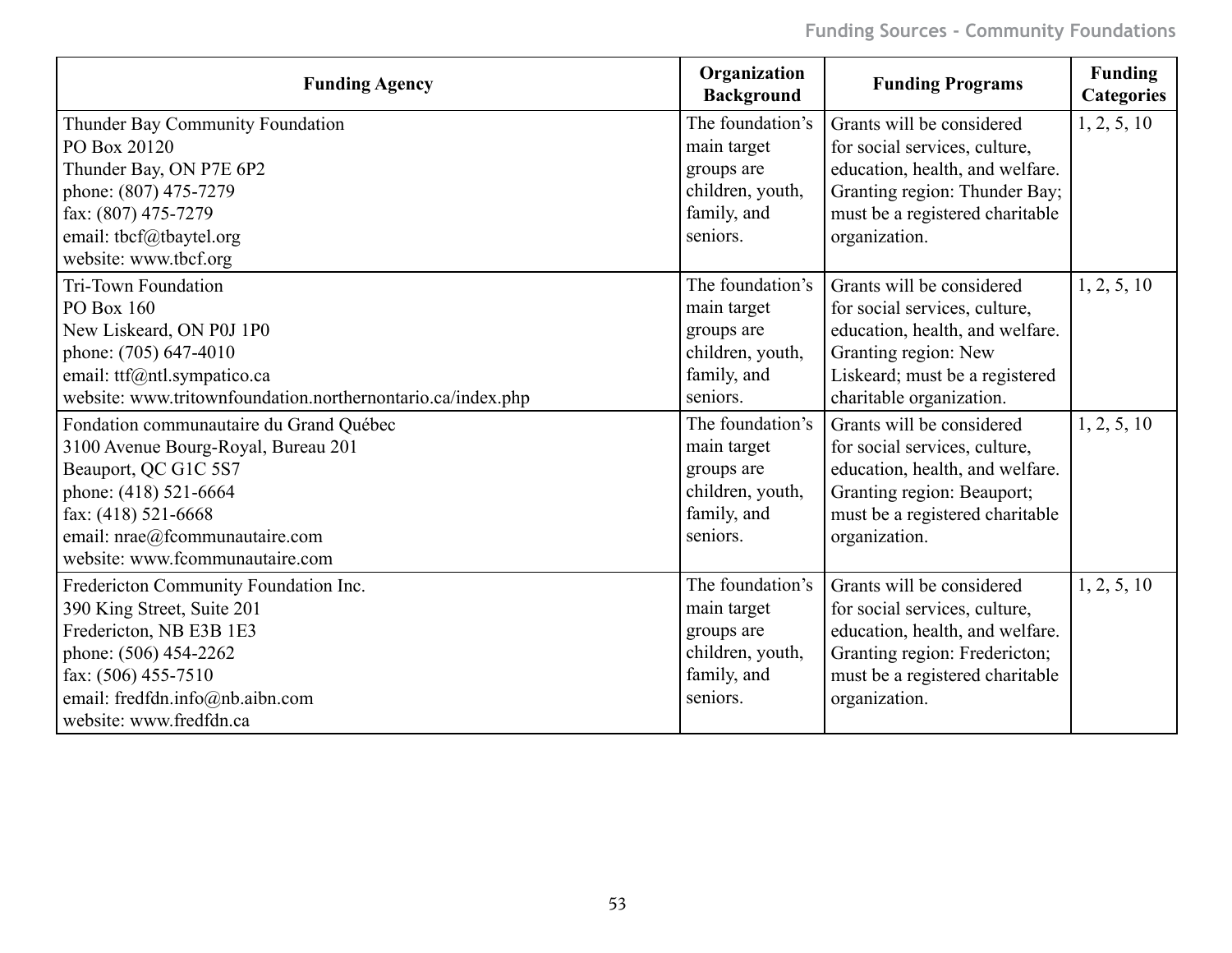| Funding Agency | Organization Background | Funding Programs | Funding Categories |
|---|---|---|---|
| Thunder Bay Community Foundation<br>PO Box 20120<br>Thunder Bay, ON P7E 6P2<br>phone: (807) 475-7279<br>fax: (807) 475-7279<br>email: tbcf@tbaytel.org<br>website: www.tbcf.org | The foundation's main target groups are children, youth, family, and seniors. | Grants will be considered for social services, culture, education, health, and welfare. Granting region: Thunder Bay; must be a registered charitable organization. | 1, 2, 5, 10 |
| Tri-Town Foundation<br>PO Box 160<br>New Liskeard, ON P0J 1P0<br>phone: (705) 647-4010<br>email: ttf@ntl.sympatico.ca<br>website: www.tritownfoundation.northernontario.ca/index.php | The foundation's main target groups are children, youth, family, and seniors. | Grants will be considered for social services, culture, education, health, and welfare. Granting region: New Liskeard; must be a registered charitable organization. | 1, 2, 5, 10 |
| Fondation communautaire du Grand Québec<br>3100 Avenue Bourg-Royal, Bureau 201<br>Beauport, QC G1C 5S7<br>phone: (418) 521-6664<br>fax: (418) 521-6668<br>email: nrae@fcommunautaire.com<br>website: www.fcommunautaire.com | The foundation's main target groups are children, youth, family, and seniors. | Grants will be considered for social services, culture, education, health, and welfare. Granting region: Beauport; must be a registered charitable organization. | 1, 2, 5, 10 |
| Fredericton Community Foundation Inc.<br>390 King Street, Suite 201<br>Fredericton, NB E3B 1E3<br>phone: (506) 454-2262<br>fax: (506) 455-7510<br>email: fredfdn.info@nb.aibn.com<br>website: www.fredfdn.ca | The foundation's main target groups are children, youth, family, and seniors. | Grants will be considered for social services, culture, education, health, and welfare. Granting region: Fredericton; must be a registered charitable organization. | 1, 2, 5, 10 |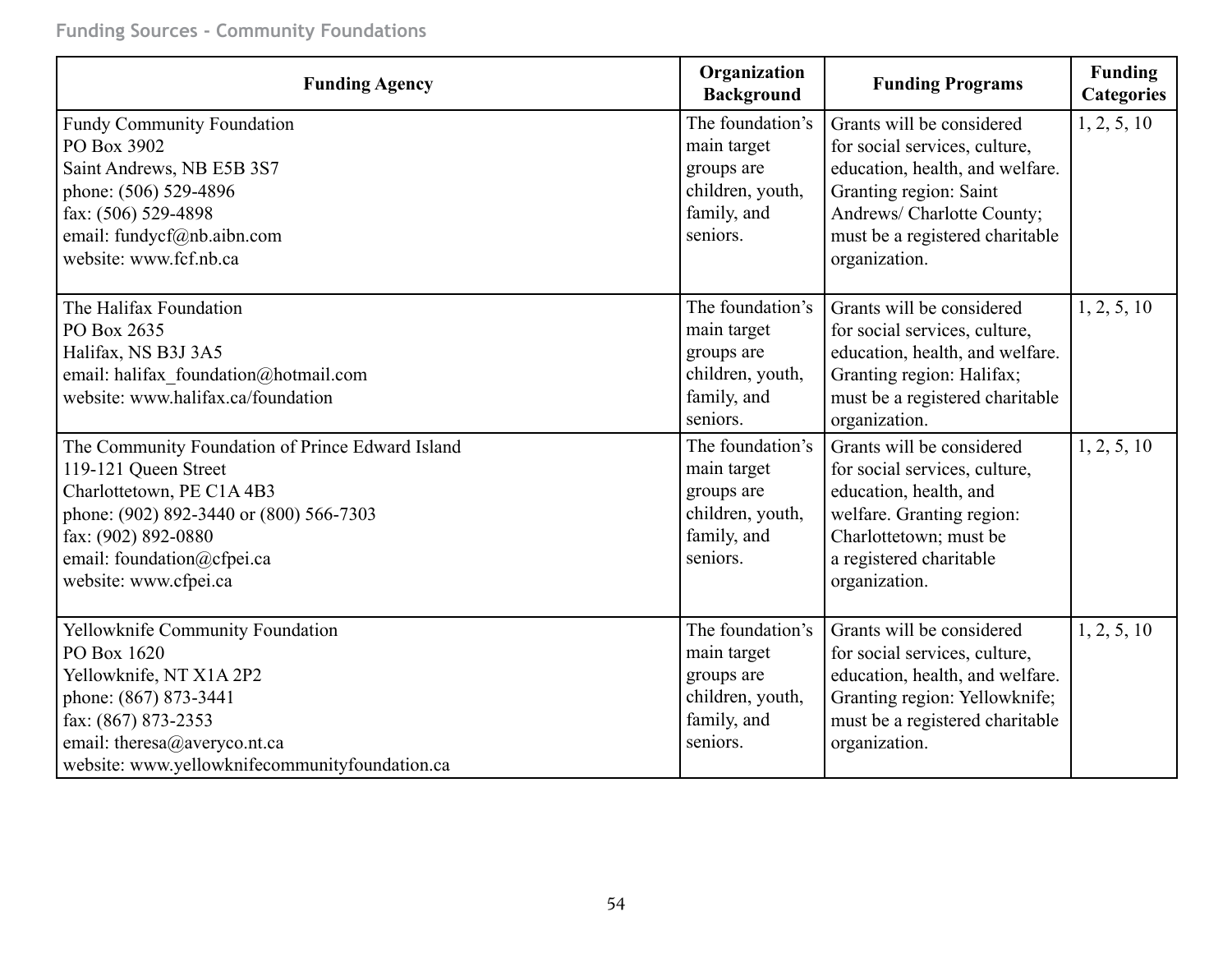| Funding Agency | Organization Background | Funding Programs | Funding Categories |
|---|---|---|---|
| Fundy Community Foundation<br>PO Box 3902<br>Saint Andrews, NB E5B 3S7<br>phone: (506) 529-4896<br>fax: (506) 529-4898<br>email: fundycf@nb.aibn.com<br>website: www.fcf.nb.ca | The foundation's main target groups are children, youth, family, and seniors. | Grants will be considered for social services, culture, education, health, and welfare. Granting region: Saint Andrews/ Charlotte County; must be a registered charitable organization. | 1, 2, 5, 10 |
| The Halifax Foundation<br>PO Box 2635<br>Halifax, NS B3J 3A5<br>email: halifax_foundation@hotmail.com<br>website: www.halifax.ca/foundation | The foundation's main target groups are children, youth, family, and seniors. | Grants will be considered for social services, culture, education, health, and welfare. Granting region: Halifax; must be a registered charitable organization. | 1, 2, 5, 10 |
| The Community Foundation of Prince Edward Island<br>119-121 Queen Street<br>Charlottetown, PE C1A 4B3<br>phone: (902) 892-3440 or (800) 566-7303<br>fax: (902) 892-0880<br>email: foundation@cfpei.ca<br>website: www.cfpei.ca | The foundation's main target groups are children, youth, family, and seniors. | Grants will be considered for social services, culture, education, health, and welfare. Granting region: Charlottetown; must be a registered charitable organization. | 1, 2, 5, 10 |
| Yellowknife Community Foundation<br>PO Box 1620<br>Yellowknife, NT X1A 2P2<br>phone: (867) 873-3441<br>fax: (867) 873-2353<br>email: theresa@averyco.nt.ca<br>website: www.yellowknifecommunityfoundation.ca | The foundation's main target groups are children, youth, family, and seniors. | Grants will be considered for social services, culture, education, health, and welfare. Granting region: Yellowknife; must be a registered charitable organization. | 1, 2, 5, 10 |